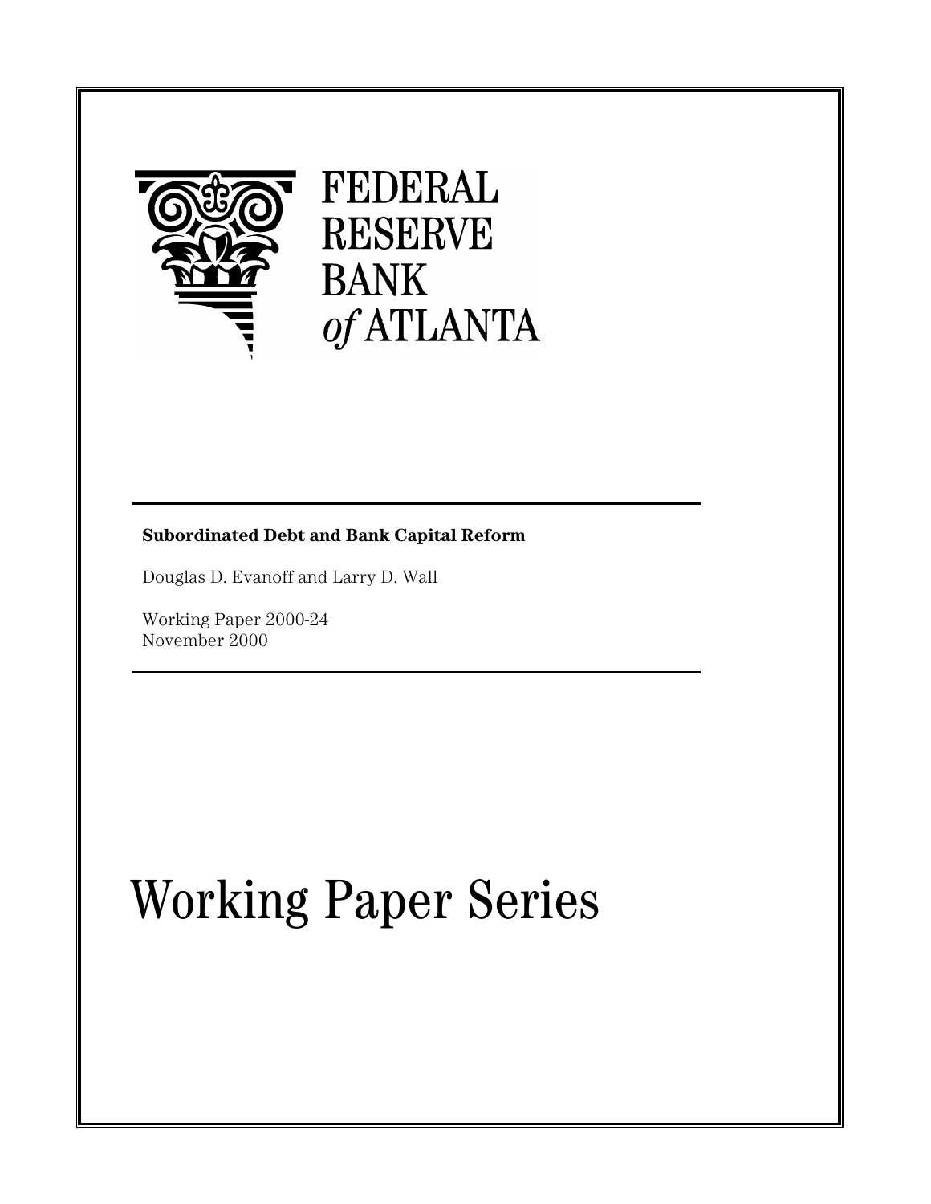FEDERAL
RESERVE
BANK
*of* ATLANTA

**Subordinated Debt and Bank Capital Reform**

Douglas D. Evanoff and Larry D. Wall

Working Paper 2000-24
November 2000

# Working Paper Series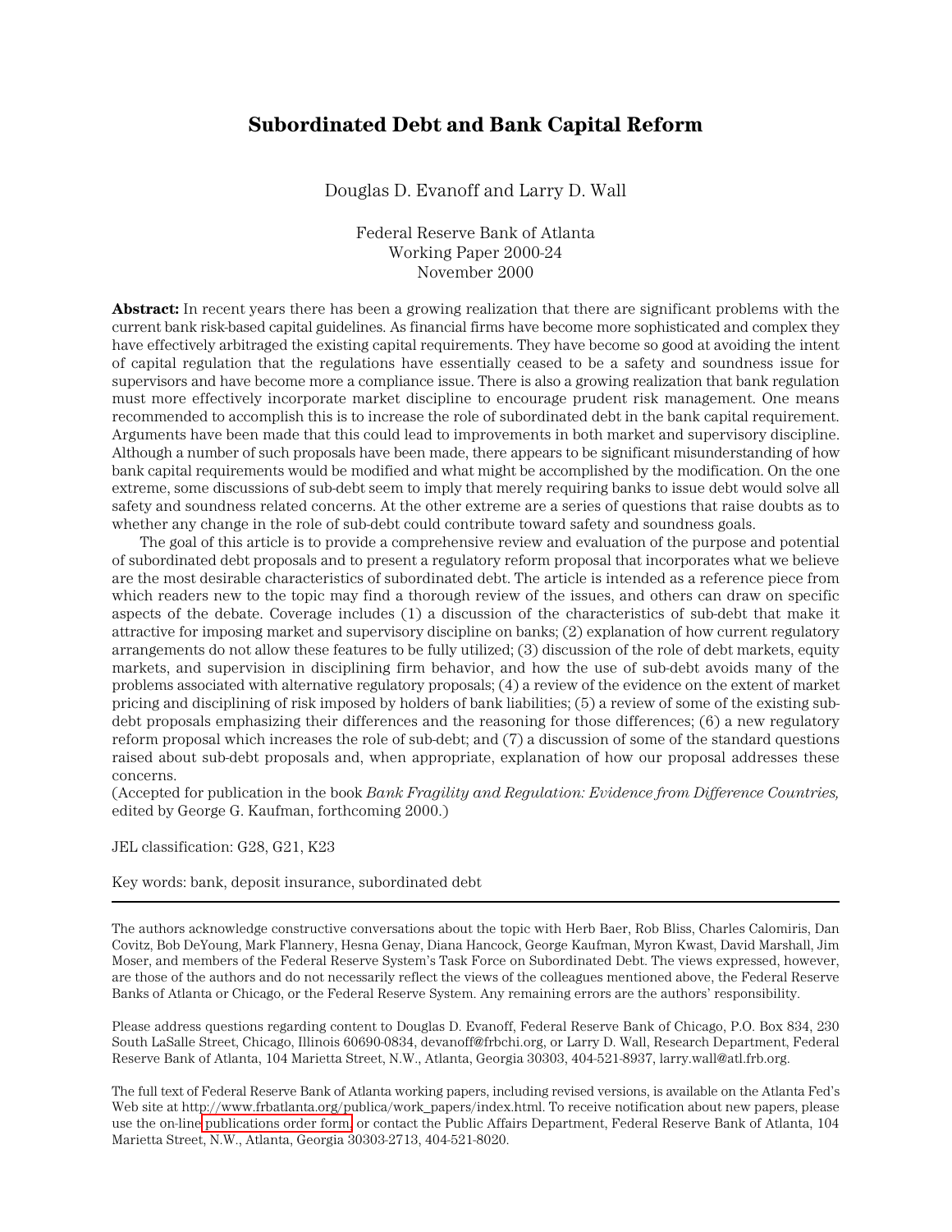# Subordinated Debt and Bank Capital Reform

Douglas D. Evanoff and Larry D. Wall

Federal Reserve Bank of Atlanta
Working Paper 2000-24
November 2000

**Abstract:** In recent years there has been a growing realization that there are significant problems with the current bank risk-based capital guidelines. As financial firms have become more sophisticated and complex they have effectively arbitraged the existing capital requirements. They have become so good at avoiding the intent of capital regulation that the regulations have essentially ceased to be a safety and soundness issue for supervisors and have become more a compliance issue. There is also a growing realization that bank regulation must more effectively incorporate market discipline to encourage prudent risk management. One means recommended to accomplish this is to increase the role of subordinated debt in the bank capital requirement. Arguments have been made that this could lead to improvements in both market and supervisory discipline. Although a number of such proposals have been made, there appears to be significant misunderstanding of how bank capital requirements would be modified and what might be accomplished by the modification. On the one extreme, some discussions of sub-debt seem to imply that merely requiring banks to issue debt would solve all safety and soundness related concerns. At the other extreme are a series of questions that raise doubts as to whether any change in the role of sub-debt could contribute toward safety and soundness goals.

The goal of this article is to provide a comprehensive review and evaluation of the purpose and potential of subordinated debt proposals and to present a regulatory reform proposal that incorporates what we believe are the most desirable characteristics of subordinated debt. The article is intended as a reference piece from which readers new to the topic may find a thorough review of the issues, and others can draw on specific aspects of the debate. Coverage includes (1) a discussion of the characteristics of sub-debt that make it attractive for imposing market and supervisory discipline on banks; (2) explanation of how current regulatory arrangements do not allow these features to be fully utilized; (3) discussion of the role of debt markets, equity markets, and supervision in disciplining firm behavior, and how the use of sub-debt avoids many of the problems associated with alternative regulatory proposals; (4) a review of the evidence on the extent of market pricing and disciplining of risk imposed by holders of bank liabilities; (5) a review of some of the existing sub-debt proposals emphasizing their differences and the reasoning for those differences; (6) a new regulatory reform proposal which increases the role of sub-debt; and (7) a discussion of some of the standard questions raised about sub-debt proposals and, when appropriate, explanation of how our proposal addresses these concerns.

(Accepted for publication in the book *Bank Fragility and Regulation: Evidence from Difference Countries,* edited by George G. Kaufman, forthcoming 2000.)

JEL classification: G28, G21, K23

Key words: bank, deposit insurance, subordinated debt

---

The authors acknowledge constructive conversations about the topic with Herb Baer, Rob Bliss, Charles Calomiris, Dan Covitz, Bob DeYoung, Mark Flannery, Hesna Genay, Diana Hancock, George Kaufman, Myron Kwast, David Marshall, Jim Moser, and members of the Federal Reserve System's Task Force on Subordinated Debt. The views expressed, however, are those of the authors and do not necessarily reflect the views of the colleagues mentioned above, the Federal Reserve Banks of Atlanta or Chicago, or the Federal Reserve System. Any remaining errors are the authors' responsibility.

Please address questions regarding content to Douglas D. Evanoff, Federal Reserve Bank of Chicago, P.O. Box 834, 230 South LaSalle Street, Chicago, Illinois 60690-0834, devanoff@frbchi.org, or Larry D. Wall, Research Department, Federal Reserve Bank of Atlanta, 104 Marietta Street, N.W., Atlanta, Georgia 30303, 404-521-8937, larry.wall@atl.frb.org.

The full text of Federal Reserve Bank of Atlanta working papers, including revised versions, is available on the Atlanta Fed's Web site at http://www.frbatlanta.org/publica/work_papers/index.html. To receive notification about new papers, please use the on-line publications order form, or contact the Public Affairs Department, Federal Reserve Bank of Atlanta, 104 Marietta Street, N.W., Atlanta, Georgia 30303-2713, 404-521-8020.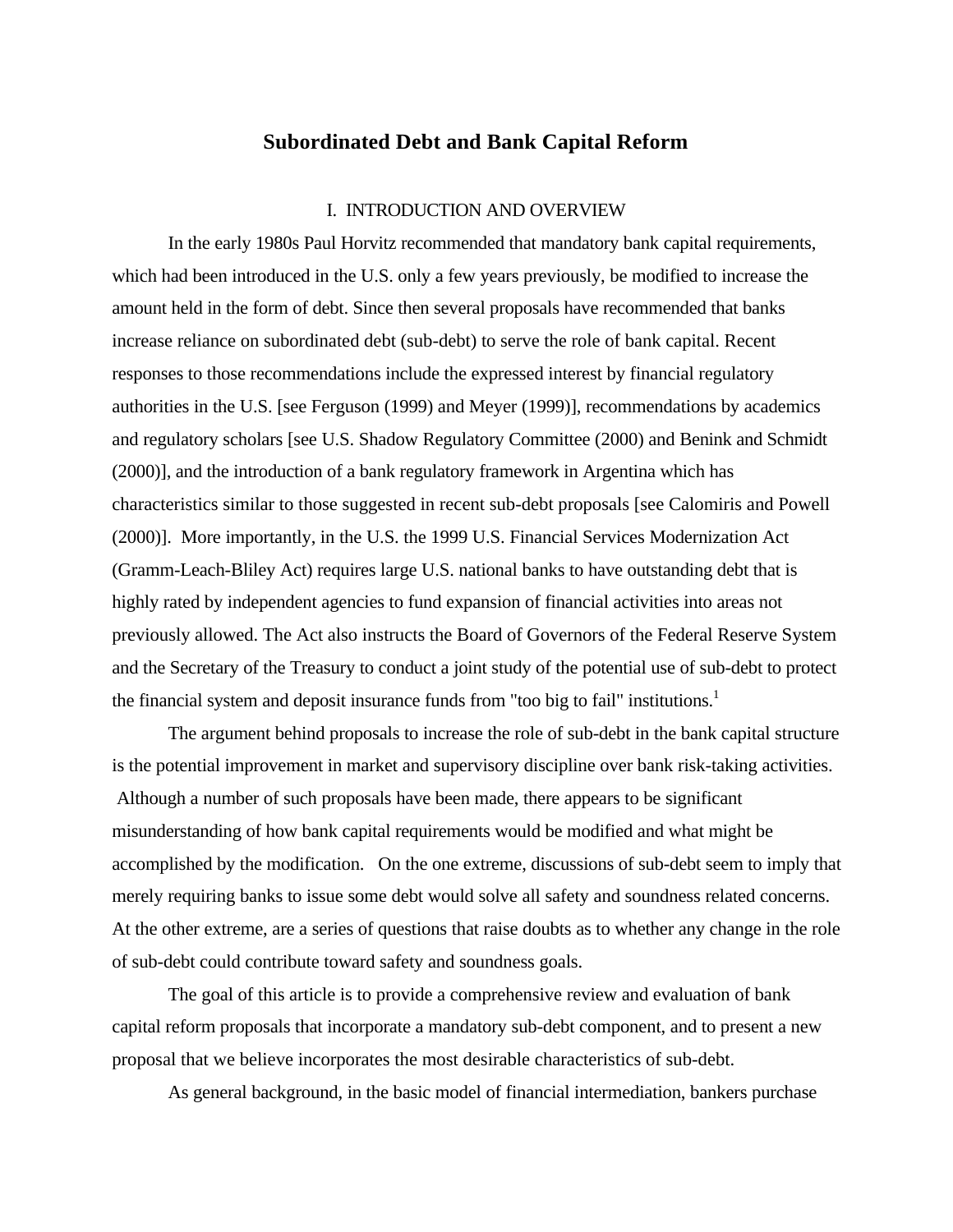# Subordinated Debt and Bank Capital Reform

## I. INTRODUCTION AND OVERVIEW

In the early 1980s Paul Horvitz recommended that mandatory bank capital requirements, which had been introduced in the U.S. only a few years previously, be modified to increase the amount held in the form of debt. Since then several proposals have recommended that banks increase reliance on subordinated debt (sub-debt) to serve the role of bank capital. Recent responses to those recommendations include the expressed interest by financial regulatory authorities in the U.S. [see Ferguson (1999) and Meyer (1999)], recommendations by academics and regulatory scholars [see U.S. Shadow Regulatory Committee (2000) and Benink and Schmidt (2000)], and the introduction of a bank regulatory framework in Argentina which has characteristics similar to those suggested in recent sub-debt proposals [see Calomiris and Powell (2000)]. More importantly, in the U.S. the 1999 U.S. Financial Services Modernization Act (Gramm-Leach-Bliley Act) requires large U.S. national banks to have outstanding debt that is highly rated by independent agencies to fund expansion of financial activities into areas not previously allowed. The Act also instructs the Board of Governors of the Federal Reserve System and the Secretary of the Treasury to conduct a joint study of the potential use of sub-debt to protect the financial system and deposit insurance funds from "too big to fail" institutions.[1]

The argument behind proposals to increase the role of sub-debt in the bank capital structure is the potential improvement in market and supervisory discipline over bank risk-taking activities. Although a number of such proposals have been made, there appears to be significant misunderstanding of how bank capital requirements would be modified and what might be accomplished by the modification. On the one extreme, discussions of sub-debt seem to imply that merely requiring banks to issue some debt would solve all safety and soundness related concerns. At the other extreme, are a series of questions that raise doubts as to whether any change in the role of sub-debt could contribute toward safety and soundness goals.

The goal of this article is to provide a comprehensive review and evaluation of bank capital reform proposals that incorporate a mandatory sub-debt component, and to present a new proposal that we believe incorporates the most desirable characteristics of sub-debt.

As general background, in the basic model of financial intermediation, bankers purchase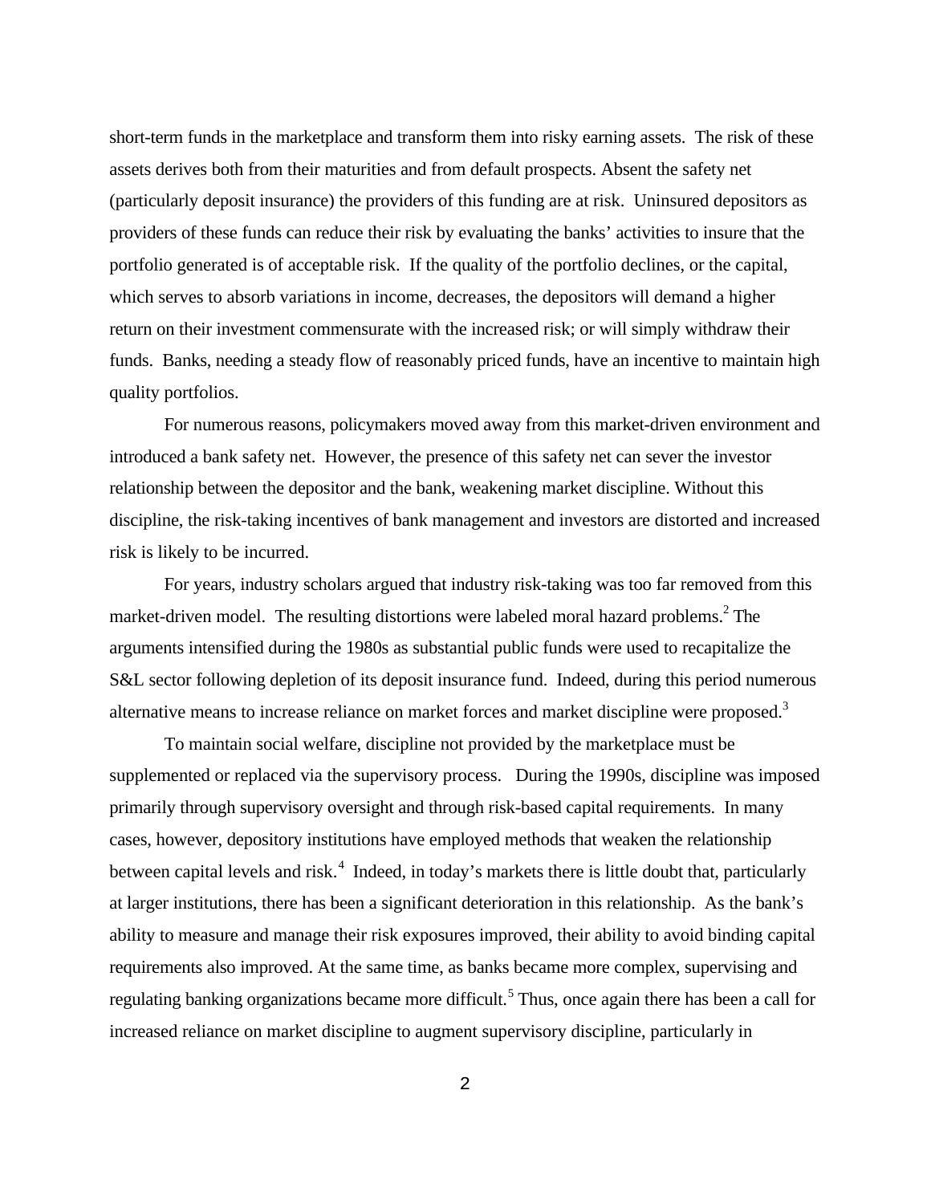short-term funds in the marketplace and transform them into risky earning assets. The risk of these assets derives both from their maturities and from default prospects. Absent the safety net (particularly deposit insurance) the providers of this funding are at risk. Uninsured depositors as providers of these funds can reduce their risk by evaluating the banks' activities to insure that the portfolio generated is of acceptable risk. If the quality of the portfolio declines, or the capital, which serves to absorb variations in income, decreases, the depositors will demand a higher return on their investment commensurate with the increased risk; or will simply withdraw their funds. Banks, needing a steady flow of reasonably priced funds, have an incentive to maintain high quality portfolios.

For numerous reasons, policymakers moved away from this market-driven environment and introduced a bank safety net. However, the presence of this safety net can sever the investor relationship between the depositor and the bank, weakening market discipline. Without this discipline, the risk-taking incentives of bank management and investors are distorted and increased risk is likely to be incurred.

For years, industry scholars argued that industry risk-taking was too far removed from this market-driven model. The resulting distortions were labeled moral hazard problems.[2] The arguments intensified during the 1980s as substantial public funds were used to recapitalize the S&L sector following depletion of its deposit insurance fund. Indeed, during this period numerous alternative means to increase reliance on market forces and market discipline were proposed.[3]

To maintain social welfare, discipline not provided by the marketplace must be supplemented or replaced via the supervisory process. During the 1990s, discipline was imposed primarily through supervisory oversight and through risk-based capital requirements. In many cases, however, depository institutions have employed methods that weaken the relationship between capital levels and risk.[4] Indeed, in today's markets there is little doubt that, particularly at larger institutions, there has been a significant deterioration in this relationship. As the bank's ability to measure and manage their risk exposures improved, their ability to avoid binding capital requirements also improved. At the same time, as banks became more complex, supervising and regulating banking organizations became more difficult.[5] Thus, once again there has been a call for increased reliance on market discipline to augment supervisory discipline, particularly in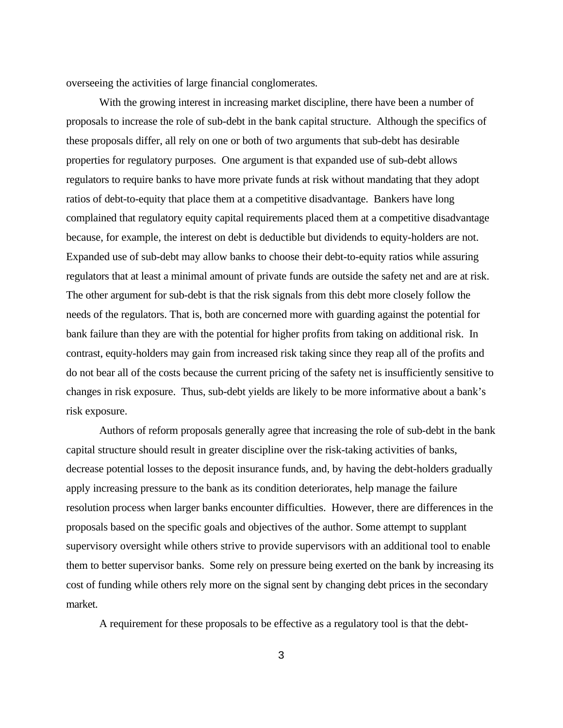overseeing the activities of large financial conglomerates.

With the growing interest in increasing market discipline, there have been a number of proposals to increase the role of sub-debt in the bank capital structure. Although the specifics of these proposals differ, all rely on one or both of two arguments that sub-debt has desirable properties for regulatory purposes. One argument is that expanded use of sub-debt allows regulators to require banks to have more private funds at risk without mandating that they adopt ratios of debt-to-equity that place them at a competitive disadvantage. Bankers have long complained that regulatory equity capital requirements placed them at a competitive disadvantage because, for example, the interest on debt is deductible but dividends to equity-holders are not. Expanded use of sub-debt may allow banks to choose their debt-to-equity ratios while assuring regulators that at least a minimal amount of private funds are outside the safety net and are at risk. The other argument for sub-debt is that the risk signals from this debt more closely follow the needs of the regulators. That is, both are concerned more with guarding against the potential for bank failure than they are with the potential for higher profits from taking on additional risk. In contrast, equity-holders may gain from increased risk taking since they reap all of the profits and do not bear all of the costs because the current pricing of the safety net is insufficiently sensitive to changes in risk exposure. Thus, sub-debt yields are likely to be more informative about a bank's risk exposure.

Authors of reform proposals generally agree that increasing the role of sub-debt in the bank capital structure should result in greater discipline over the risk-taking activities of banks, decrease potential losses to the deposit insurance funds, and, by having the debt-holders gradually apply increasing pressure to the bank as its condition deteriorates, help manage the failure resolution process when larger banks encounter difficulties. However, there are differences in the proposals based on the specific goals and objectives of the author. Some attempt to supplant supervisory oversight while others strive to provide supervisors with an additional tool to enable them to better supervisor banks. Some rely on pressure being exerted on the bank by increasing its cost of funding while others rely more on the signal sent by changing debt prices in the secondary market.

A requirement for these proposals to be effective as a regulatory tool is that the debt-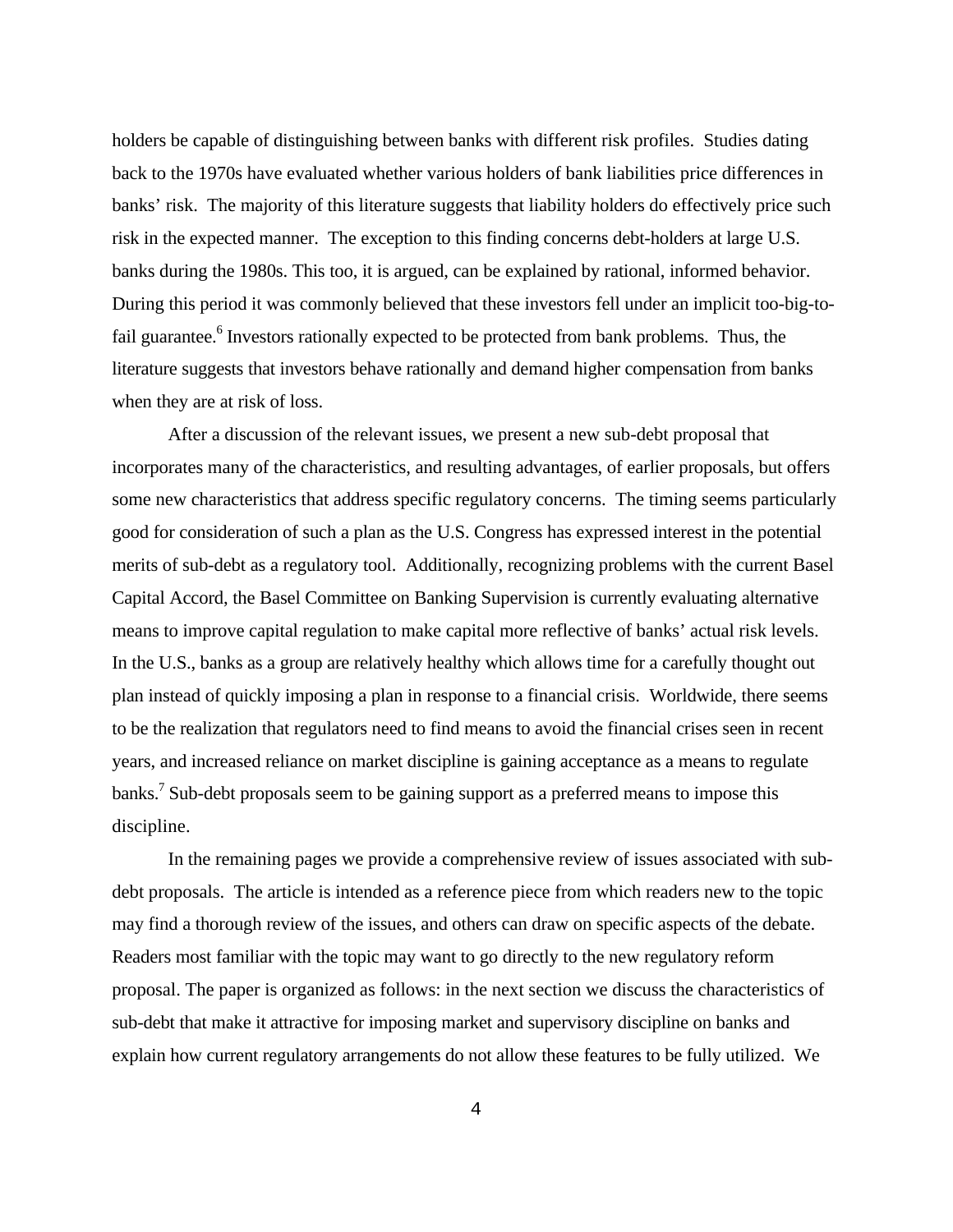holders be capable of distinguishing between banks with different risk profiles. Studies dating back to the 1970s have evaluated whether various holders of bank liabilities price differences in banks' risk. The majority of this literature suggests that liability holders do effectively price such risk in the expected manner. The exception to this finding concerns debt-holders at large U.S. banks during the 1980s. This too, it is argued, can be explained by rational, informed behavior. During this period it was commonly believed that these investors fell under an implicit too-big-to-fail guarantee.[6] Investors rationally expected to be protected from bank problems. Thus, the literature suggests that investors behave rationally and demand higher compensation from banks when they are at risk of loss.

After a discussion of the relevant issues, we present a new sub-debt proposal that incorporates many of the characteristics, and resulting advantages, of earlier proposals, but offers some new characteristics that address specific regulatory concerns. The timing seems particularly good for consideration of such a plan as the U.S. Congress has expressed interest in the potential merits of sub-debt as a regulatory tool. Additionally, recognizing problems with the current Basel Capital Accord, the Basel Committee on Banking Supervision is currently evaluating alternative means to improve capital regulation to make capital more reflective of banks' actual risk levels. In the U.S., banks as a group are relatively healthy which allows time for a carefully thought out plan instead of quickly imposing a plan in response to a financial crisis. Worldwide, there seems to be the realization that regulators need to find means to avoid the financial crises seen in recent years, and increased reliance on market discipline is gaining acceptance as a means to regulate banks.[7] Sub-debt proposals seem to be gaining support as a preferred means to impose this discipline.

In the remaining pages we provide a comprehensive review of issues associated with sub-debt proposals. The article is intended as a reference piece from which readers new to the topic may find a thorough review of the issues, and others can draw on specific aspects of the debate. Readers most familiar with the topic may want to go directly to the new regulatory reform proposal. The paper is organized as follows: in the next section we discuss the characteristics of sub-debt that make it attractive for imposing market and supervisory discipline on banks and explain how current regulatory arrangements do not allow these features to be fully utilized. We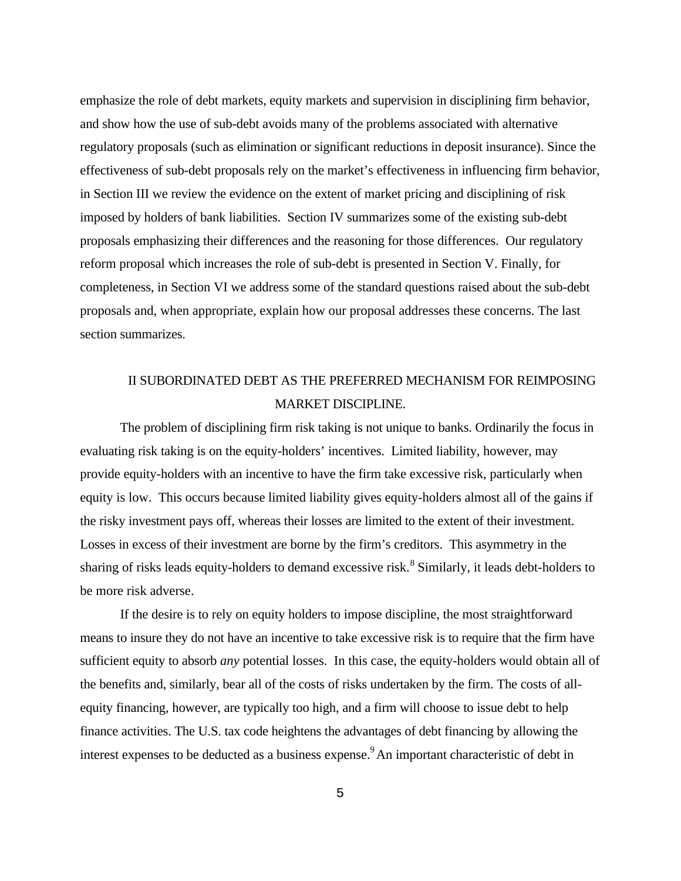emphasize the role of debt markets, equity markets and supervision in disciplining firm behavior, and show how the use of sub-debt avoids many of the problems associated with alternative regulatory proposals (such as elimination or significant reductions in deposit insurance). Since the effectiveness of sub-debt proposals rely on the market's effectiveness in influencing firm behavior, in Section III we review the evidence on the extent of market pricing and disciplining of risk imposed by holders of bank liabilities. Section IV summarizes some of the existing sub-debt proposals emphasizing their differences and the reasoning for those differences. Our regulatory reform proposal which increases the role of sub-debt is presented in Section V. Finally, for completeness, in Section VI we address some of the standard questions raised about the sub-debt proposals and, when appropriate, explain how our proposal addresses these concerns. The last section summarizes.

## II SUBORDINATED DEBT AS THE PREFERRED MECHANISM FOR REIMPOSING MARKET DISCIPLINE.

The problem of disciplining firm risk taking is not unique to banks. Ordinarily the focus in evaluating risk taking is on the equity-holders' incentives. Limited liability, however, may provide equity-holders with an incentive to have the firm take excessive risk, particularly when equity is low. This occurs because limited liability gives equity-holders almost all of the gains if the risky investment pays off, whereas their losses are limited to the extent of their investment. Losses in excess of their investment are borne by the firm's creditors. This asymmetry in the sharing of risks leads equity-holders to demand excessive risk.[8] Similarly, it leads debt-holders to be more risk adverse.

If the desire is to rely on equity holders to impose discipline, the most straightforward means to insure they do not have an incentive to take excessive risk is to require that the firm have sufficient equity to absorb *any* potential losses. In this case, the equity-holders would obtain all of the benefits and, similarly, bear all of the costs of risks undertaken by the firm. The costs of all-equity financing, however, are typically too high, and a firm will choose to issue debt to help finance activities. The U.S. tax code heightens the advantages of debt financing by allowing the interest expenses to be deducted as a business expense.[9] An important characteristic of debt in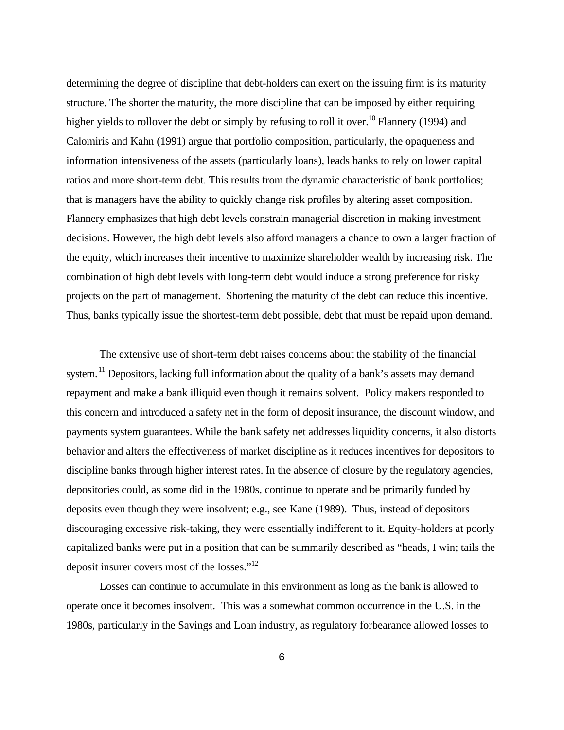determining the degree of discipline that debt-holders can exert on the issuing firm is its maturity structure. The shorter the maturity, the more discipline that can be imposed by either requiring higher yields to rollover the debt or simply by refusing to roll it over.[10] Flannery (1994) and Calomiris and Kahn (1991) argue that portfolio composition, particularly, the opaqueness and information intensiveness of the assets (particularly loans), leads banks to rely on lower capital ratios and more short-term debt. This results from the dynamic characteristic of bank portfolios; that is managers have the ability to quickly change risk profiles by altering asset composition. Flannery emphasizes that high debt levels constrain managerial discretion in making investment decisions. However, the high debt levels also afford managers a chance to own a larger fraction of the equity, which increases their incentive to maximize shareholder wealth by increasing risk. The combination of high debt levels with long-term debt would induce a strong preference for risky projects on the part of management. Shortening the maturity of the debt can reduce this incentive. Thus, banks typically issue the shortest-term debt possible, debt that must be repaid upon demand.

The extensive use of short-term debt raises concerns about the stability of the financial system.[11] Depositors, lacking full information about the quality of a bank's assets may demand repayment and make a bank illiquid even though it remains solvent. Policy makers responded to this concern and introduced a safety net in the form of deposit insurance, the discount window, and payments system guarantees. While the bank safety net addresses liquidity concerns, it also distorts behavior and alters the effectiveness of market discipline as it reduces incentives for depositors to discipline banks through higher interest rates. In the absence of closure by the regulatory agencies, depositories could, as some did in the 1980s, continue to operate and be primarily funded by deposits even though they were insolvent; e.g., see Kane (1989). Thus, instead of depositors discouraging excessive risk-taking, they were essentially indifferent to it. Equity-holders at poorly capitalized banks were put in a position that can be summarily described as "heads, I win; tails the deposit insurer covers most of the losses."[12]

Losses can continue to accumulate in this environment as long as the bank is allowed to operate once it becomes insolvent. This was a somewhat common occurrence in the U.S. in the 1980s, particularly in the Savings and Loan industry, as regulatory forbearance allowed losses to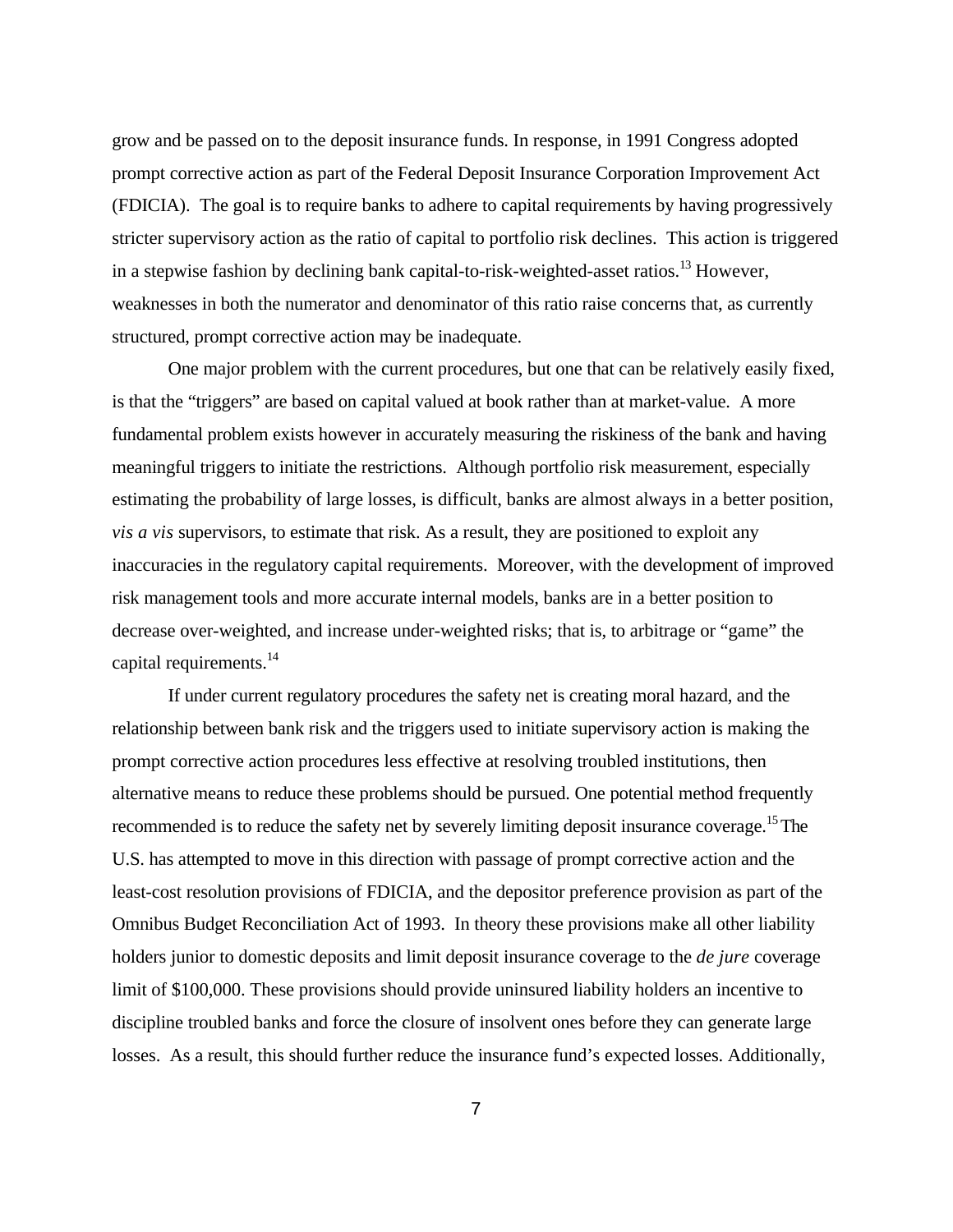grow and be passed on to the deposit insurance funds. In response, in 1991 Congress adopted prompt corrective action as part of the Federal Deposit Insurance Corporation Improvement Act (FDICIA). The goal is to require banks to adhere to capital requirements by having progressively stricter supervisory action as the ratio of capital to portfolio risk declines. This action is triggered in a stepwise fashion by declining bank capital-to-risk-weighted-asset ratios.[13] However, weaknesses in both the numerator and denominator of this ratio raise concerns that, as currently structured, prompt corrective action may be inadequate.

One major problem with the current procedures, but one that can be relatively easily fixed, is that the "triggers" are based on capital valued at book rather than at market-value. A more fundamental problem exists however in accurately measuring the riskiness of the bank and having meaningful triggers to initiate the restrictions. Although portfolio risk measurement, especially estimating the probability of large losses, is difficult, banks are almost always in a better position, *vis a vis* supervisors, to estimate that risk. As a result, they are positioned to exploit any inaccuracies in the regulatory capital requirements. Moreover, with the development of improved risk management tools and more accurate internal models, banks are in a better position to decrease over-weighted, and increase under-weighted risks; that is, to arbitrage or "game" the capital requirements.[14]

If under current regulatory procedures the safety net is creating moral hazard, and the relationship between bank risk and the triggers used to initiate supervisory action is making the prompt corrective action procedures less effective at resolving troubled institutions, then alternative means to reduce these problems should be pursued. One potential method frequently recommended is to reduce the safety net by severely limiting deposit insurance coverage.[15] The U.S. has attempted to move in this direction with passage of prompt corrective action and the least-cost resolution provisions of FDICIA, and the depositor preference provision as part of the Omnibus Budget Reconciliation Act of 1993. In theory these provisions make all other liability holders junior to domestic deposits and limit deposit insurance coverage to the *de jure* coverage limit of $100,000. These provisions should provide uninsured liability holders an incentive to discipline troubled banks and force the closure of insolvent ones before they can generate large losses. As a result, this should further reduce the insurance fund's expected losses. Additionally,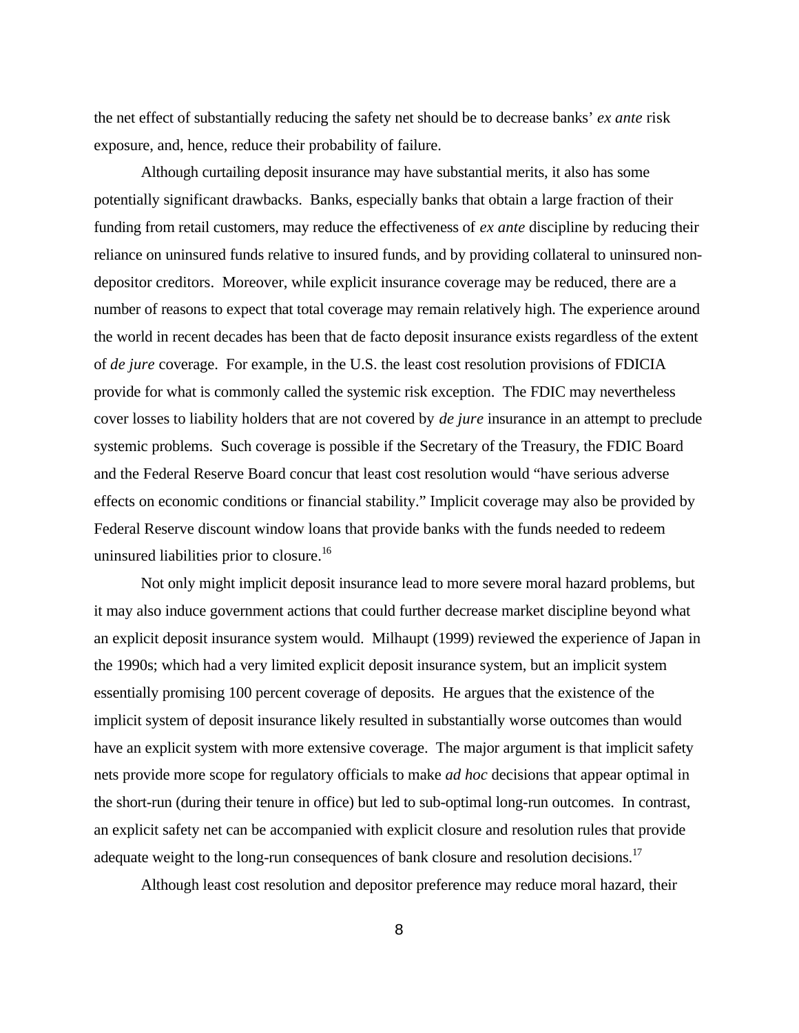the net effect of substantially reducing the safety net should be to decrease banks' *ex ante* risk exposure, and, hence, reduce their probability of failure.

Although curtailing deposit insurance may have substantial merits, it also has some potentially significant drawbacks. Banks, especially banks that obtain a large fraction of their funding from retail customers, may reduce the effectiveness of *ex ante* discipline by reducing their reliance on uninsured funds relative to insured funds, and by providing collateral to uninsured non-depositor creditors. Moreover, while explicit insurance coverage may be reduced, there are a number of reasons to expect that total coverage may remain relatively high. The experience around the world in recent decades has been that de facto deposit insurance exists regardless of the extent of *de jure* coverage. For example, in the U.S. the least cost resolution provisions of FDICIA provide for what is commonly called the systemic risk exception. The FDIC may nevertheless cover losses to liability holders that are not covered by *de jure* insurance in an attempt to preclude systemic problems. Such coverage is possible if the Secretary of the Treasury, the FDIC Board and the Federal Reserve Board concur that least cost resolution would "have serious adverse effects on economic conditions or financial stability." Implicit coverage may also be provided by Federal Reserve discount window loans that provide banks with the funds needed to redeem uninsured liabilities prior to closure.[16]

Not only might implicit deposit insurance lead to more severe moral hazard problems, but it may also induce government actions that could further decrease market discipline beyond what an explicit deposit insurance system would. Milhaupt (1999) reviewed the experience of Japan in the 1990s; which had a very limited explicit deposit insurance system, but an implicit system essentially promising 100 percent coverage of deposits. He argues that the existence of the implicit system of deposit insurance likely resulted in substantially worse outcomes than would have an explicit system with more extensive coverage. The major argument is that implicit safety nets provide more scope for regulatory officials to make *ad hoc* decisions that appear optimal in the short-run (during their tenure in office) but led to sub-optimal long-run outcomes. In contrast, an explicit safety net can be accompanied with explicit closure and resolution rules that provide adequate weight to the long-run consequences of bank closure and resolution decisions.[17]

Although least cost resolution and depositor preference may reduce moral hazard, their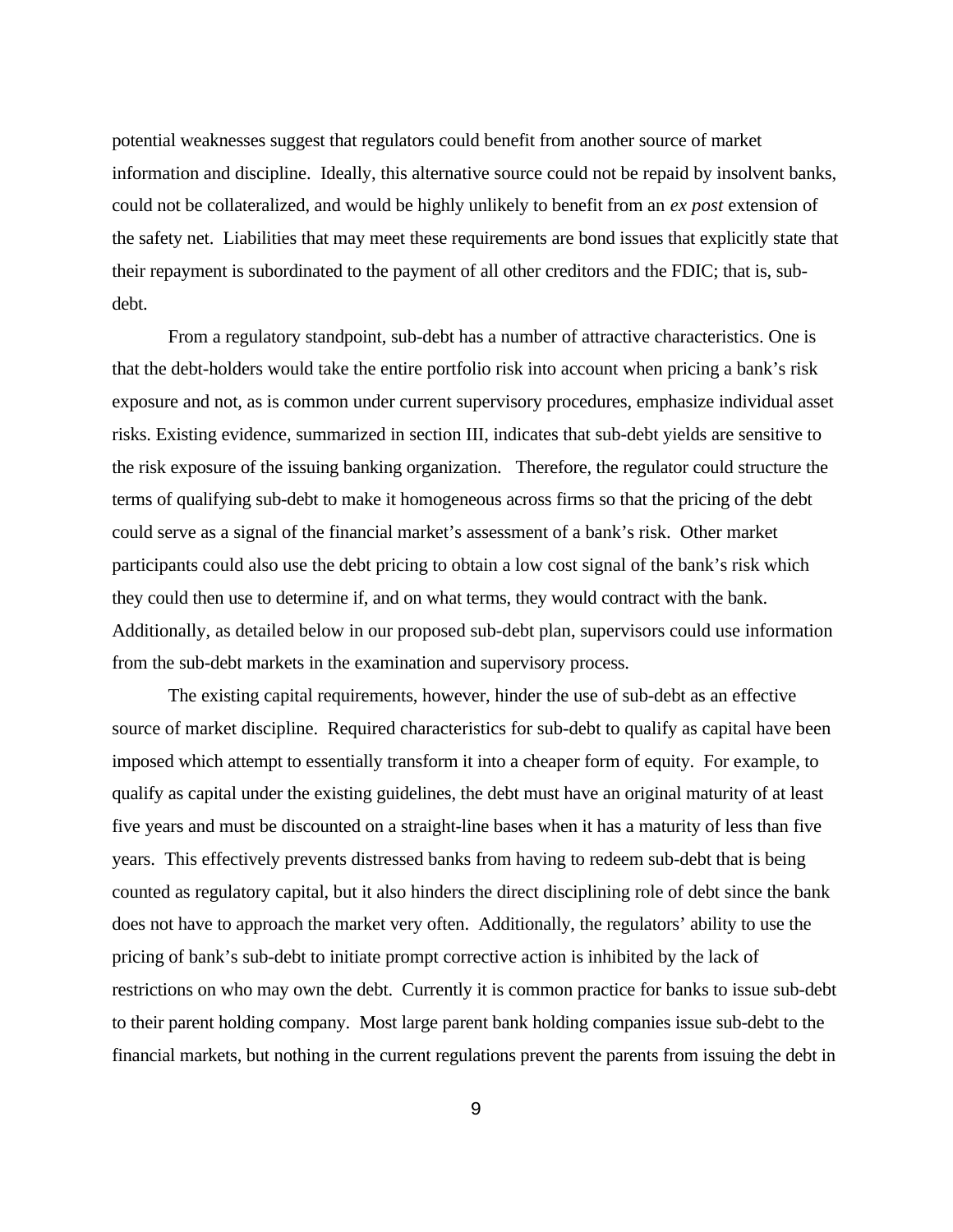potential weaknesses suggest that regulators could benefit from another source of market information and discipline. Ideally, this alternative source could not be repaid by insolvent banks, could not be collateralized, and would be highly unlikely to benefit from an *ex post* extension of the safety net. Liabilities that may meet these requirements are bond issues that explicitly state that their repayment is subordinated to the payment of all other creditors and the FDIC; that is, sub-debt.

From a regulatory standpoint, sub-debt has a number of attractive characteristics. One is that the debt-holders would take the entire portfolio risk into account when pricing a bank's risk exposure and not, as is common under current supervisory procedures, emphasize individual asset risks. Existing evidence, summarized in section III, indicates that sub-debt yields are sensitive to the risk exposure of the issuing banking organization. Therefore, the regulator could structure the terms of qualifying sub-debt to make it homogeneous across firms so that the pricing of the debt could serve as a signal of the financial market's assessment of a bank's risk. Other market participants could also use the debt pricing to obtain a low cost signal of the bank's risk which they could then use to determine if, and on what terms, they would contract with the bank. Additionally, as detailed below in our proposed sub-debt plan, supervisors could use information from the sub-debt markets in the examination and supervisory process.

The existing capital requirements, however, hinder the use of sub-debt as an effective source of market discipline. Required characteristics for sub-debt to qualify as capital have been imposed which attempt to essentially transform it into a cheaper form of equity. For example, to qualify as capital under the existing guidelines, the debt must have an original maturity of at least five years and must be discounted on a straight-line bases when it has a maturity of less than five years. This effectively prevents distressed banks from having to redeem sub-debt that is being counted as regulatory capital, but it also hinders the direct disciplining role of debt since the bank does not have to approach the market very often. Additionally, the regulators' ability to use the pricing of bank's sub-debt to initiate prompt corrective action is inhibited by the lack of restrictions on who may own the debt. Currently it is common practice for banks to issue sub-debt to their parent holding company. Most large parent bank holding companies issue sub-debt to the financial markets, but nothing in the current regulations prevent the parents from issuing the debt in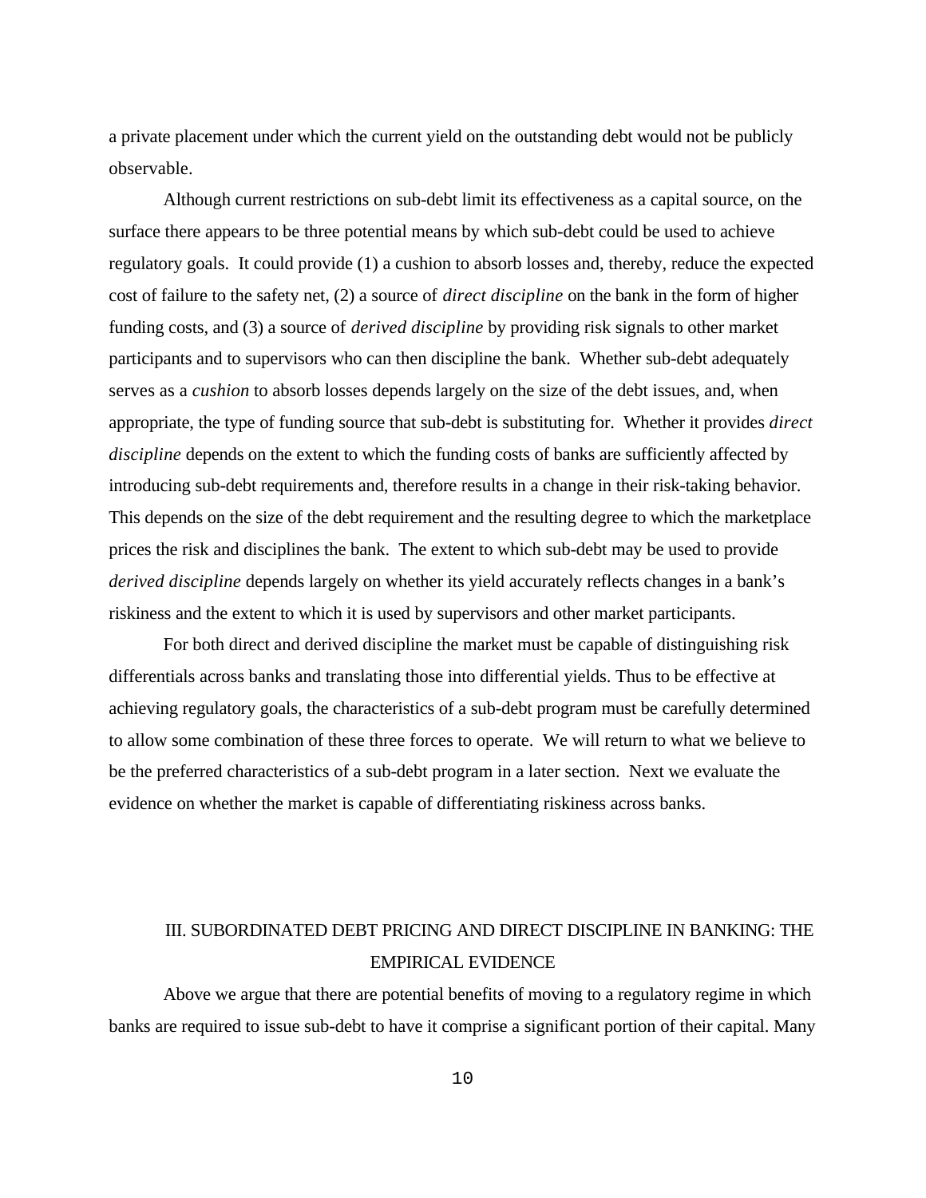a private placement under which the current yield on the outstanding debt would not be publicly observable.

Although current restrictions on sub-debt limit its effectiveness as a capital source, on the surface there appears to be three potential means by which sub-debt could be used to achieve regulatory goals. It could provide (1) a cushion to absorb losses and, thereby, reduce the expected cost of failure to the safety net, (2) a source of *direct discipline* on the bank in the form of higher funding costs, and (3) a source of *derived discipline* by providing risk signals to other market participants and to supervisors who can then discipline the bank. Whether sub-debt adequately serves as a *cushion* to absorb losses depends largely on the size of the debt issues, and, when appropriate, the type of funding source that sub-debt is substituting for. Whether it provides *direct discipline* depends on the extent to which the funding costs of banks are sufficiently affected by introducing sub-debt requirements and, therefore results in a change in their risk-taking behavior. This depends on the size of the debt requirement and the resulting degree to which the marketplace prices the risk and disciplines the bank. The extent to which sub-debt may be used to provide *derived discipline* depends largely on whether its yield accurately reflects changes in a bank's riskiness and the extent to which it is used by supervisors and other market participants.

For both direct and derived discipline the market must be capable of distinguishing risk differentials across banks and translating those into differential yields. Thus to be effective at achieving regulatory goals, the characteristics of a sub-debt program must be carefully determined to allow some combination of these three forces to operate. We will return to what we believe to be the preferred characteristics of a sub-debt program in a later section. Next we evaluate the evidence on whether the market is capable of differentiating riskiness across banks.

## III. SUBORDINATED DEBT PRICING AND DIRECT DISCIPLINE IN BANKING: THE EMPIRICAL EVIDENCE

Above we argue that there are potential benefits of moving to a regulatory regime in which banks are required to issue sub-debt to have it comprise a significant portion of their capital. Many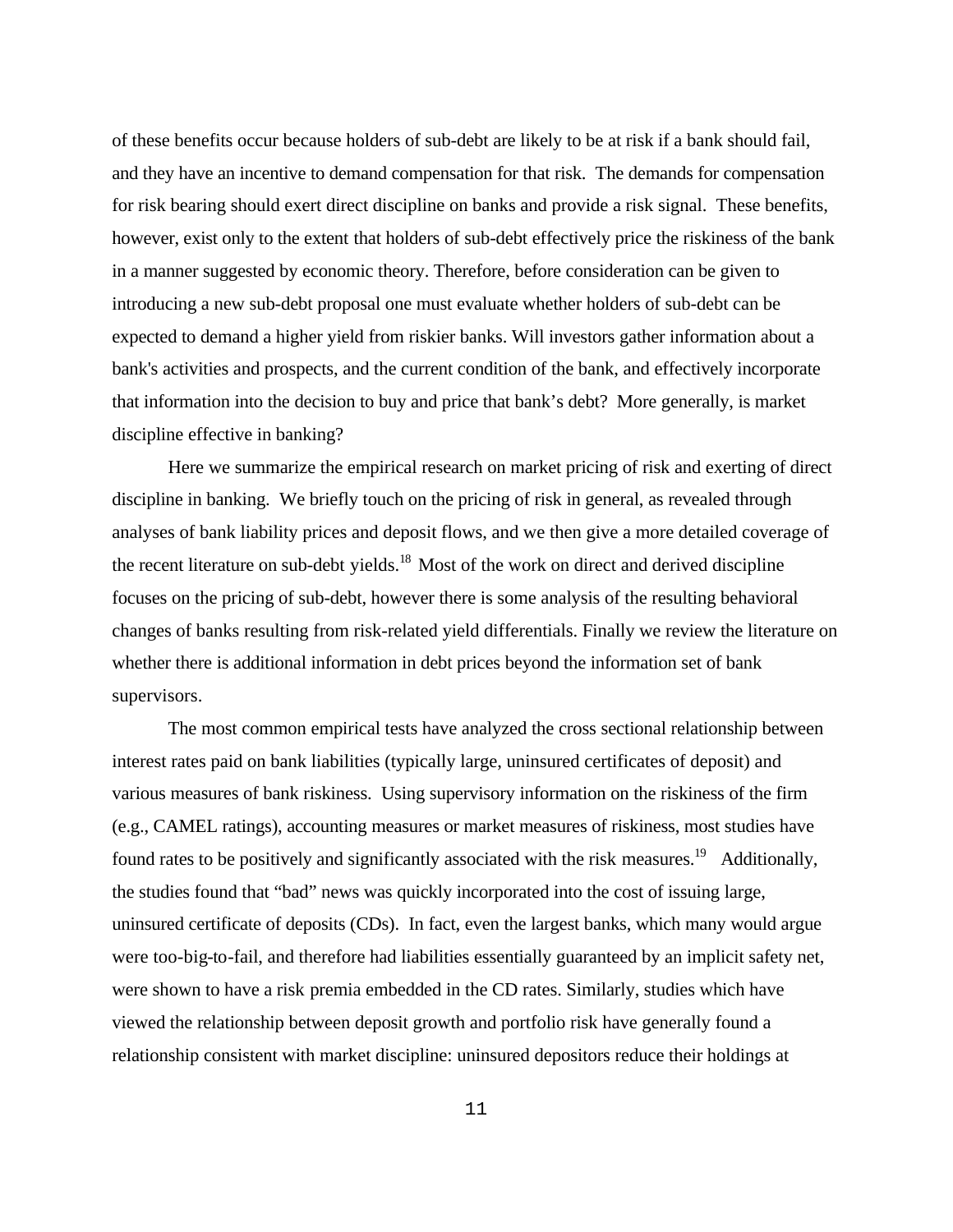of these benefits occur because holders of sub-debt are likely to be at risk if a bank should fail, and they have an incentive to demand compensation for that risk. The demands for compensation for risk bearing should exert direct discipline on banks and provide a risk signal. These benefits, however, exist only to the extent that holders of sub-debt effectively price the riskiness of the bank in a manner suggested by economic theory. Therefore, before consideration can be given to introducing a new sub-debt proposal one must evaluate whether holders of sub-debt can be expected to demand a higher yield from riskier banks. Will investors gather information about a bank's activities and prospects, and the current condition of the bank, and effectively incorporate that information into the decision to buy and price that bank's debt? More generally, is market discipline effective in banking?

Here we summarize the empirical research on market pricing of risk and exerting of direct discipline in banking. We briefly touch on the pricing of risk in general, as revealed through analyses of bank liability prices and deposit flows, and we then give a more detailed coverage of the recent literature on sub-debt yields.[18] Most of the work on direct and derived discipline focuses on the pricing of sub-debt, however there is some analysis of the resulting behavioral changes of banks resulting from risk-related yield differentials. Finally we review the literature on whether there is additional information in debt prices beyond the information set of bank supervisors.

The most common empirical tests have analyzed the cross sectional relationship between interest rates paid on bank liabilities (typically large, uninsured certificates of deposit) and various measures of bank riskiness. Using supervisory information on the riskiness of the firm (e.g., CAMEL ratings), accounting measures or market measures of riskiness, most studies have found rates to be positively and significantly associated with the risk measures.[19] Additionally, the studies found that "bad" news was quickly incorporated into the cost of issuing large, uninsured certificate of deposits (CDs). In fact, even the largest banks, which many would argue were too-big-to-fail, and therefore had liabilities essentially guaranteed by an implicit safety net, were shown to have a risk premia embedded in the CD rates. Similarly, studies which have viewed the relationship between deposit growth and portfolio risk have generally found a relationship consistent with market discipline: uninsured depositors reduce their holdings at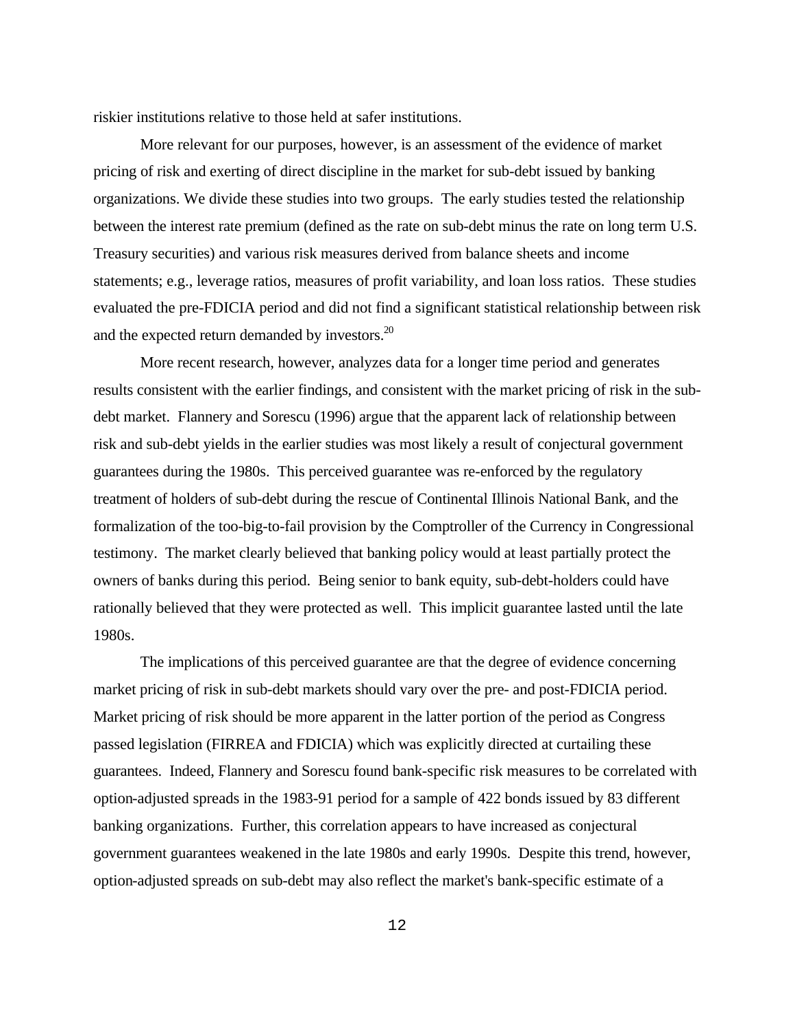riskier institutions relative to those held at safer institutions.

More relevant for our purposes, however, is an assessment of the evidence of market pricing of risk and exerting of direct discipline in the market for sub-debt issued by banking organizations. We divide these studies into two groups. The early studies tested the relationship between the interest rate premium (defined as the rate on sub-debt minus the rate on long term U.S. Treasury securities) and various risk measures derived from balance sheets and income statements; e.g., leverage ratios, measures of profit variability, and loan loss ratios. These studies evaluated the pre-FDICIA period and did not find a significant statistical relationship between risk and the expected return demanded by investors.[20]

More recent research, however, analyzes data for a longer time period and generates results consistent with the earlier findings, and consistent with the market pricing of risk in the sub-debt market. Flannery and Sorescu (1996) argue that the apparent lack of relationship between risk and sub-debt yields in the earlier studies was most likely a result of conjectural government guarantees during the 1980s. This perceived guarantee was re-enforced by the regulatory treatment of holders of sub-debt during the rescue of Continental Illinois National Bank, and the formalization of the too-big-to-fail provision by the Comptroller of the Currency in Congressional testimony. The market clearly believed that banking policy would at least partially protect the owners of banks during this period. Being senior to bank equity, sub-debt-holders could have rationally believed that they were protected as well. This implicit guarantee lasted until the late 1980s.

The implications of this perceived guarantee are that the degree of evidence concerning market pricing of risk in sub-debt markets should vary over the pre- and post-FDICIA period. Market pricing of risk should be more apparent in the latter portion of the period as Congress passed legislation (FIRREA and FDICIA) which was explicitly directed at curtailing these guarantees. Indeed, Flannery and Sorescu found bank-specific risk measures to be correlated with option-adjusted spreads in the 1983-91 period for a sample of 422 bonds issued by 83 different banking organizations. Further, this correlation appears to have increased as conjectural government guarantees weakened in the late 1980s and early 1990s. Despite this trend, however, option-adjusted spreads on sub-debt may also reflect the market's bank-specific estimate of a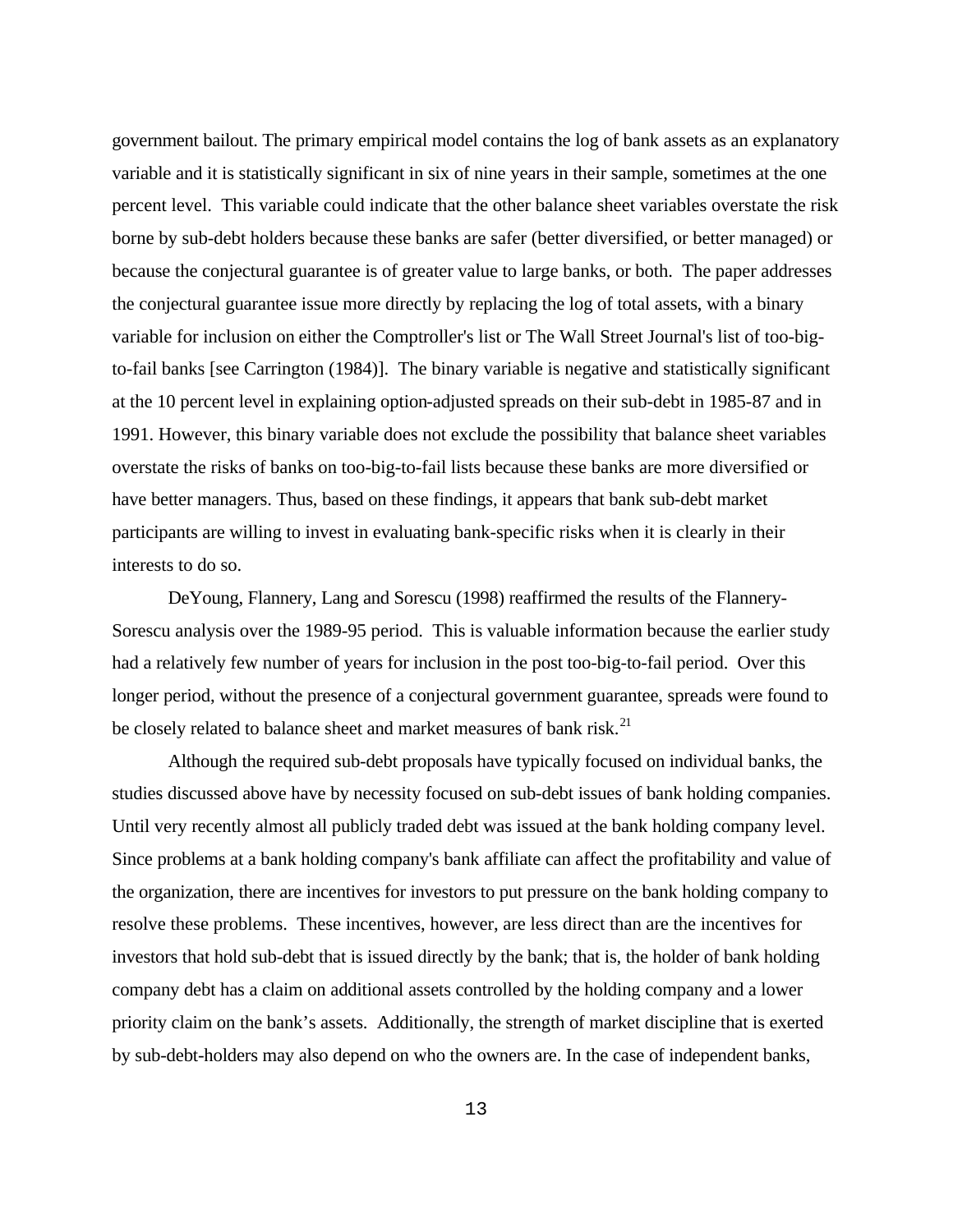government bailout. The primary empirical model contains the log of bank assets as an explanatory variable and it is statistically significant in six of nine years in their sample, sometimes at the one percent level. This variable could indicate that the other balance sheet variables overstate the risk borne by sub-debt holders because these banks are safer (better diversified, or better managed) or because the conjectural guarantee is of greater value to large banks, or both. The paper addresses the conjectural guarantee issue more directly by replacing the log of total assets, with a binary variable for inclusion on either the Comptroller's list or The Wall Street Journal's list of too-big-to-fail banks [see Carrington (1984)]. The binary variable is negative and statistically significant at the 10 percent level in explaining option-adjusted spreads on their sub-debt in 1985-87 and in 1991. However, this binary variable does not exclude the possibility that balance sheet variables overstate the risks of banks on too-big-to-fail lists because these banks are more diversified or have better managers. Thus, based on these findings, it appears that bank sub-debt market participants are willing to invest in evaluating bank-specific risks when it is clearly in their interests to do so.

DeYoung, Flannery, Lang and Sorescu (1998) reaffirmed the results of the Flannery-Sorescu analysis over the 1989-95 period. This is valuable information because the earlier study had a relatively few number of years for inclusion in the post too-big-to-fail period. Over this longer period, without the presence of a conjectural government guarantee, spreads were found to be closely related to balance sheet and market measures of bank risk.[21]

Although the required sub-debt proposals have typically focused on individual banks, the studies discussed above have by necessity focused on sub-debt issues of bank holding companies. Until very recently almost all publicly traded debt was issued at the bank holding company level. Since problems at a bank holding company's bank affiliate can affect the profitability and value of the organization, there are incentives for investors to put pressure on the bank holding company to resolve these problems. These incentives, however, are less direct than are the incentives for investors that hold sub-debt that is issued directly by the bank; that is, the holder of bank holding company debt has a claim on additional assets controlled by the holding company and a lower priority claim on the bank's assets. Additionally, the strength of market discipline that is exerted by sub-debt-holders may also depend on who the owners are. In the case of independent banks,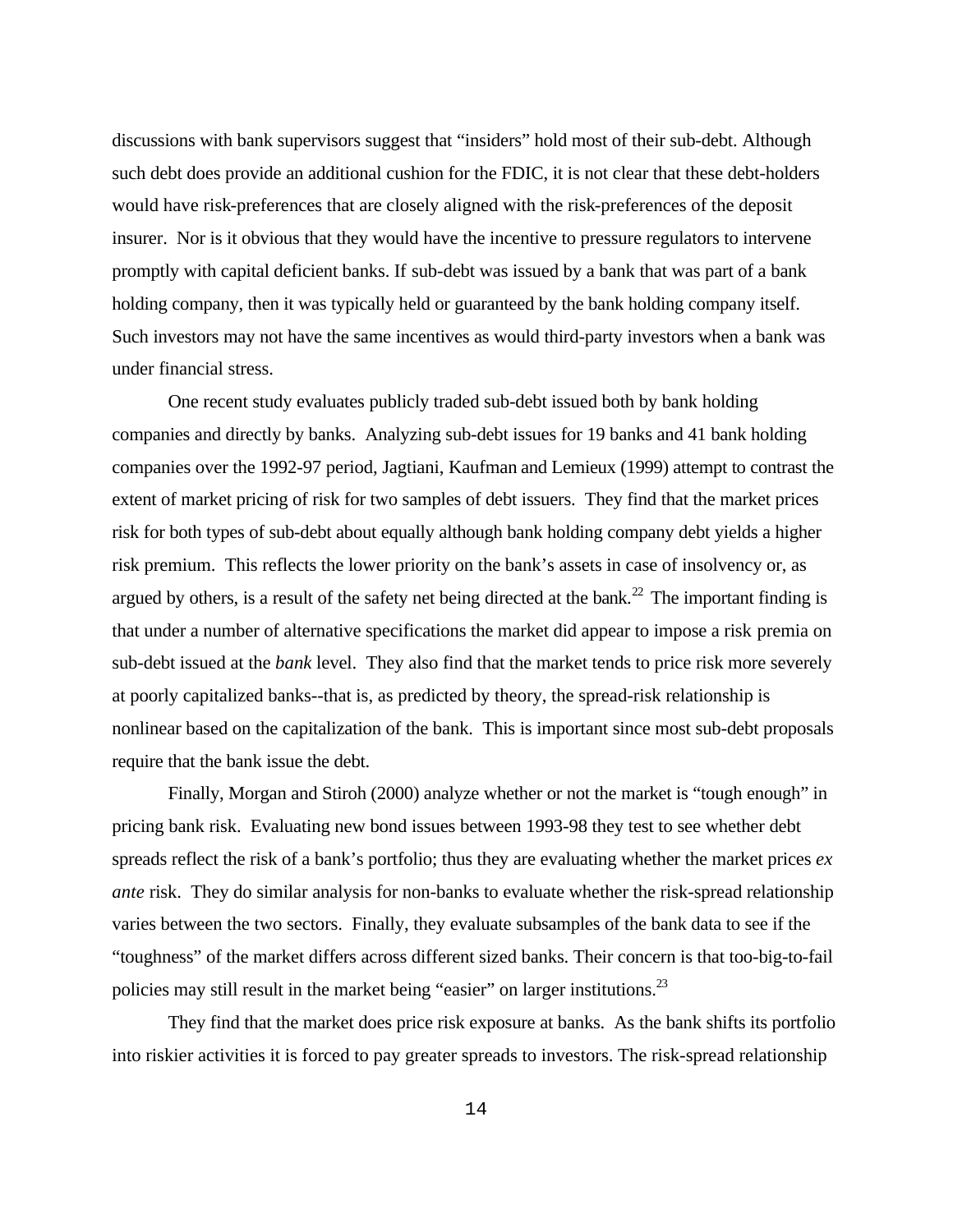discussions with bank supervisors suggest that "insiders" hold most of their sub-debt. Although such debt does provide an additional cushion for the FDIC, it is not clear that these debt-holders would have risk-preferences that are closely aligned with the risk-preferences of the deposit insurer. Nor is it obvious that they would have the incentive to pressure regulators to intervene promptly with capital deficient banks. If sub-debt was issued by a bank that was part of a bank holding company, then it was typically held or guaranteed by the bank holding company itself. Such investors may not have the same incentives as would third-party investors when a bank was under financial stress.

One recent study evaluates publicly traded sub-debt issued both by bank holding companies and directly by banks. Analyzing sub-debt issues for 19 banks and 41 bank holding companies over the 1992-97 period, Jagtiani, Kaufman and Lemieux (1999) attempt to contrast the extent of market pricing of risk for two samples of debt issuers. They find that the market prices risk for both types of sub-debt about equally although bank holding company debt yields a higher risk premium. This reflects the lower priority on the bank's assets in case of insolvency or, as argued by others, is a result of the safety net being directed at the bank.[22] The important finding is that under a number of alternative specifications the market did appear to impose a risk premia on sub-debt issued at the *bank* level. They also find that the market tends to price risk more severely at poorly capitalized banks--that is, as predicted by theory, the spread-risk relationship is nonlinear based on the capitalization of the bank. This is important since most sub-debt proposals require that the bank issue the debt.

Finally, Morgan and Stiroh (2000) analyze whether or not the market is "tough enough" in pricing bank risk. Evaluating new bond issues between 1993-98 they test to see whether debt spreads reflect the risk of a bank's portfolio; thus they are evaluating whether the market prices *ex ante* risk. They do similar analysis for non-banks to evaluate whether the risk-spread relationship varies between the two sectors. Finally, they evaluate subsamples of the bank data to see if the "toughness" of the market differs across different sized banks. Their concern is that too-big-to-fail policies may still result in the market being "easier" on larger institutions.[23]

They find that the market does price risk exposure at banks. As the bank shifts its portfolio into riskier activities it is forced to pay greater spreads to investors. The risk-spread relationship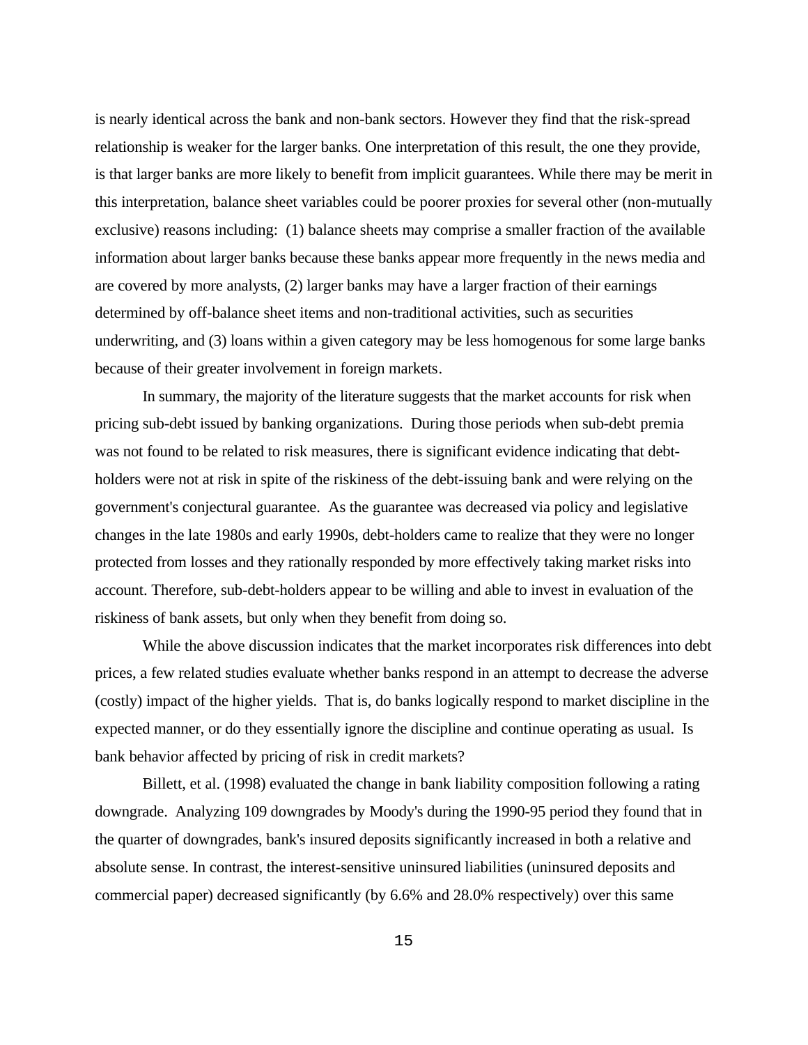is nearly identical across the bank and non-bank sectors. However they find that the risk-spread relationship is weaker for the larger banks. One interpretation of this result, the one they provide, is that larger banks are more likely to benefit from implicit guarantees. While there may be merit in this interpretation, balance sheet variables could be poorer proxies for several other (non-mutually exclusive) reasons including: (1) balance sheets may comprise a smaller fraction of the available information about larger banks because these banks appear more frequently in the news media and are covered by more analysts, (2) larger banks may have a larger fraction of their earnings determined by off-balance sheet items and non-traditional activities, such as securities underwriting, and (3) loans within a given category may be less homogenous for some large banks because of their greater involvement in foreign markets.

In summary, the majority of the literature suggests that the market accounts for risk when pricing sub-debt issued by banking organizations. During those periods when sub-debt premia was not found to be related to risk measures, there is significant evidence indicating that debt-holders were not at risk in spite of the riskiness of the debt-issuing bank and were relying on the government's conjectural guarantee. As the guarantee was decreased via policy and legislative changes in the late 1980s and early 1990s, debt-holders came to realize that they were no longer protected from losses and they rationally responded by more effectively taking market risks into account. Therefore, sub-debt-holders appear to be willing and able to invest in evaluation of the riskiness of bank assets, but only when they benefit from doing so.

While the above discussion indicates that the market incorporates risk differences into debt prices, a few related studies evaluate whether banks respond in an attempt to decrease the adverse (costly) impact of the higher yields. That is, do banks logically respond to market discipline in the expected manner, or do they essentially ignore the discipline and continue operating as usual. Is bank behavior affected by pricing of risk in credit markets?

Billett, et al. (1998) evaluated the change in bank liability composition following a rating downgrade. Analyzing 109 downgrades by Moody's during the 1990-95 period they found that in the quarter of downgrades, bank's insured deposits significantly increased in both a relative and absolute sense. In contrast, the interest-sensitive uninsured liabilities (uninsured deposits and commercial paper) decreased significantly (by 6.6% and 28.0% respectively) over this same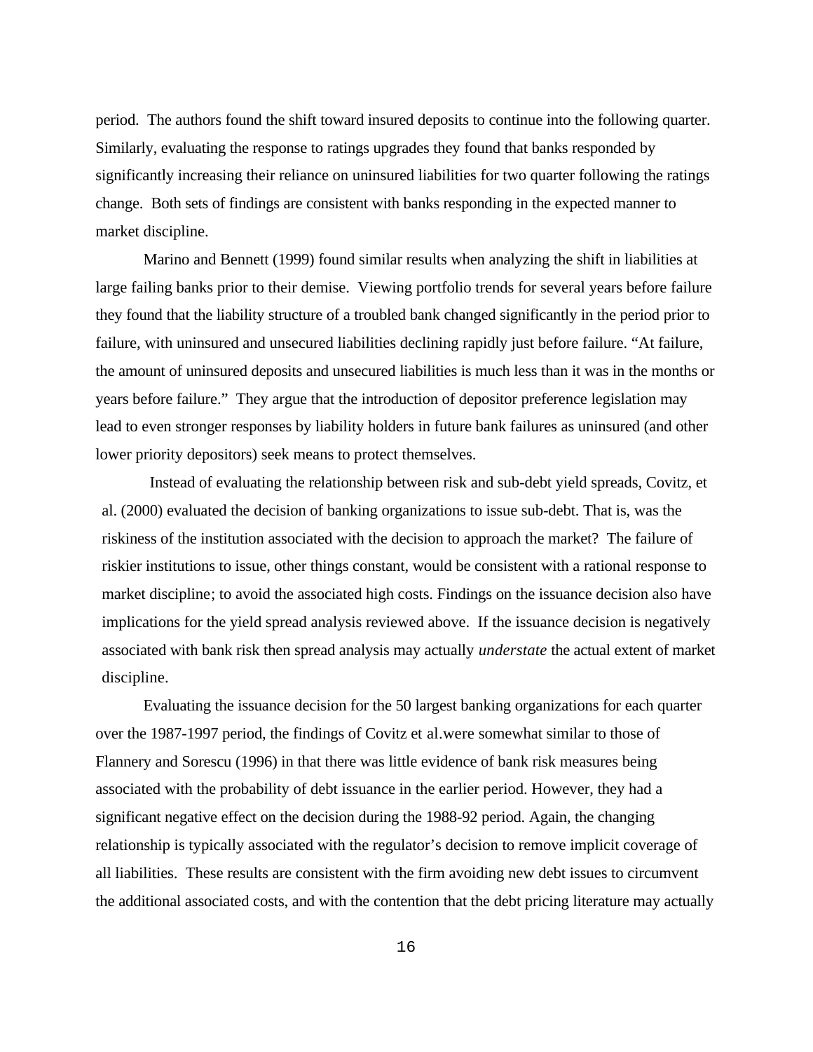period. The authors found the shift toward insured deposits to continue into the following quarter. Similarly, evaluating the response to ratings upgrades they found that banks responded by significantly increasing their reliance on uninsured liabilities for two quarter following the ratings change. Both sets of findings are consistent with banks responding in the expected manner to market discipline.

Marino and Bennett (1999) found similar results when analyzing the shift in liabilities at large failing banks prior to their demise. Viewing portfolio trends for several years before failure they found that the liability structure of a troubled bank changed significantly in the period prior to failure, with uninsured and unsecured liabilities declining rapidly just before failure. "At failure, the amount of uninsured deposits and unsecured liabilities is much less than it was in the months or years before failure." They argue that the introduction of depositor preference legislation may lead to even stronger responses by liability holders in future bank failures as uninsured (and other lower priority depositors) seek means to protect themselves.

Instead of evaluating the relationship between risk and sub-debt yield spreads, Covitz, et al. (2000) evaluated the decision of banking organizations to issue sub-debt. That is, was the riskiness of the institution associated with the decision to approach the market? The failure of riskier institutions to issue, other things constant, would be consistent with a rational response to market discipline; to avoid the associated high costs. Findings on the issuance decision also have implications for the yield spread analysis reviewed above. If the issuance decision is negatively associated with bank risk then spread analysis may actually *understate* the actual extent of market discipline.

Evaluating the issuance decision for the 50 largest banking organizations for each quarter over the 1987-1997 period, the findings of Covitz et al.were somewhat similar to those of Flannery and Sorescu (1996) in that there was little evidence of bank risk measures being associated with the probability of debt issuance in the earlier period. However, they had a significant negative effect on the decision during the 1988-92 period. Again, the changing relationship is typically associated with the regulator's decision to remove implicit coverage of all liabilities. These results are consistent with the firm avoiding new debt issues to circumvent the additional associated costs, and with the contention that the debt pricing literature may actually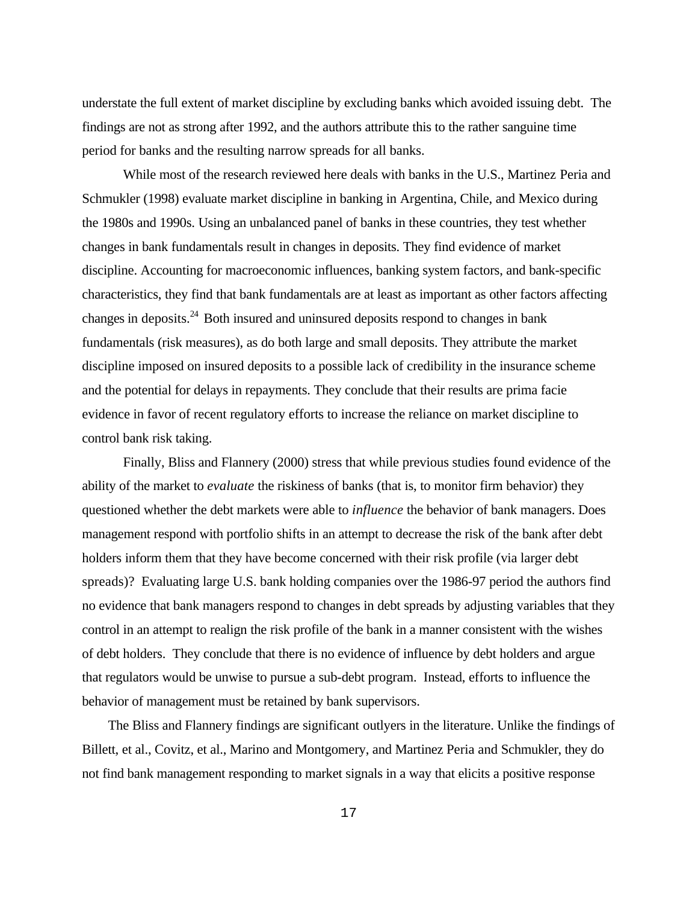understate the full extent of market discipline by excluding banks which avoided issuing debt. The findings are not as strong after 1992, and the authors attribute this to the rather sanguine time period for banks and the resulting narrow spreads for all banks.

While most of the research reviewed here deals with banks in the U.S., Martinez Peria and Schmukler (1998) evaluate market discipline in banking in Argentina, Chile, and Mexico during the 1980s and 1990s. Using an unbalanced panel of banks in these countries, they test whether changes in bank fundamentals result in changes in deposits. They find evidence of market discipline. Accounting for macroeconomic influences, banking system factors, and bank-specific characteristics, they find that bank fundamentals are at least as important as other factors affecting changes in deposits.[24] Both insured and uninsured deposits respond to changes in bank fundamentals (risk measures), as do both large and small deposits. They attribute the market discipline imposed on insured deposits to a possible lack of credibility in the insurance scheme and the potential for delays in repayments. They conclude that their results are prima facie evidence in favor of recent regulatory efforts to increase the reliance on market discipline to control bank risk taking.

Finally, Bliss and Flannery (2000) stress that while previous studies found evidence of the ability of the market to *evaluate* the riskiness of banks (that is, to monitor firm behavior) they questioned whether the debt markets were able to *influence* the behavior of bank managers. Does management respond with portfolio shifts in an attempt to decrease the risk of the bank after debt holders inform them that they have become concerned with their risk profile (via larger debt spreads)? Evaluating large U.S. bank holding companies over the 1986-97 period the authors find no evidence that bank managers respond to changes in debt spreads by adjusting variables that they control in an attempt to realign the risk profile of the bank in a manner consistent with the wishes of debt holders. They conclude that there is no evidence of influence by debt holders and argue that regulators would be unwise to pursue a sub-debt program. Instead, efforts to influence the behavior of management must be retained by bank supervisors.

The Bliss and Flannery findings are significant outlyers in the literature. Unlike the findings of Billett, et al., Covitz, et al., Marino and Montgomery, and Martinez Peria and Schmukler, they do not find bank management responding to market signals in a way that elicits a positive response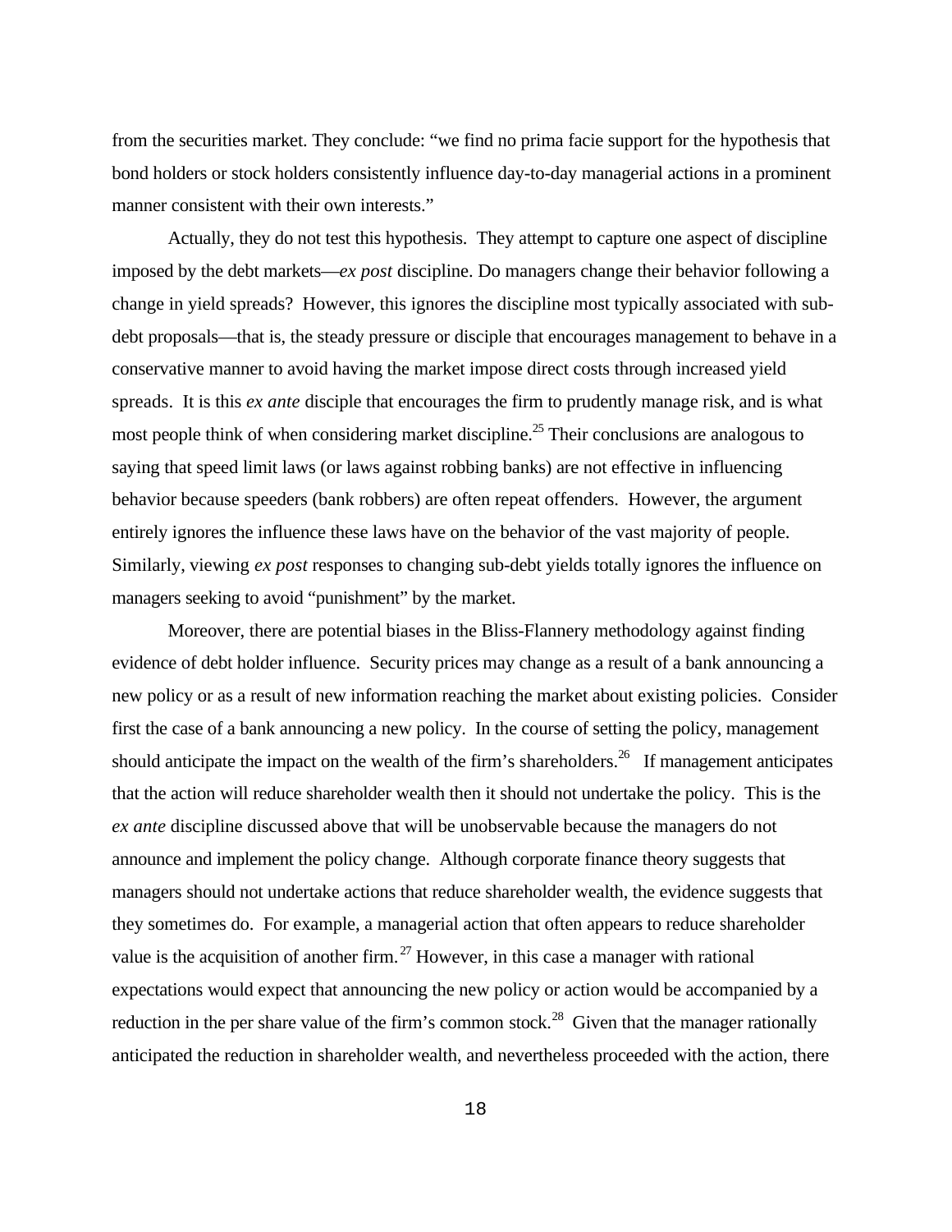from the securities market. They conclude: "we find no prima facie support for the hypothesis that bond holders or stock holders consistently influence day-to-day managerial actions in a prominent manner consistent with their own interests."

Actually, they do not test this hypothesis. They attempt to capture one aspect of discipline imposed by the debt markets—*ex post* discipline. Do managers change their behavior following a change in yield spreads? However, this ignores the discipline most typically associated with sub-debt proposals—that is, the steady pressure or disciple that encourages management to behave in a conservative manner to avoid having the market impose direct costs through increased yield spreads. It is this *ex ante* disciple that encourages the firm to prudently manage risk, and is what most people think of when considering market discipline.[25] Their conclusions are analogous to saying that speed limit laws (or laws against robbing banks) are not effective in influencing behavior because speeders (bank robbers) are often repeat offenders. However, the argument entirely ignores the influence these laws have on the behavior of the vast majority of people. Similarly, viewing *ex post* responses to changing sub-debt yields totally ignores the influence on managers seeking to avoid "punishment" by the market.

Moreover, there are potential biases in the Bliss-Flannery methodology against finding evidence of debt holder influence. Security prices may change as a result of a bank announcing a new policy or as a result of new information reaching the market about existing policies. Consider first the case of a bank announcing a new policy. In the course of setting the policy, management should anticipate the impact on the wealth of the firm's shareholders.[26] If management anticipates that the action will reduce shareholder wealth then it should not undertake the policy. This is the *ex ante* discipline discussed above that will be unobservable because the managers do not announce and implement the policy change. Although corporate finance theory suggests that managers should not undertake actions that reduce shareholder wealth, the evidence suggests that they sometimes do. For example, a managerial action that often appears to reduce shareholder value is the acquisition of another firm.[27] However, in this case a manager with rational expectations would expect that announcing the new policy or action would be accompanied by a reduction in the per share value of the firm's common stock.[28] Given that the manager rationally anticipated the reduction in shareholder wealth, and nevertheless proceeded with the action, there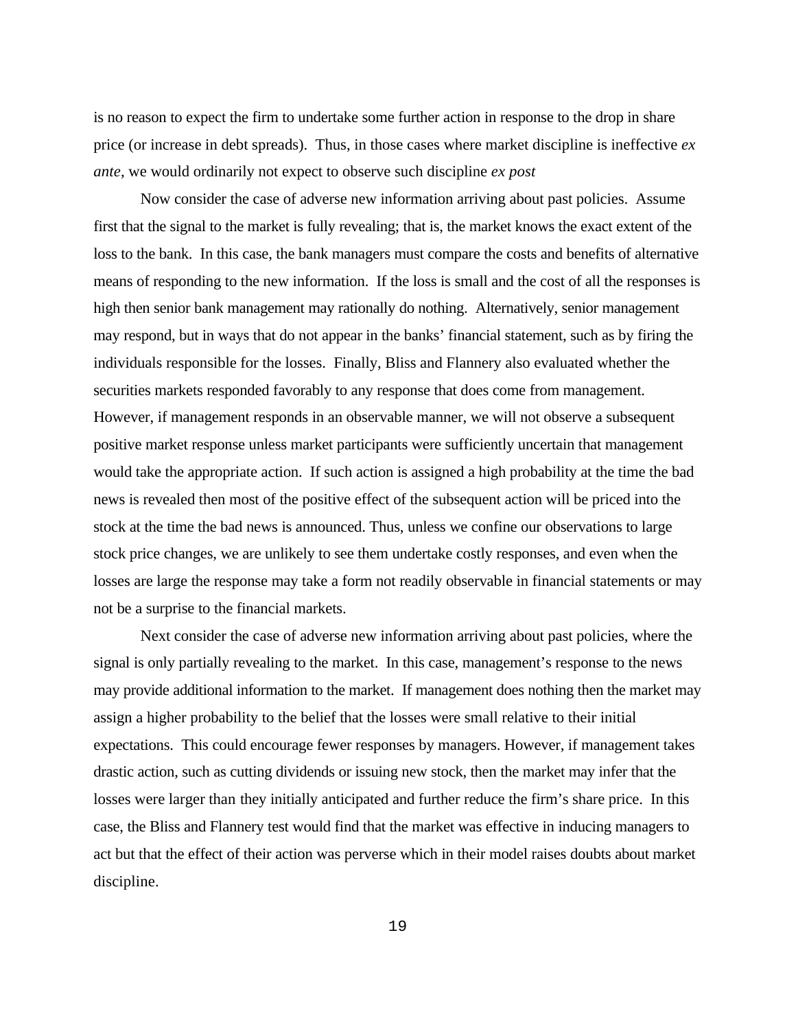is no reason to expect the firm to undertake some further action in response to the drop in share price (or increase in debt spreads). Thus, in those cases where market discipline is ineffective *ex ante*, we would ordinarily not expect to observe such discipline *ex post*

Now consider the case of adverse new information arriving about past policies. Assume first that the signal to the market is fully revealing; that is, the market knows the exact extent of the loss to the bank. In this case, the bank managers must compare the costs and benefits of alternative means of responding to the new information. If the loss is small and the cost of all the responses is high then senior bank management may rationally do nothing. Alternatively, senior management may respond, but in ways that do not appear in the banks' financial statement, such as by firing the individuals responsible for the losses. Finally, Bliss and Flannery also evaluated whether the securities markets responded favorably to any response that does come from management. However, if management responds in an observable manner, we will not observe a subsequent positive market response unless market participants were sufficiently uncertain that management would take the appropriate action. If such action is assigned a high probability at the time the bad news is revealed then most of the positive effect of the subsequent action will be priced into the stock at the time the bad news is announced. Thus, unless we confine our observations to large stock price changes, we are unlikely to see them undertake costly responses, and even when the losses are large the response may take a form not readily observable in financial statements or may not be a surprise to the financial markets.

Next consider the case of adverse new information arriving about past policies, where the signal is only partially revealing to the market. In this case, management's response to the news may provide additional information to the market. If management does nothing then the market may assign a higher probability to the belief that the losses were small relative to their initial expectations. This could encourage fewer responses by managers. However, if management takes drastic action, such as cutting dividends or issuing new stock, then the market may infer that the losses were larger than they initially anticipated and further reduce the firm's share price. In this case, the Bliss and Flannery test would find that the market was effective in inducing managers to act but that the effect of their action was perverse which in their model raises doubts about market discipline.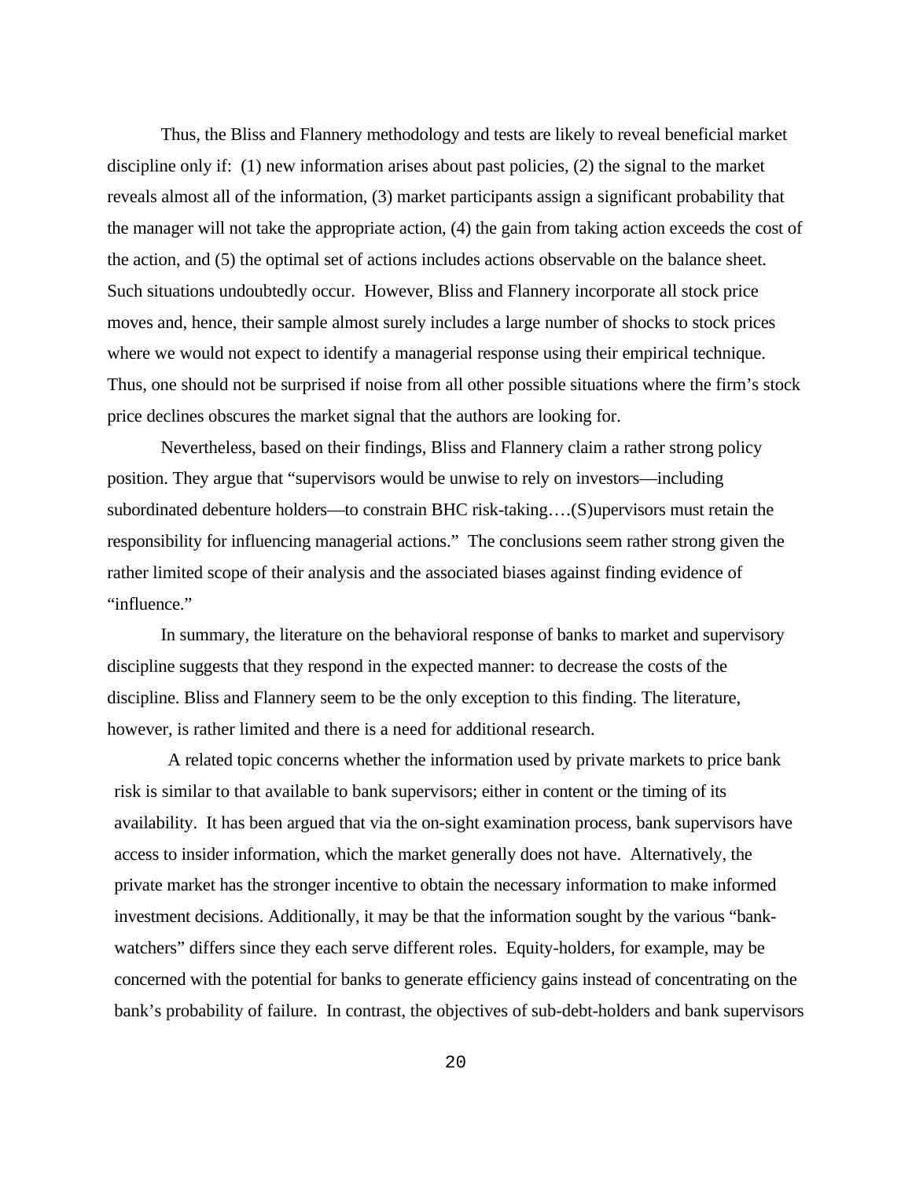Thus, the Bliss and Flannery methodology and tests are likely to reveal beneficial market discipline only if: (1) new information arises about past policies, (2) the signal to the market reveals almost all of the information, (3) market participants assign a significant probability that the manager will not take the appropriate action, (4) the gain from taking action exceeds the cost of the action, and (5) the optimal set of actions includes actions observable on the balance sheet. Such situations undoubtedly occur. However, Bliss and Flannery incorporate all stock price moves and, hence, their sample almost surely includes a large number of shocks to stock prices where we would not expect to identify a managerial response using their empirical technique. Thus, one should not be surprised if noise from all other possible situations where the firm's stock price declines obscures the market signal that the authors are looking for.

Nevertheless, based on their findings, Bliss and Flannery claim a rather strong policy position. They argue that "supervisors would be unwise to rely on investors—including subordinated debenture holders—to constrain BHC risk-taking….(S)upervisors must retain the responsibility for influencing managerial actions." The conclusions seem rather strong given the rather limited scope of their analysis and the associated biases against finding evidence of "influence."

In summary, the literature on the behavioral response of banks to market and supervisory discipline suggests that they respond in the expected manner: to decrease the costs of the discipline. Bliss and Flannery seem to be the only exception to this finding. The literature, however, is rather limited and there is a need for additional research.

A related topic concerns whether the information used by private markets to price bank risk is similar to that available to bank supervisors; either in content or the timing of its availability. It has been argued that via the on-sight examination process, bank supervisors have access to insider information, which the market generally does not have. Alternatively, the private market has the stronger incentive to obtain the necessary information to make informed investment decisions. Additionally, it may be that the information sought by the various "bank-watchers" differs since they each serve different roles. Equity-holders, for example, may be concerned with the potential for banks to generate efficiency gains instead of concentrating on the bank's probability of failure. In contrast, the objectives of sub-debt-holders and bank supervisors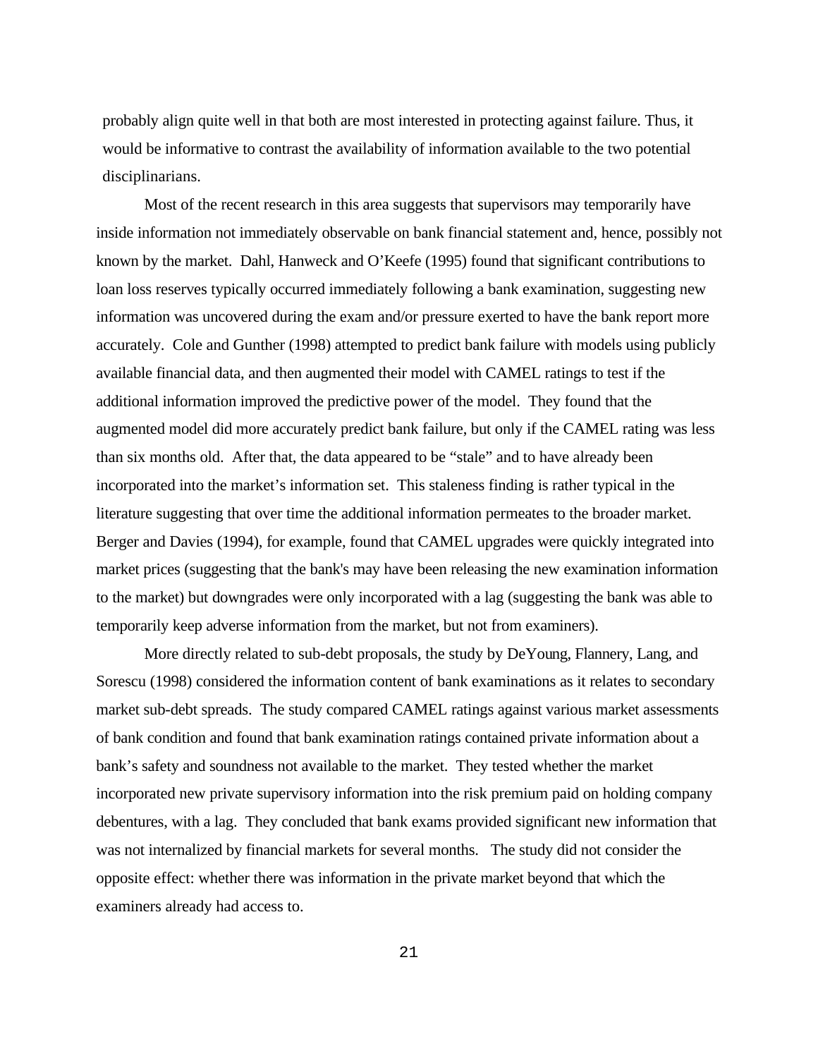probably align quite well in that both are most interested in protecting against failure. Thus, it would be informative to contrast the availability of information available to the two potential disciplinarians.

Most of the recent research in this area suggests that supervisors may temporarily have inside information not immediately observable on bank financial statement and, hence, possibly not known by the market. Dahl, Hanweck and O'Keefe (1995) found that significant contributions to loan loss reserves typically occurred immediately following a bank examination, suggesting new information was uncovered during the exam and/or pressure exerted to have the bank report more accurately. Cole and Gunther (1998) attempted to predict bank failure with models using publicly available financial data, and then augmented their model with CAMEL ratings to test if the additional information improved the predictive power of the model. They found that the augmented model did more accurately predict bank failure, but only if the CAMEL rating was less than six months old. After that, the data appeared to be "stale" and to have already been incorporated into the market's information set. This staleness finding is rather typical in the literature suggesting that over time the additional information permeates to the broader market. Berger and Davies (1994), for example, found that CAMEL upgrades were quickly integrated into market prices (suggesting that the bank's may have been releasing the new examination information to the market) but downgrades were only incorporated with a lag (suggesting the bank was able to temporarily keep adverse information from the market, but not from examiners).

More directly related to sub-debt proposals, the study by DeYoung, Flannery, Lang, and Sorescu (1998) considered the information content of bank examinations as it relates to secondary market sub-debt spreads. The study compared CAMEL ratings against various market assessments of bank condition and found that bank examination ratings contained private information about a bank's safety and soundness not available to the market. They tested whether the market incorporated new private supervisory information into the risk premium paid on holding company debentures, with a lag. They concluded that bank exams provided significant new information that was not internalized by financial markets for several months. The study did not consider the opposite effect: whether there was information in the private market beyond that which the examiners already had access to.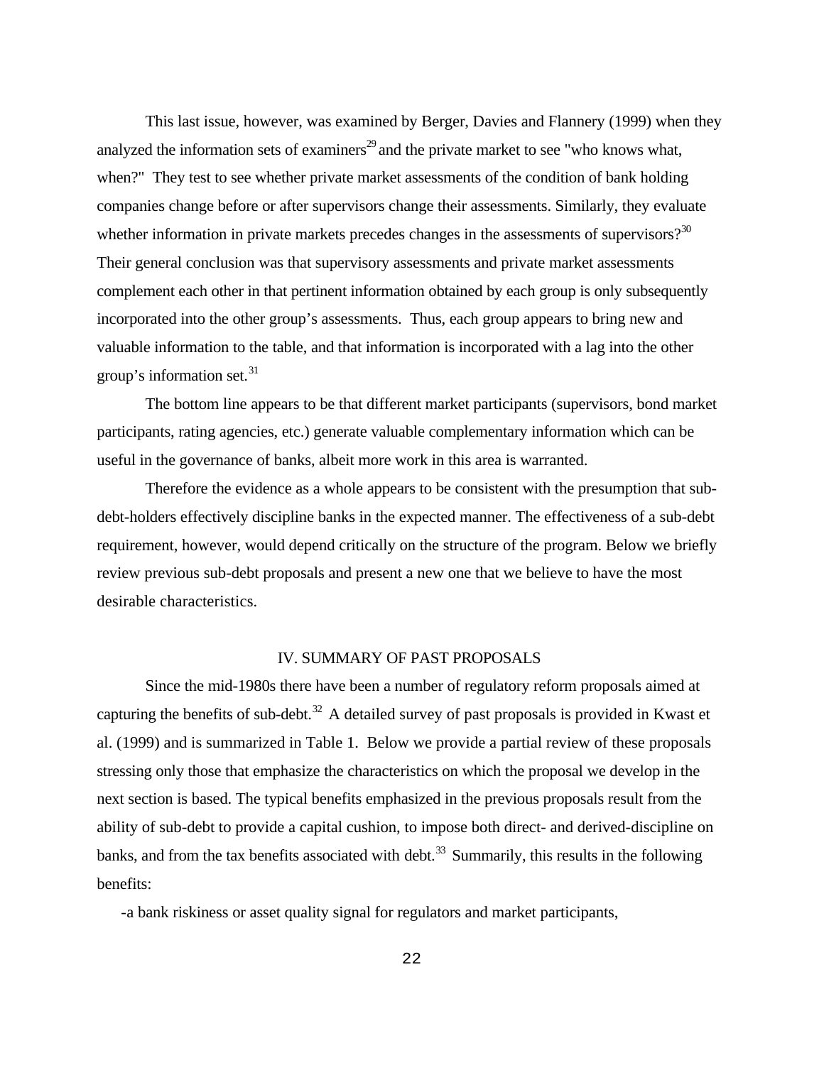This last issue, however, was examined by Berger, Davies and Flannery (1999) when they analyzed the information sets of examiners[29] and the private market to see "who knows what, when?" They test to see whether private market assessments of the condition of bank holding companies change before or after supervisors change their assessments. Similarly, they evaluate whether information in private markets precedes changes in the assessments of supervisors?[30] Their general conclusion was that supervisory assessments and private market assessments complement each other in that pertinent information obtained by each group is only subsequently incorporated into the other group's assessments. Thus, each group appears to bring new and valuable information to the table, and that information is incorporated with a lag into the other group's information set.[31]

The bottom line appears to be that different market participants (supervisors, bond market participants, rating agencies, etc.) generate valuable complementary information which can be useful in the governance of banks, albeit more work in this area is warranted.

Therefore the evidence as a whole appears to be consistent with the presumption that sub-debt-holders effectively discipline banks in the expected manner. The effectiveness of a sub-debt requirement, however, would depend critically on the structure of the program. Below we briefly review previous sub-debt proposals and present a new one that we believe to have the most desirable characteristics.

## IV. SUMMARY OF PAST PROPOSALS

Since the mid-1980s there have been a number of regulatory reform proposals aimed at capturing the benefits of sub-debt.[32] A detailed survey of past proposals is provided in Kwast et al. (1999) and is summarized in Table 1. Below we provide a partial review of these proposals stressing only those that emphasize the characteristics on which the proposal we develop in the next section is based. The typical benefits emphasized in the previous proposals result from the ability of sub-debt to provide a capital cushion, to impose both direct- and derived-discipline on banks, and from the tax benefits associated with debt.[33] Summarily, this results in the following benefits:

-a bank riskiness or asset quality signal for regulators and market participants,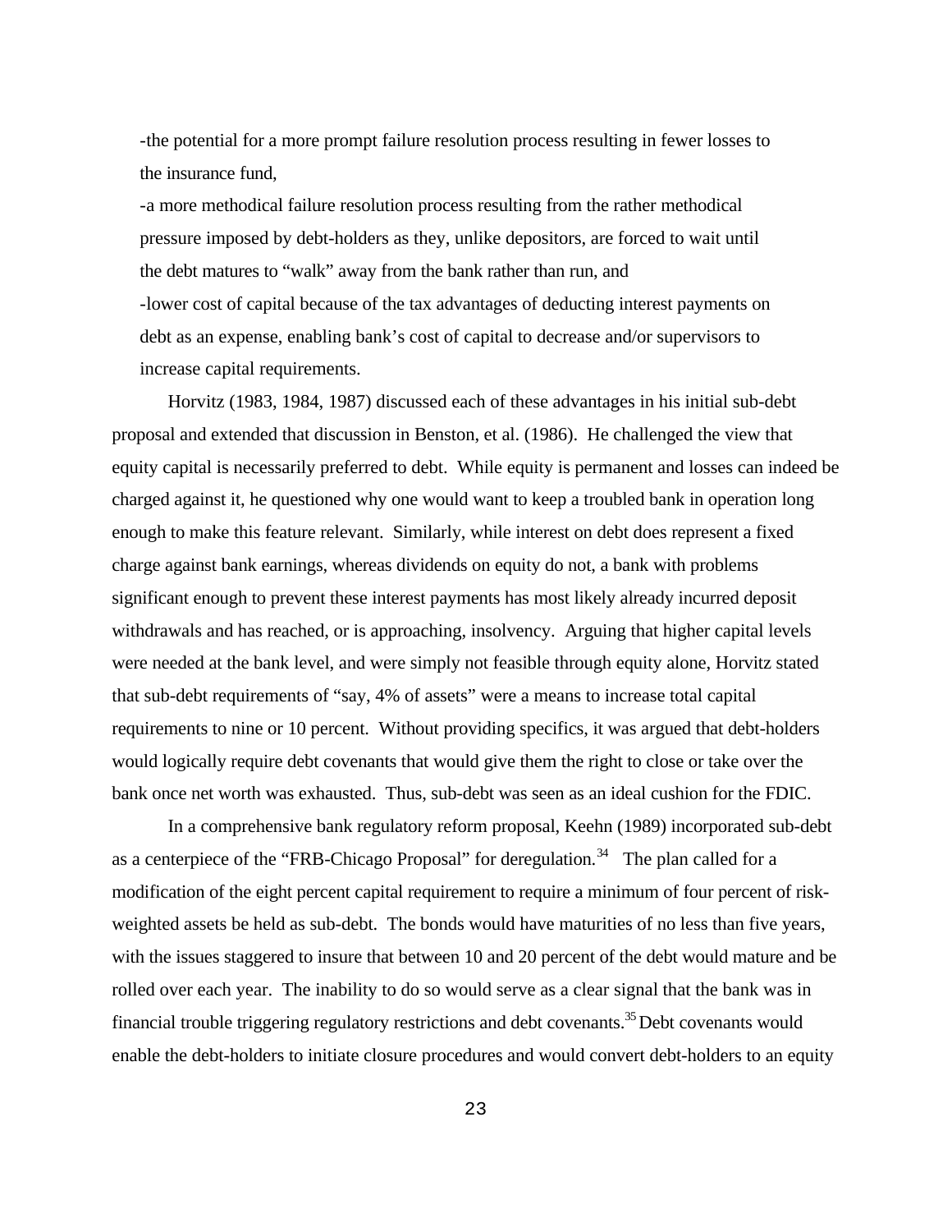-the potential for a more prompt failure resolution process resulting in fewer losses to the insurance fund,

-a more methodical failure resolution process resulting from the rather methodical pressure imposed by debt-holders as they, unlike depositors, are forced to wait until the debt matures to "walk" away from the bank rather than run, and

-lower cost of capital because of the tax advantages of deducting interest payments on debt as an expense, enabling bank's cost of capital to decrease and/or supervisors to increase capital requirements.

Horvitz (1983, 1984, 1987) discussed each of these advantages in his initial sub-debt proposal and extended that discussion in Benston, et al. (1986). He challenged the view that equity capital is necessarily preferred to debt. While equity is permanent and losses can indeed be charged against it, he questioned why one would want to keep a troubled bank in operation long enough to make this feature relevant. Similarly, while interest on debt does represent a fixed charge against bank earnings, whereas dividends on equity do not, a bank with problems significant enough to prevent these interest payments has most likely already incurred deposit withdrawals and has reached, or is approaching, insolvency. Arguing that higher capital levels were needed at the bank level, and were simply not feasible through equity alone, Horvitz stated that sub-debt requirements of "say, 4% of assets" were a means to increase total capital requirements to nine or 10 percent. Without providing specifics, it was argued that debt-holders would logically require debt covenants that would give them the right to close or take over the bank once net worth was exhausted. Thus, sub-debt was seen as an ideal cushion for the FDIC.

In a comprehensive bank regulatory reform proposal, Keehn (1989) incorporated sub-debt as a centerpiece of the "FRB-Chicago Proposal" for deregulation.[34] The plan called for a modification of the eight percent capital requirement to require a minimum of four percent of risk-weighted assets be held as sub-debt. The bonds would have maturities of no less than five years, with the issues staggered to insure that between 10 and 20 percent of the debt would mature and be rolled over each year. The inability to do so would serve as a clear signal that the bank was in financial trouble triggering regulatory restrictions and debt covenants.[35] Debt covenants would enable the debt-holders to initiate closure procedures and would convert debt-holders to an equity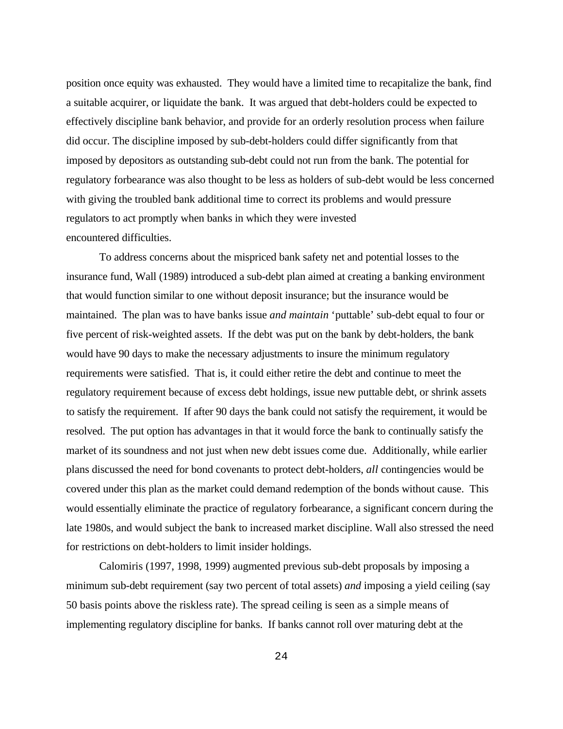position once equity was exhausted. They would have a limited time to recapitalize the bank, find a suitable acquirer, or liquidate the bank. It was argued that debt-holders could be expected to effectively discipline bank behavior, and provide for an orderly resolution process when failure did occur. The discipline imposed by sub-debt-holders could differ significantly from that imposed by depositors as outstanding sub-debt could not run from the bank. The potential for regulatory forbearance was also thought to be less as holders of sub-debt would be less concerned with giving the troubled bank additional time to correct its problems and would pressure regulators to act promptly when banks in which they were invested encountered difficulties.

To address concerns about the mispriced bank safety net and potential losses to the insurance fund, Wall (1989) introduced a sub-debt plan aimed at creating a banking environment that would function similar to one without deposit insurance; but the insurance would be maintained. The plan was to have banks issue *and maintain* 'puttable' sub-debt equal to four or five percent of risk-weighted assets. If the debt was put on the bank by debt-holders, the bank would have 90 days to make the necessary adjustments to insure the minimum regulatory requirements were satisfied. That is, it could either retire the debt and continue to meet the regulatory requirement because of excess debt holdings, issue new puttable debt, or shrink assets to satisfy the requirement. If after 90 days the bank could not satisfy the requirement, it would be resolved. The put option has advantages in that it would force the bank to continually satisfy the market of its soundness and not just when new debt issues come due. Additionally, while earlier plans discussed the need for bond covenants to protect debt-holders, *all* contingencies would be covered under this plan as the market could demand redemption of the bonds without cause. This would essentially eliminate the practice of regulatory forbearance, a significant concern during the late 1980s, and would subject the bank to increased market discipline. Wall also stressed the need for restrictions on debt-holders to limit insider holdings.

Calomiris (1997, 1998, 1999) augmented previous sub-debt proposals by imposing a minimum sub-debt requirement (say two percent of total assets) *and* imposing a yield ceiling (say 50 basis points above the riskless rate). The spread ceiling is seen as a simple means of implementing regulatory discipline for banks. If banks cannot roll over maturing debt at the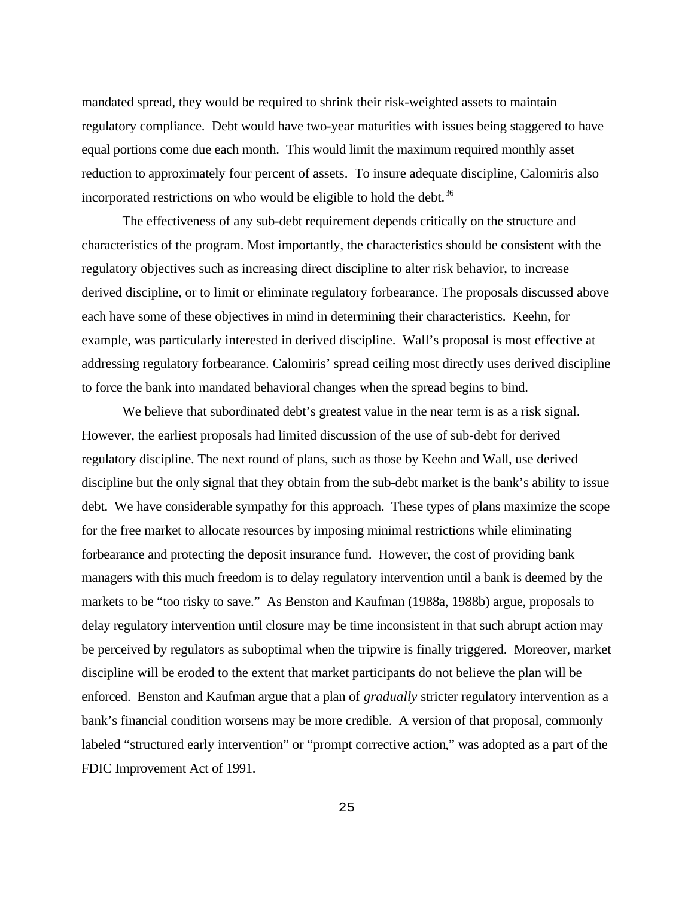mandated spread, they would be required to shrink their risk-weighted assets to maintain regulatory compliance. Debt would have two-year maturities with issues being staggered to have equal portions come due each month. This would limit the maximum required monthly asset reduction to approximately four percent of assets. To insure adequate discipline, Calomiris also incorporated restrictions on who would be eligible to hold the debt.[36]

The effectiveness of any sub-debt requirement depends critically on the structure and characteristics of the program. Most importantly, the characteristics should be consistent with the regulatory objectives such as increasing direct discipline to alter risk behavior, to increase derived discipline, or to limit or eliminate regulatory forbearance. The proposals discussed above each have some of these objectives in mind in determining their characteristics. Keehn, for example, was particularly interested in derived discipline. Wall's proposal is most effective at addressing regulatory forbearance. Calomiris' spread ceiling most directly uses derived discipline to force the bank into mandated behavioral changes when the spread begins to bind.

We believe that subordinated debt's greatest value in the near term is as a risk signal. However, the earliest proposals had limited discussion of the use of sub-debt for derived regulatory discipline. The next round of plans, such as those by Keehn and Wall, use derived discipline but the only signal that they obtain from the sub-debt market is the bank's ability to issue debt. We have considerable sympathy for this approach. These types of plans maximize the scope for the free market to allocate resources by imposing minimal restrictions while eliminating forbearance and protecting the deposit insurance fund. However, the cost of providing bank managers with this much freedom is to delay regulatory intervention until a bank is deemed by the markets to be "too risky to save." As Benston and Kaufman (1988a, 1988b) argue, proposals to delay regulatory intervention until closure may be time inconsistent in that such abrupt action may be perceived by regulators as suboptimal when the tripwire is finally triggered. Moreover, market discipline will be eroded to the extent that market participants do not believe the plan will be enforced. Benston and Kaufman argue that a plan of *gradually* stricter regulatory intervention as a bank's financial condition worsens may be more credible. A version of that proposal, commonly labeled "structured early intervention" or "prompt corrective action," was adopted as a part of the FDIC Improvement Act of 1991.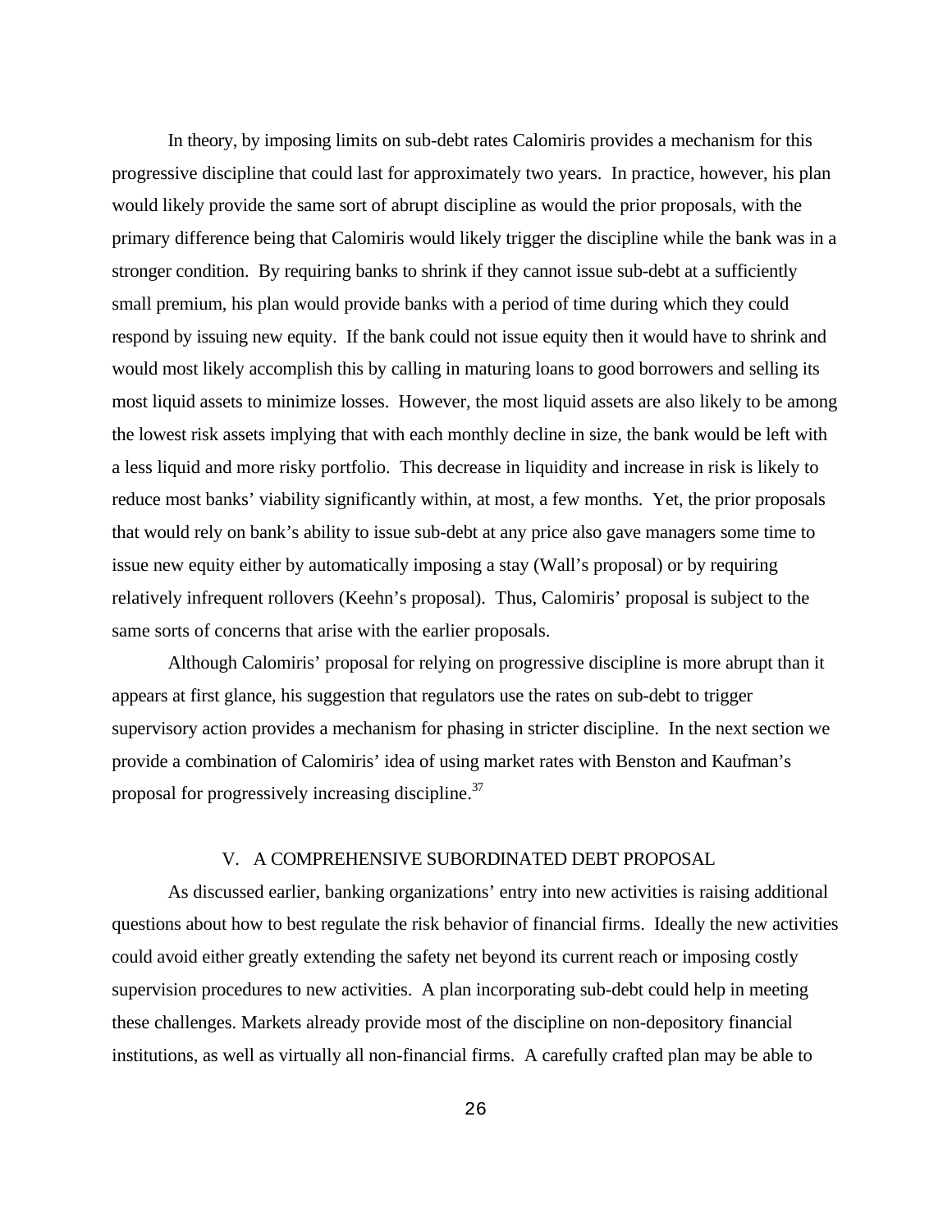In theory, by imposing limits on sub-debt rates Calomiris provides a mechanism for this progressive discipline that could last for approximately two years. In practice, however, his plan would likely provide the same sort of abrupt discipline as would the prior proposals, with the primary difference being that Calomiris would likely trigger the discipline while the bank was in a stronger condition. By requiring banks to shrink if they cannot issue sub-debt at a sufficiently small premium, his plan would provide banks with a period of time during which they could respond by issuing new equity. If the bank could not issue equity then it would have to shrink and would most likely accomplish this by calling in maturing loans to good borrowers and selling its most liquid assets to minimize losses. However, the most liquid assets are also likely to be among the lowest risk assets implying that with each monthly decline in size, the bank would be left with a less liquid and more risky portfolio. This decrease in liquidity and increase in risk is likely to reduce most banks' viability significantly within, at most, a few months. Yet, the prior proposals that would rely on bank's ability to issue sub-debt at any price also gave managers some time to issue new equity either by automatically imposing a stay (Wall's proposal) or by requiring relatively infrequent rollovers (Keehn's proposal). Thus, Calomiris' proposal is subject to the same sorts of concerns that arise with the earlier proposals.

Although Calomiris' proposal for relying on progressive discipline is more abrupt than it appears at first glance, his suggestion that regulators use the rates on sub-debt to trigger supervisory action provides a mechanism for phasing in stricter discipline. In the next section we provide a combination of Calomiris' idea of using market rates with Benston and Kaufman's proposal for progressively increasing discipline.[37]

## V. A COMPREHENSIVE SUBORDINATED DEBT PROPOSAL

As discussed earlier, banking organizations' entry into new activities is raising additional questions about how to best regulate the risk behavior of financial firms. Ideally the new activities could avoid either greatly extending the safety net beyond its current reach or imposing costly supervision procedures to new activities. A plan incorporating sub-debt could help in meeting these challenges. Markets already provide most of the discipline on non-depository financial institutions, as well as virtually all non-financial firms. A carefully crafted plan may be able to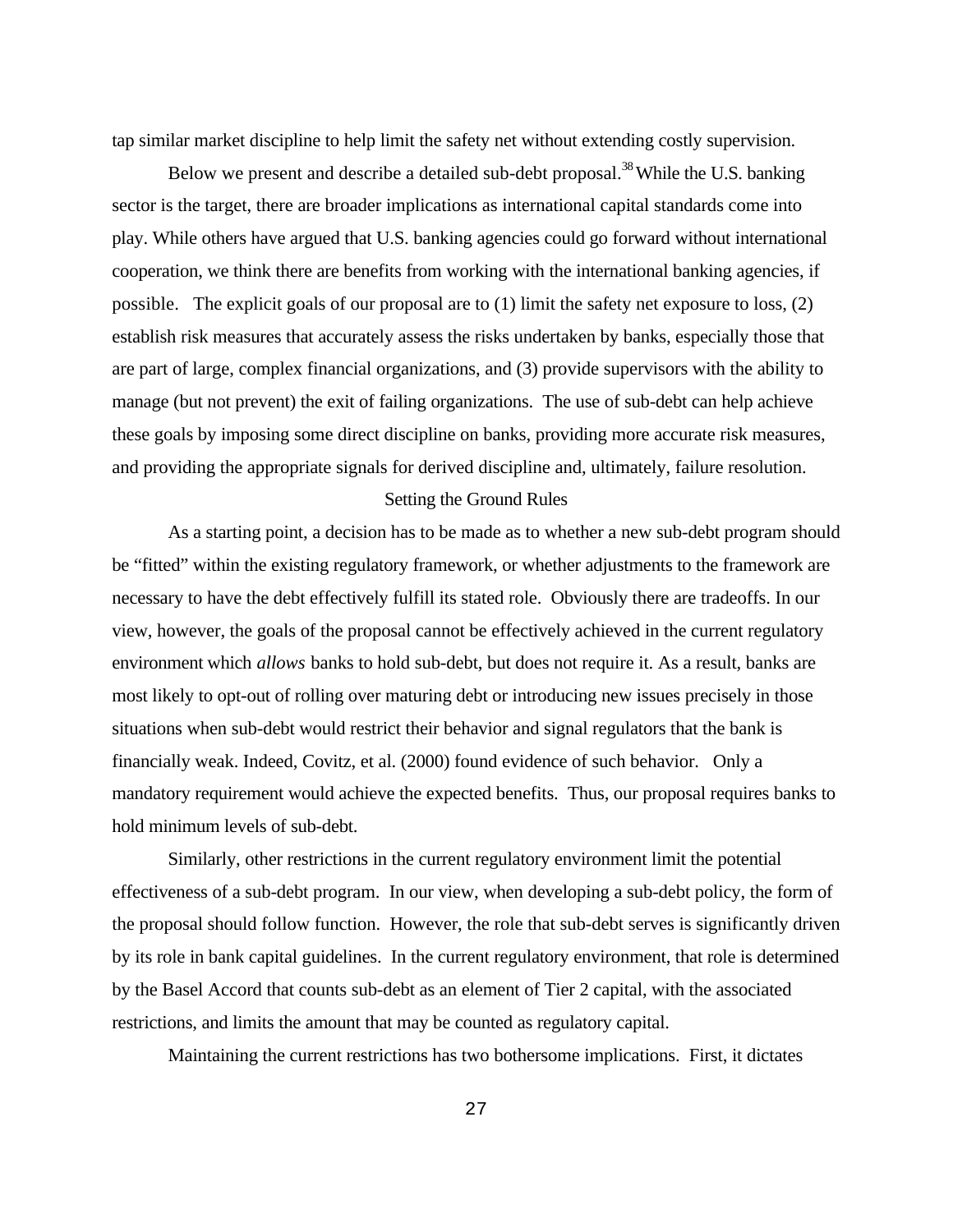tap similar market discipline to help limit the safety net without extending costly supervision.

Below we present and describe a detailed sub-debt proposal.[38] While the U.S. banking sector is the target, there are broader implications as international capital standards come into play. While others have argued that U.S. banking agencies could go forward without international cooperation, we think there are benefits from working with the international banking agencies, if possible. The explicit goals of our proposal are to (1) limit the safety net exposure to loss, (2) establish risk measures that accurately assess the risks undertaken by banks, especially those that are part of large, complex financial organizations, and (3) provide supervisors with the ability to manage (but not prevent) the exit of failing organizations. The use of sub-debt can help achieve these goals by imposing some direct discipline on banks, providing more accurate risk measures, and providing the appropriate signals for derived discipline and, ultimately, failure resolution.

## Setting the Ground Rules

As a starting point, a decision has to be made as to whether a new sub-debt program should be "fitted" within the existing regulatory framework, or whether adjustments to the framework are necessary to have the debt effectively fulfill its stated role. Obviously there are tradeoffs. In our view, however, the goals of the proposal cannot be effectively achieved in the current regulatory environment which *allows* banks to hold sub-debt, but does not require it. As a result, banks are most likely to opt-out of rolling over maturing debt or introducing new issues precisely in those situations when sub-debt would restrict their behavior and signal regulators that the bank is financially weak. Indeed, Covitz, et al. (2000) found evidence of such behavior. Only a mandatory requirement would achieve the expected benefits. Thus, our proposal requires banks to hold minimum levels of sub-debt.

Similarly, other restrictions in the current regulatory environment limit the potential effectiveness of a sub-debt program. In our view, when developing a sub-debt policy, the form of the proposal should follow function. However, the role that sub-debt serves is significantly driven by its role in bank capital guidelines. In the current regulatory environment, that role is determined by the Basel Accord that counts sub-debt as an element of Tier 2 capital, with the associated restrictions, and limits the amount that may be counted as regulatory capital.

Maintaining the current restrictions has two bothersome implications. First, it dictates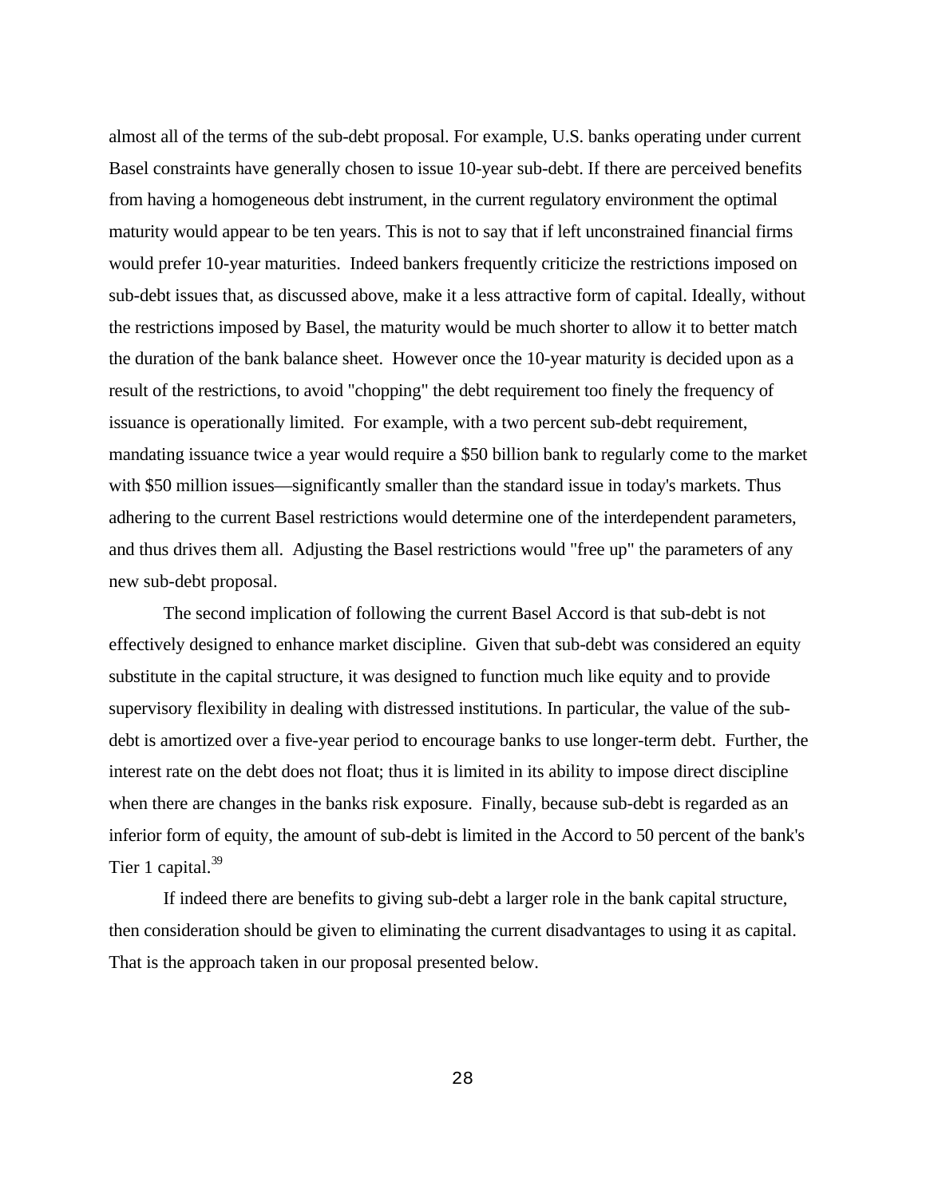almost all of the terms of the sub-debt proposal. For example, U.S. banks operating under current Basel constraints have generally chosen to issue 10-year sub-debt. If there are perceived benefits from having a homogeneous debt instrument, in the current regulatory environment the optimal maturity would appear to be ten years. This is not to say that if left unconstrained financial firms would prefer 10-year maturities. Indeed bankers frequently criticize the restrictions imposed on sub-debt issues that, as discussed above, make it a less attractive form of capital. Ideally, without the restrictions imposed by Basel, the maturity would be much shorter to allow it to better match the duration of the bank balance sheet. However once the 10-year maturity is decided upon as a result of the restrictions, to avoid "chopping" the debt requirement too finely the frequency of issuance is operationally limited. For example, with a two percent sub-debt requirement, mandating issuance twice a year would require a $50 billion bank to regularly come to the market with $50 million issues—significantly smaller than the standard issue in today's markets. Thus adhering to the current Basel restrictions would determine one of the interdependent parameters, and thus drives them all. Adjusting the Basel restrictions would "free up" the parameters of any new sub-debt proposal.

The second implication of following the current Basel Accord is that sub-debt is not effectively designed to enhance market discipline. Given that sub-debt was considered an equity substitute in the capital structure, it was designed to function much like equity and to provide supervisory flexibility in dealing with distressed institutions. In particular, the value of the sub-debt is amortized over a five-year period to encourage banks to use longer-term debt. Further, the interest rate on the debt does not float; thus it is limited in its ability to impose direct discipline when there are changes in the banks risk exposure. Finally, because sub-debt is regarded as an inferior form of equity, the amount of sub-debt is limited in the Accord to 50 percent of the bank's Tier 1 capital.[39]

If indeed there are benefits to giving sub-debt a larger role in the bank capital structure, then consideration should be given to eliminating the current disadvantages to using it as capital. That is the approach taken in our proposal presented below.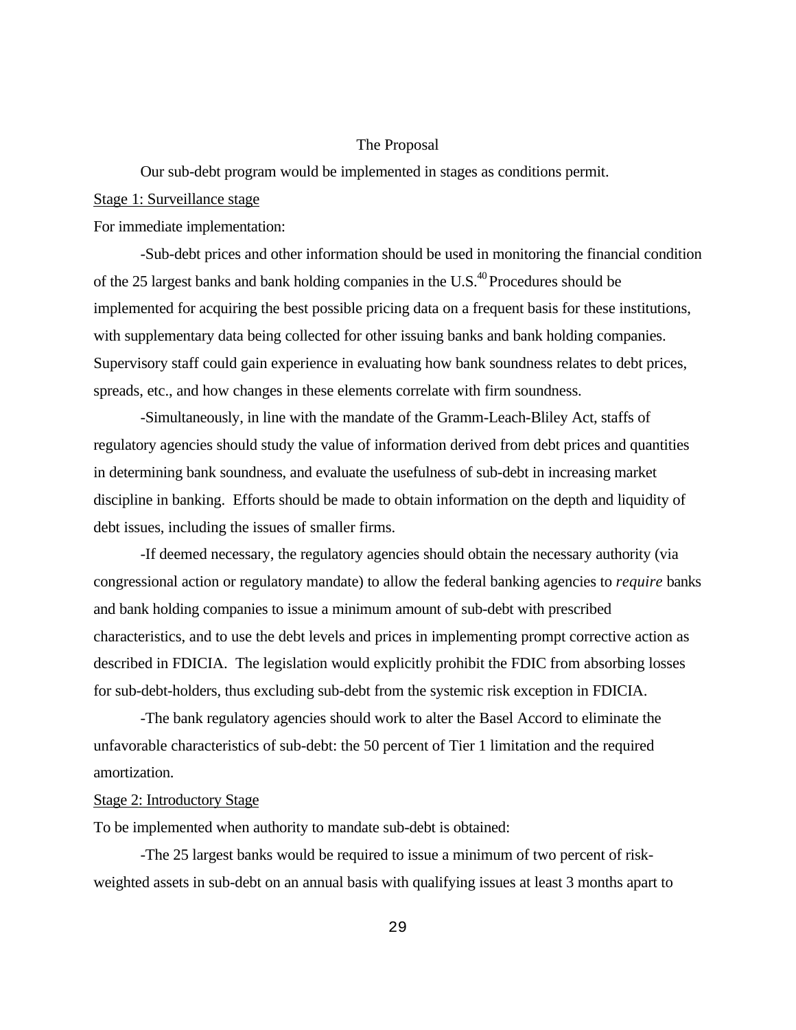## The Proposal

Our sub-debt program would be implemented in stages as conditions permit.

Stage 1: Surveillance stage

For immediate implementation:

-Sub-debt prices and other information should be used in monitoring the financial condition of the 25 largest banks and bank holding companies in the U.S.[40] Procedures should be implemented for acquiring the best possible pricing data on a frequent basis for these institutions, with supplementary data being collected for other issuing banks and bank holding companies. Supervisory staff could gain experience in evaluating how bank soundness relates to debt prices, spreads, etc., and how changes in these elements correlate with firm soundness.

-Simultaneously, in line with the mandate of the Gramm-Leach-Bliley Act, staffs of regulatory agencies should study the value of information derived from debt prices and quantities in determining bank soundness, and evaluate the usefulness of sub-debt in increasing market discipline in banking. Efforts should be made to obtain information on the depth and liquidity of debt issues, including the issues of smaller firms.

-If deemed necessary, the regulatory agencies should obtain the necessary authority (via congressional action or regulatory mandate) to allow the federal banking agencies to *require* banks and bank holding companies to issue a minimum amount of sub-debt with prescribed characteristics, and to use the debt levels and prices in implementing prompt corrective action as described in FDICIA. The legislation would explicitly prohibit the FDIC from absorbing losses for sub-debt-holders, thus excluding sub-debt from the systemic risk exception in FDICIA.

-The bank regulatory agencies should work to alter the Basel Accord to eliminate the unfavorable characteristics of sub-debt: the 50 percent of Tier 1 limitation and the required amortization.

Stage 2: Introductory Stage

To be implemented when authority to mandate sub-debt is obtained:

-The 25 largest banks would be required to issue a minimum of two percent of risk-weighted assets in sub-debt on an annual basis with qualifying issues at least 3 months apart to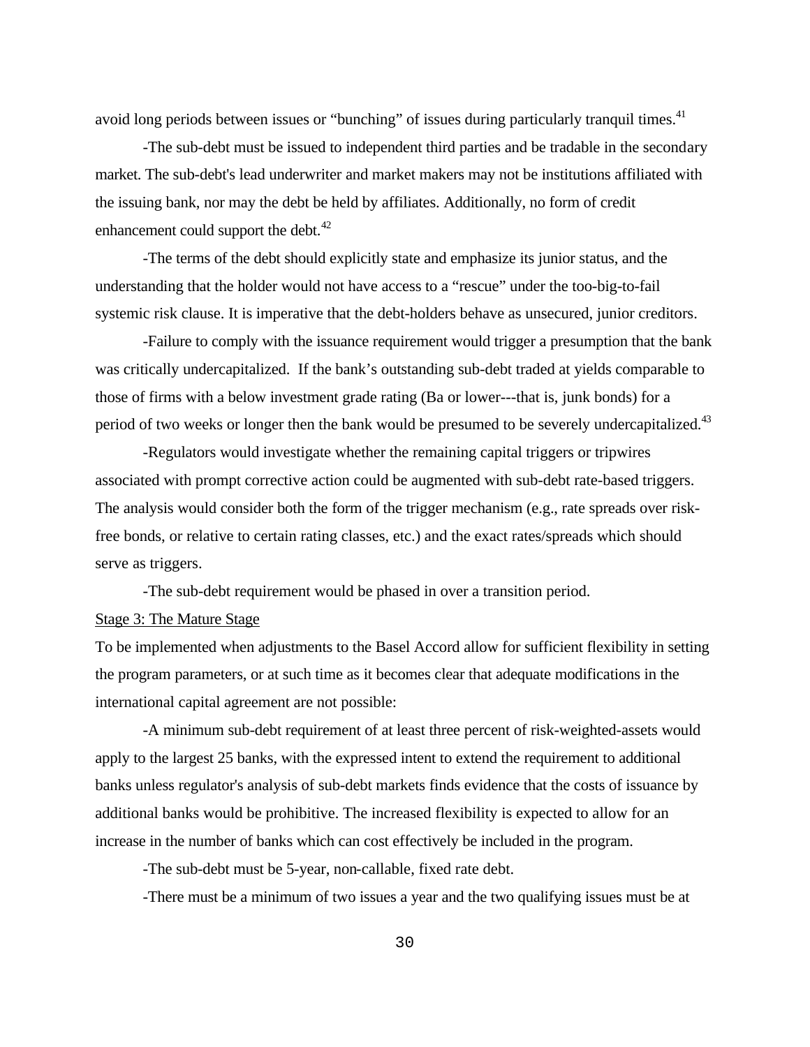avoid long periods between issues or "bunching" of issues during particularly tranquil times.[41]

-The sub-debt must be issued to independent third parties and be tradable in the secondary market. The sub-debt's lead underwriter and market makers may not be institutions affiliated with the issuing bank, nor may the debt be held by affiliates. Additionally, no form of credit enhancement could support the debt.[42]

-The terms of the debt should explicitly state and emphasize its junior status, and the understanding that the holder would not have access to a "rescue" under the too-big-to-fail systemic risk clause. It is imperative that the debt-holders behave as unsecured, junior creditors.

-Failure to comply with the issuance requirement would trigger a presumption that the bank was critically undercapitalized. If the bank's outstanding sub-debt traded at yields comparable to those of firms with a below investment grade rating (Ba or lower---that is, junk bonds) for a period of two weeks or longer then the bank would be presumed to be severely undercapitalized.[43]

-Regulators would investigate whether the remaining capital triggers or tripwires associated with prompt corrective action could be augmented with sub-debt rate-based triggers. The analysis would consider both the form of the trigger mechanism (e.g., rate spreads over risk-free bonds, or relative to certain rating classes, etc.) and the exact rates/spreads which should serve as triggers.

-The sub-debt requirement would be phased in over a transition period.

Stage 3: The Mature Stage

To be implemented when adjustments to the Basel Accord allow for sufficient flexibility in setting the program parameters, or at such time as it becomes clear that adequate modifications in the international capital agreement are not possible:

-A minimum sub-debt requirement of at least three percent of risk-weighted-assets would apply to the largest 25 banks, with the expressed intent to extend the requirement to additional banks unless regulator's analysis of sub-debt markets finds evidence that the costs of issuance by additional banks would be prohibitive. The increased flexibility is expected to allow for an increase in the number of banks which can cost effectively be included in the program.

-The sub-debt must be 5-year, non-callable, fixed rate debt.

-There must be a minimum of two issues a year and the two qualifying issues must be at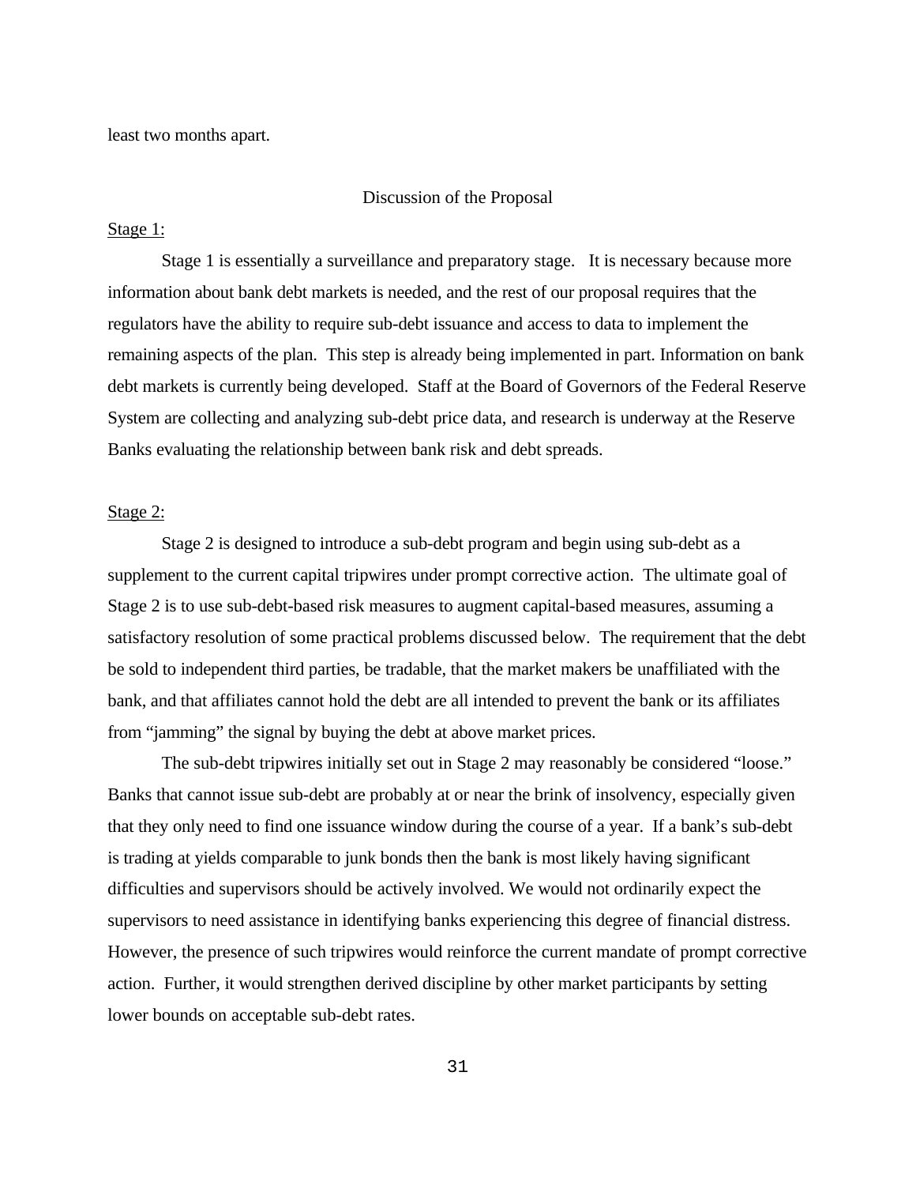least two months apart.

## Discussion of the Proposal

Stage 1:

Stage 1 is essentially a surveillance and preparatory stage. It is necessary because more information about bank debt markets is needed, and the rest of our proposal requires that the regulators have the ability to require sub-debt issuance and access to data to implement the remaining aspects of the plan. This step is already being implemented in part. Information on bank debt markets is currently being developed. Staff at the Board of Governors of the Federal Reserve System are collecting and analyzing sub-debt price data, and research is underway at the Reserve Banks evaluating the relationship between bank risk and debt spreads.

Stage 2:

Stage 2 is designed to introduce a sub-debt program and begin using sub-debt as a supplement to the current capital tripwires under prompt corrective action. The ultimate goal of Stage 2 is to use sub-debt-based risk measures to augment capital-based measures, assuming a satisfactory resolution of some practical problems discussed below. The requirement that the debt be sold to independent third parties, be tradable, that the market makers be unaffiliated with the bank, and that affiliates cannot hold the debt are all intended to prevent the bank or its affiliates from "jamming" the signal by buying the debt at above market prices.

The sub-debt tripwires initially set out in Stage 2 may reasonably be considered "loose." Banks that cannot issue sub-debt are probably at or near the brink of insolvency, especially given that they only need to find one issuance window during the course of a year. If a bank's sub-debt is trading at yields comparable to junk bonds then the bank is most likely having significant difficulties and supervisors should be actively involved. We would not ordinarily expect the supervisors to need assistance in identifying banks experiencing this degree of financial distress. However, the presence of such tripwires would reinforce the current mandate of prompt corrective action. Further, it would strengthen derived discipline by other market participants by setting lower bounds on acceptable sub-debt rates.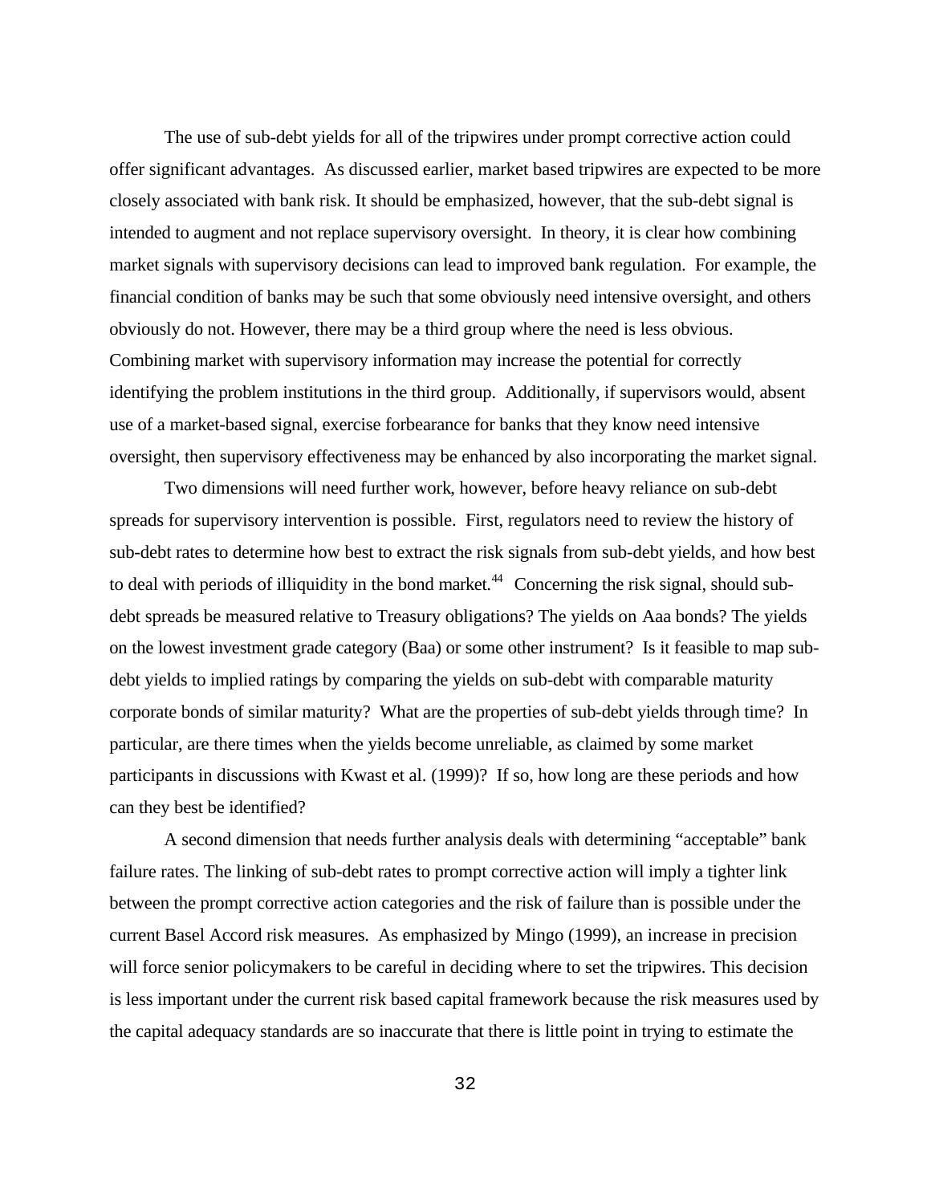The use of sub-debt yields for all of the tripwires under prompt corrective action could offer significant advantages. As discussed earlier, market based tripwires are expected to be more closely associated with bank risk. It should be emphasized, however, that the sub-debt signal is intended to augment and not replace supervisory oversight. In theory, it is clear how combining market signals with supervisory decisions can lead to improved bank regulation. For example, the financial condition of banks may be such that some obviously need intensive oversight, and others obviously do not. However, there may be a third group where the need is less obvious. Combining market with supervisory information may increase the potential for correctly identifying the problem institutions in the third group. Additionally, if supervisors would, absent use of a market-based signal, exercise forbearance for banks that they know need intensive oversight, then supervisory effectiveness may be enhanced by also incorporating the market signal.

Two dimensions will need further work, however, before heavy reliance on sub-debt spreads for supervisory intervention is possible. First, regulators need to review the history of sub-debt rates to determine how best to extract the risk signals from sub-debt yields, and how best to deal with periods of illiquidity in the bond market.[44] Concerning the risk signal, should sub-debt spreads be measured relative to Treasury obligations? The yields on Aaa bonds? The yields on the lowest investment grade category (Baa) or some other instrument? Is it feasible to map sub-debt yields to implied ratings by comparing the yields on sub-debt with comparable maturity corporate bonds of similar maturity? What are the properties of sub-debt yields through time? In particular, are there times when the yields become unreliable, as claimed by some market participants in discussions with Kwast et al. (1999)? If so, how long are these periods and how can they best be identified?

A second dimension that needs further analysis deals with determining "acceptable" bank failure rates. The linking of sub-debt rates to prompt corrective action will imply a tighter link between the prompt corrective action categories and the risk of failure than is possible under the current Basel Accord risk measures. As emphasized by Mingo (1999), an increase in precision will force senior policymakers to be careful in deciding where to set the tripwires. This decision is less important under the current risk based capital framework because the risk measures used by the capital adequacy standards are so inaccurate that there is little point in trying to estimate the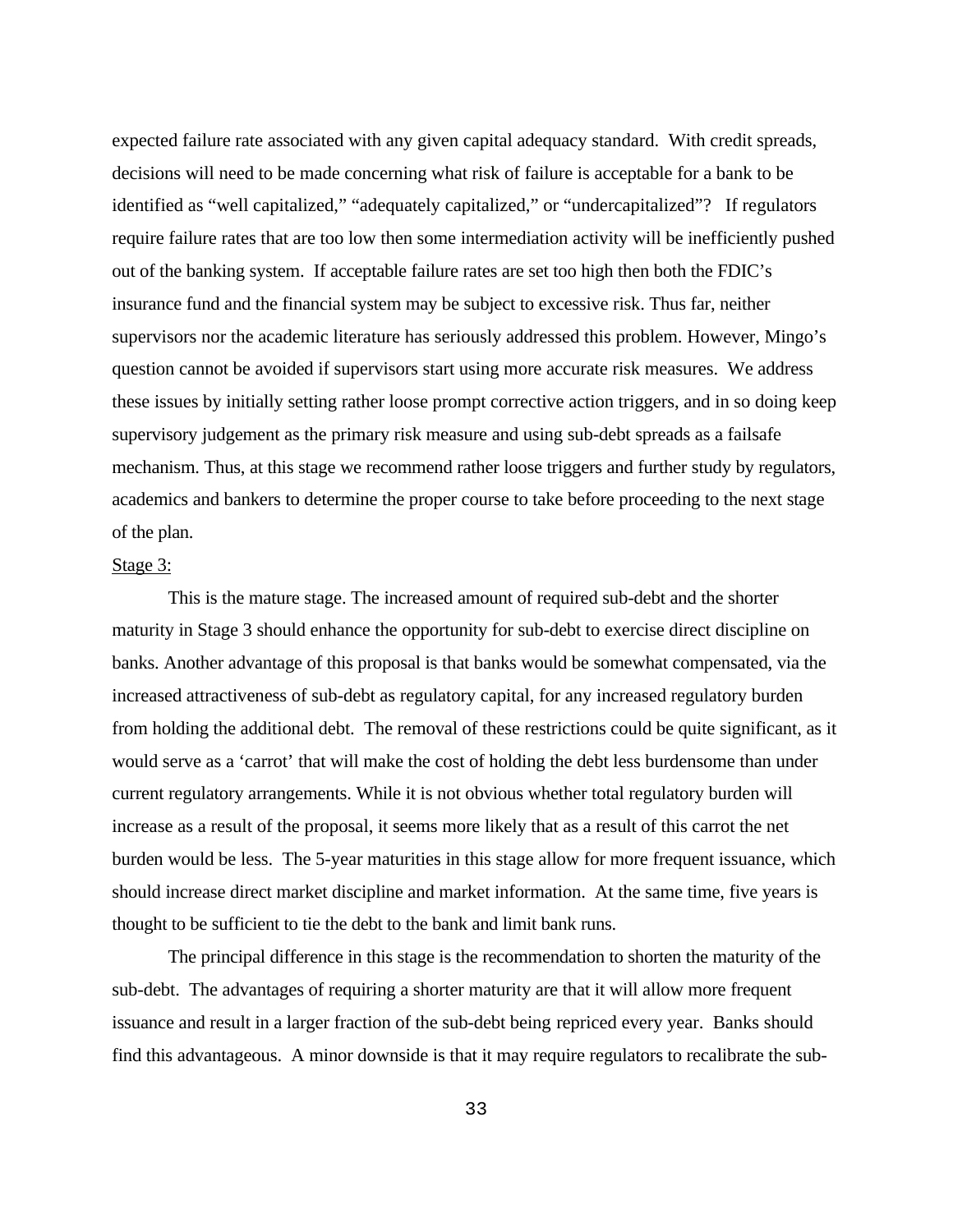expected failure rate associated with any given capital adequacy standard. With credit spreads, decisions will need to be made concerning what risk of failure is acceptable for a bank to be identified as "well capitalized," "adequately capitalized," or "undercapitalized"? If regulators require failure rates that are too low then some intermediation activity will be inefficiently pushed out of the banking system. If acceptable failure rates are set too high then both the FDIC's insurance fund and the financial system may be subject to excessive risk. Thus far, neither supervisors nor the academic literature has seriously addressed this problem. However, Mingo's question cannot be avoided if supervisors start using more accurate risk measures. We address these issues by initially setting rather loose prompt corrective action triggers, and in so doing keep supervisory judgement as the primary risk measure and using sub-debt spreads as a failsafe mechanism. Thus, at this stage we recommend rather loose triggers and further study by regulators, academics and bankers to determine the proper course to take before proceeding to the next stage of the plan.

<u>Stage 3:</u>

This is the mature stage. The increased amount of required sub-debt and the shorter maturity in Stage 3 should enhance the opportunity for sub-debt to exercise direct discipline on banks. Another advantage of this proposal is that banks would be somewhat compensated, via the increased attractiveness of sub-debt as regulatory capital, for any increased regulatory burden from holding the additional debt. The removal of these restrictions could be quite significant, as it would serve as a 'carrot' that will make the cost of holding the debt less burdensome than under current regulatory arrangements. While it is not obvious whether total regulatory burden will increase as a result of the proposal, it seems more likely that as a result of this carrot the net burden would be less. The 5-year maturities in this stage allow for more frequent issuance, which should increase direct market discipline and market information. At the same time, five years is thought to be sufficient to tie the debt to the bank and limit bank runs.

The principal difference in this stage is the recommendation to shorten the maturity of the sub-debt. The advantages of requiring a shorter maturity are that it will allow more frequent issuance and result in a larger fraction of the sub-debt being repriced every year. Banks should find this advantageous. A minor downside is that it may require regulators to recalibrate the sub-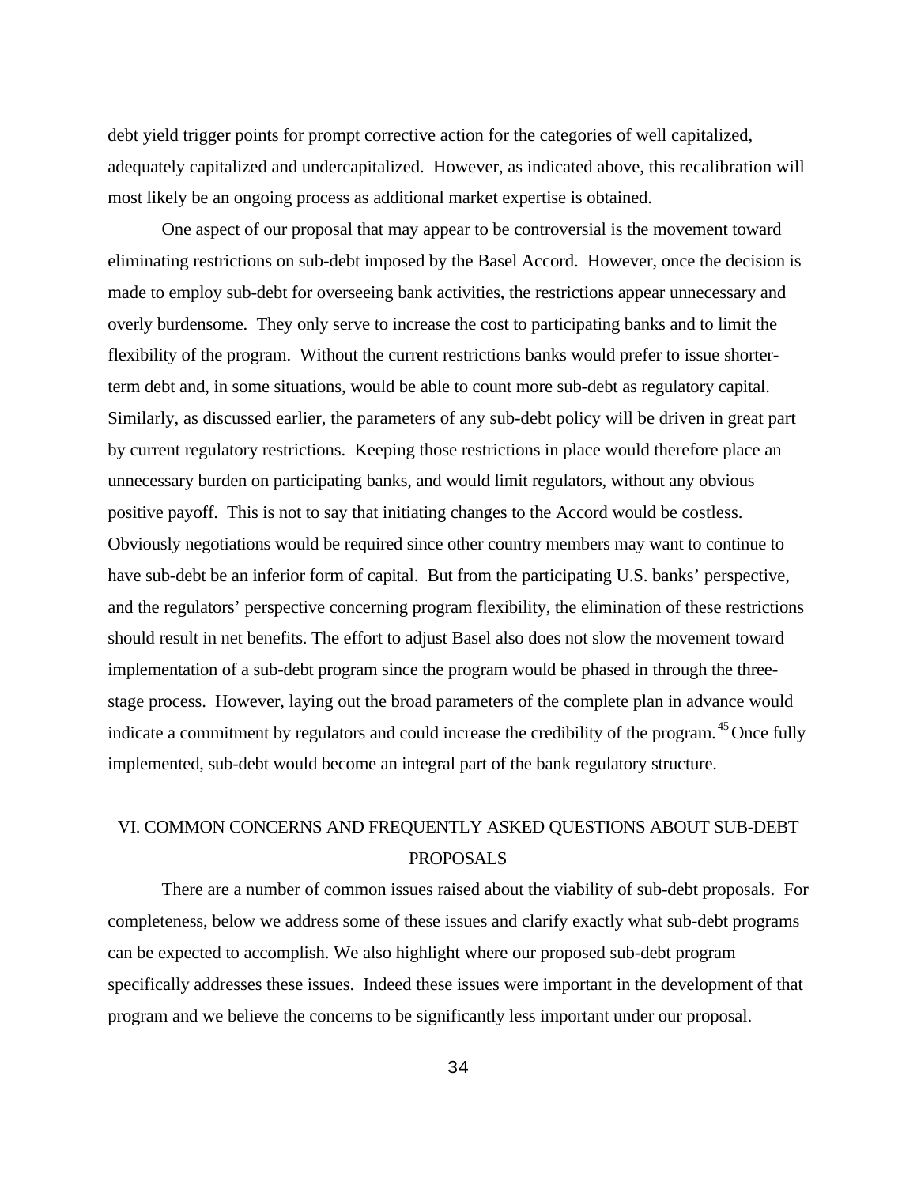debt yield trigger points for prompt corrective action for the categories of well capitalized, adequately capitalized and undercapitalized. However, as indicated above, this recalibration will most likely be an ongoing process as additional market expertise is obtained.

One aspect of our proposal that may appear to be controversial is the movement toward eliminating restrictions on sub-debt imposed by the Basel Accord. However, once the decision is made to employ sub-debt for overseeing bank activities, the restrictions appear unnecessary and overly burdensome. They only serve to increase the cost to participating banks and to limit the flexibility of the program. Without the current restrictions banks would prefer to issue shorter-term debt and, in some situations, would be able to count more sub-debt as regulatory capital. Similarly, as discussed earlier, the parameters of any sub-debt policy will be driven in great part by current regulatory restrictions. Keeping those restrictions in place would therefore place an unnecessary burden on participating banks, and would limit regulators, without any obvious positive payoff. This is not to say that initiating changes to the Accord would be costless. Obviously negotiations would be required since other country members may want to continue to have sub-debt be an inferior form of capital. But from the participating U.S. banks' perspective, and the regulators' perspective concerning program flexibility, the elimination of these restrictions should result in net benefits. The effort to adjust Basel also does not slow the movement toward implementation of a sub-debt program since the program would be phased in through the three-stage process. However, laying out the broad parameters of the complete plan in advance would indicate a commitment by regulators and could increase the credibility of the program.[45] Once fully implemented, sub-debt would become an integral part of the bank regulatory structure.

## VI. COMMON CONCERNS AND FREQUENTLY ASKED QUESTIONS ABOUT SUB-DEBT PROPOSALS

There are a number of common issues raised about the viability of sub-debt proposals. For completeness, below we address some of these issues and clarify exactly what sub-debt programs can be expected to accomplish. We also highlight where our proposed sub-debt program specifically addresses these issues. Indeed these issues were important in the development of that program and we believe the concerns to be significantly less important under our proposal.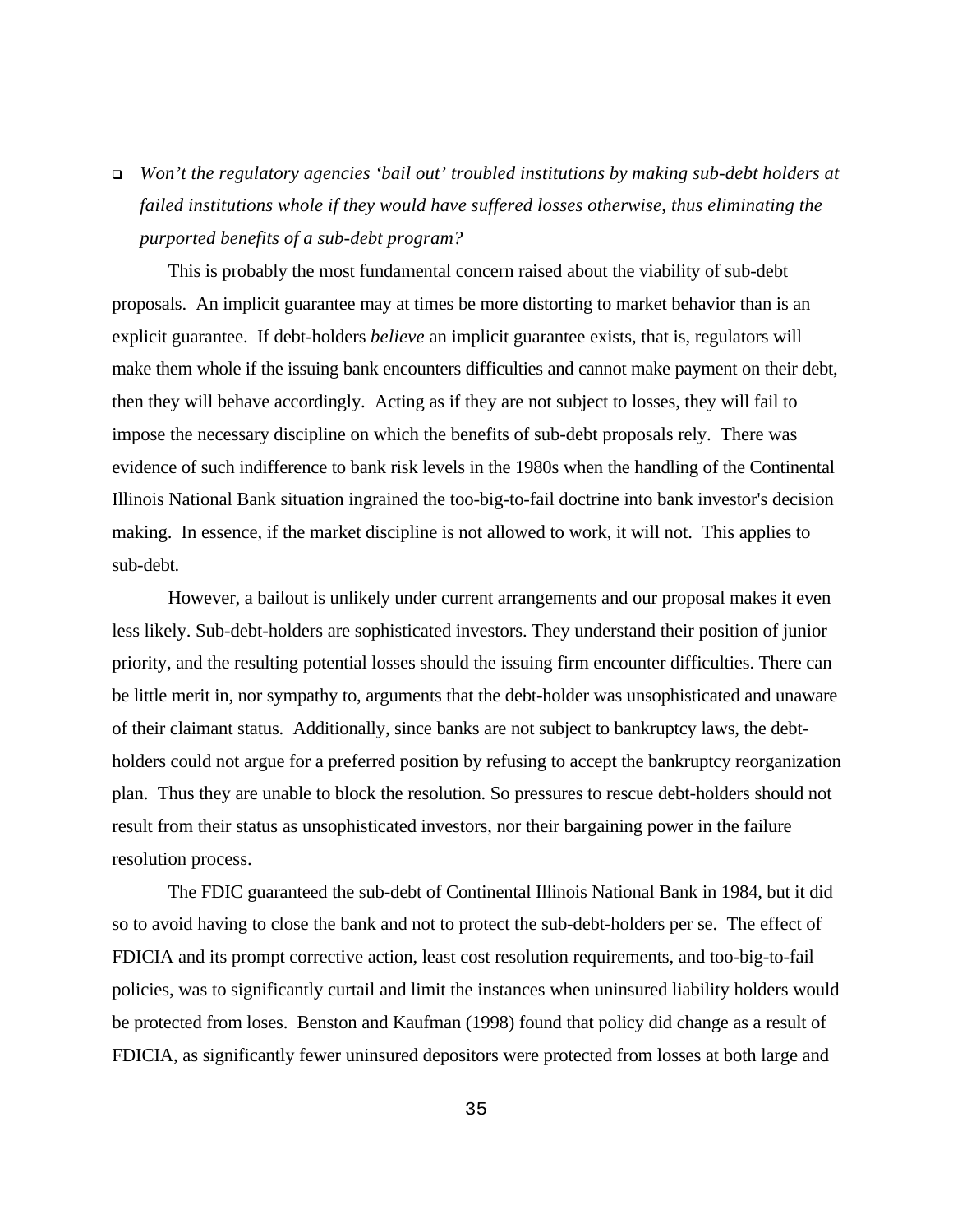- *Won't the regulatory agencies 'bail out' troubled institutions by making sub-debt holders at failed institutions whole if they would have suffered losses otherwise, thus eliminating the purported benefits of a sub-debt program?*

This is probably the most fundamental concern raised about the viability of sub-debt proposals. An implicit guarantee may at times be more distorting to market behavior than is an explicit guarantee. If debt-holders *believe* an implicit guarantee exists, that is, regulators will make them whole if the issuing bank encounters difficulties and cannot make payment on their debt, then they will behave accordingly. Acting as if they are not subject to losses, they will fail to impose the necessary discipline on which the benefits of sub-debt proposals rely. There was evidence of such indifference to bank risk levels in the 1980s when the handling of the Continental Illinois National Bank situation ingrained the too-big-to-fail doctrine into bank investor's decision making. In essence, if the market discipline is not allowed to work, it will not. This applies to sub-debt.

However, a bailout is unlikely under current arrangements and our proposal makes it even less likely. Sub-debt-holders are sophisticated investors. They understand their position of junior priority, and the resulting potential losses should the issuing firm encounter difficulties. There can be little merit in, nor sympathy to, arguments that the debt-holder was unsophisticated and unaware of their claimant status. Additionally, since banks are not subject to bankruptcy laws, the debt-holders could not argue for a preferred position by refusing to accept the bankruptcy reorganization plan. Thus they are unable to block the resolution. So pressures to rescue debt-holders should not result from their status as unsophisticated investors, nor their bargaining power in the failure resolution process.

The FDIC guaranteed the sub-debt of Continental Illinois National Bank in 1984, but it did so to avoid having to close the bank and not to protect the sub-debt-holders per se. The effect of FDICIA and its prompt corrective action, least cost resolution requirements, and too-big-to-fail policies, was to significantly curtail and limit the instances when uninsured liability holders would be protected from loses. Benston and Kaufman (1998) found that policy did change as a result of FDICIA, as significantly fewer uninsured depositors were protected from losses at both large and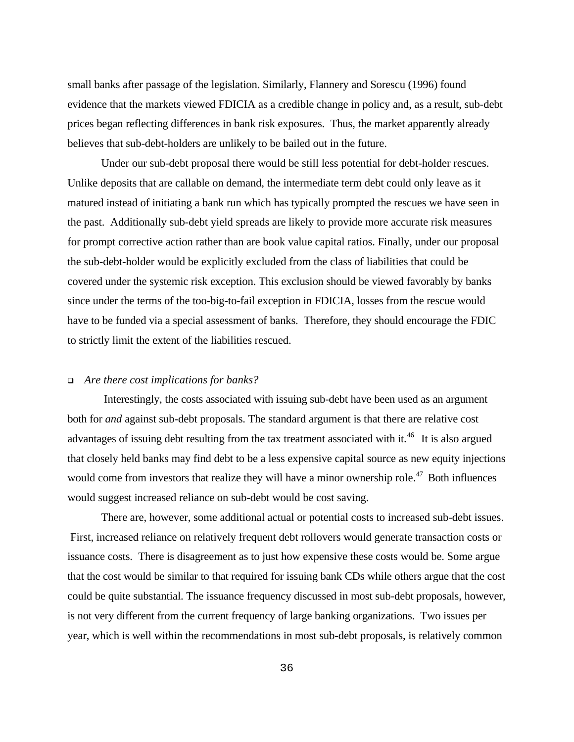small banks after passage of the legislation. Similarly, Flannery and Sorescu (1996) found evidence that the markets viewed FDICIA as a credible change in policy and, as a result, sub-debt prices began reflecting differences in bank risk exposures. Thus, the market apparently already believes that sub-debt-holders are unlikely to be bailed out in the future.

Under our sub-debt proposal there would be still less potential for debt-holder rescues. Unlike deposits that are callable on demand, the intermediate term debt could only leave as it matured instead of initiating a bank run which has typically prompted the rescues we have seen in the past. Additionally sub-debt yield spreads are likely to provide more accurate risk measures for prompt corrective action rather than are book value capital ratios. Finally, under our proposal the sub-debt-holder would be explicitly excluded from the class of liabilities that could be covered under the systemic risk exception. This exclusion should be viewed favorably by banks since under the terms of the too-big-to-fail exception in FDICIA, losses from the rescue would have to be funded via a special assessment of banks. Therefore, they should encourage the FDIC to strictly limit the extent of the liabilities rescued.

- *Are there cost implications for banks?*

Interestingly, the costs associated with issuing sub-debt have been used as an argument both for *and* against sub-debt proposals. The standard argument is that there are relative cost advantages of issuing debt resulting from the tax treatment associated with it.[46] It is also argued that closely held banks may find debt to be a less expensive capital source as new equity injections would come from investors that realize they will have a minor ownership role.[47] Both influences would suggest increased reliance on sub-debt would be cost saving.

There are, however, some additional actual or potential costs to increased sub-debt issues. First, increased reliance on relatively frequent debt rollovers would generate transaction costs or issuance costs. There is disagreement as to just how expensive these costs would be. Some argue that the cost would be similar to that required for issuing bank CDs while others argue that the cost could be quite substantial. The issuance frequency discussed in most sub-debt proposals, however, is not very different from the current frequency of large banking organizations. Two issues per year, which is well within the recommendations in most sub-debt proposals, is relatively common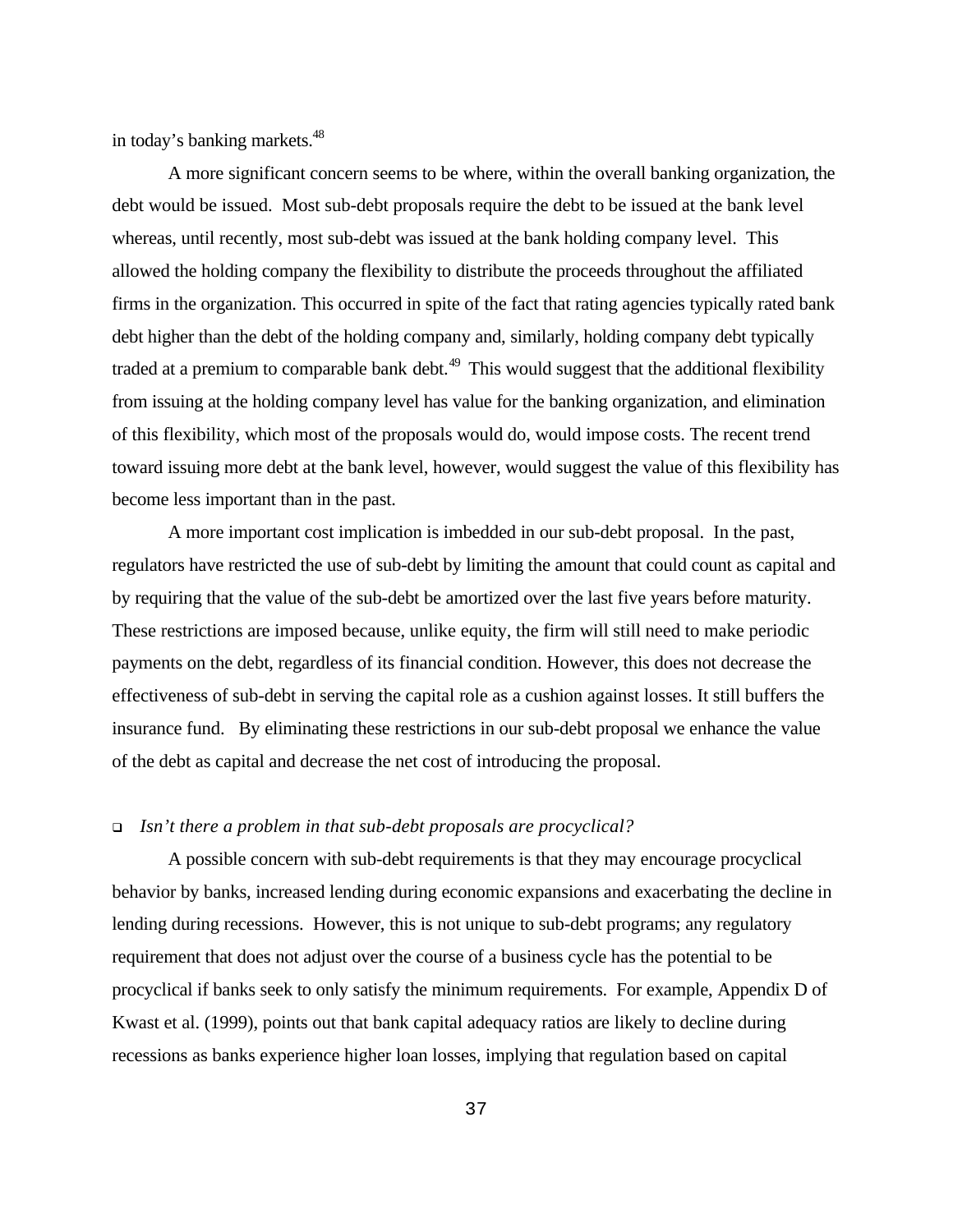in today's banking markets.[48]

A more significant concern seems to be where, within the overall banking organization, the debt would be issued. Most sub-debt proposals require the debt to be issued at the bank level whereas, until recently, most sub-debt was issued at the bank holding company level. This allowed the holding company the flexibility to distribute the proceeds throughout the affiliated firms in the organization. This occurred in spite of the fact that rating agencies typically rated bank debt higher than the debt of the holding company and, similarly, holding company debt typically traded at a premium to comparable bank debt.[49] This would suggest that the additional flexibility from issuing at the holding company level has value for the banking organization, and elimination of this flexibility, which most of the proposals would do, would impose costs. The recent trend toward issuing more debt at the bank level, however, would suggest the value of this flexibility has become less important than in the past.

A more important cost implication is imbedded in our sub-debt proposal. In the past, regulators have restricted the use of sub-debt by limiting the amount that could count as capital and by requiring that the value of the sub-debt be amortized over the last five years before maturity. These restrictions are imposed because, unlike equity, the firm will still need to make periodic payments on the debt, regardless of its financial condition. However, this does not decrease the effectiveness of sub-debt in serving the capital role as a cushion against losses. It still buffers the insurance fund. By eliminating these restrictions in our sub-debt proposal we enhance the value of the debt as capital and decrease the net cost of introducing the proposal.

- *Isn't there a problem in that sub-debt proposals are procyclical?*

A possible concern with sub-debt requirements is that they may encourage procyclical behavior by banks, increased lending during economic expansions and exacerbating the decline in lending during recessions. However, this is not unique to sub-debt programs; any regulatory requirement that does not adjust over the course of a business cycle has the potential to be procyclical if banks seek to only satisfy the minimum requirements. For example, Appendix D of Kwast et al. (1999), points out that bank capital adequacy ratios are likely to decline during recessions as banks experience higher loan losses, implying that regulation based on capital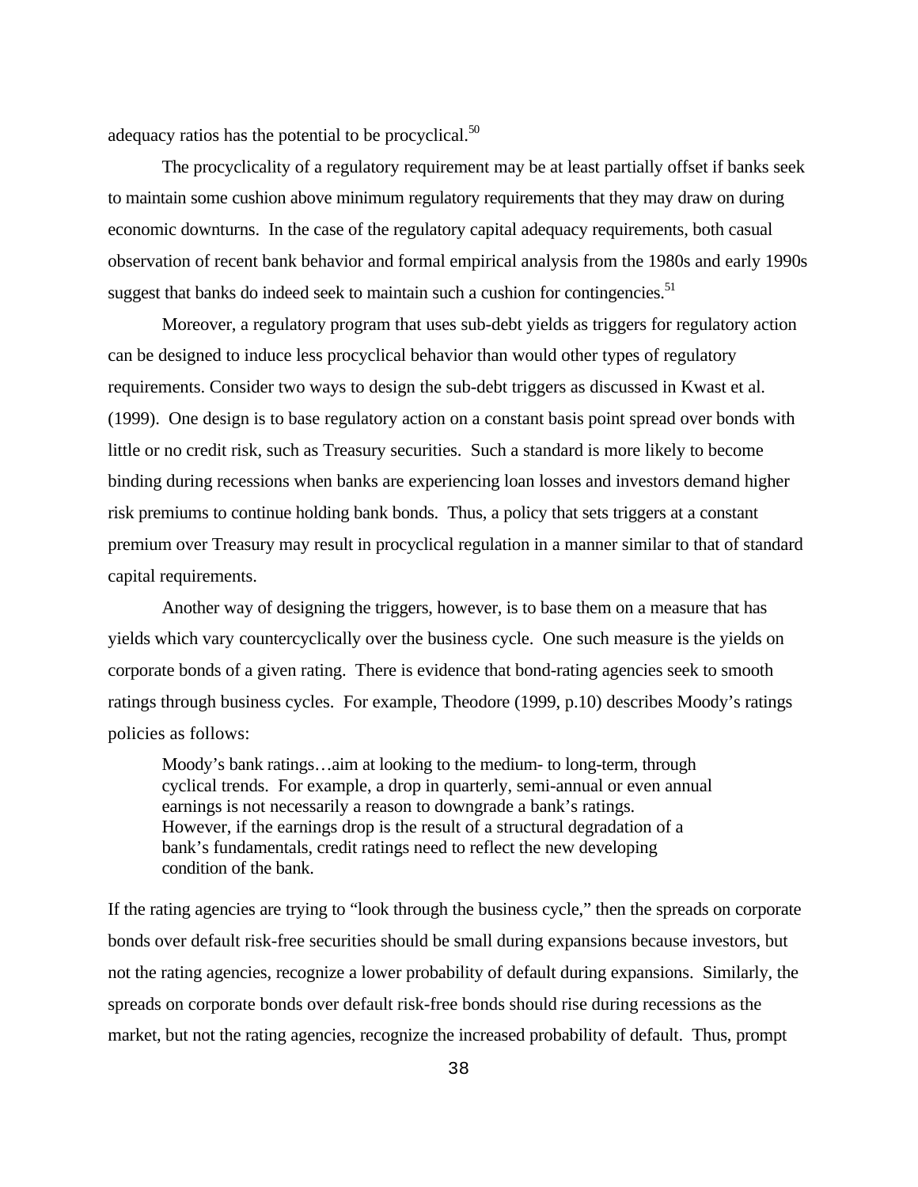adequacy ratios has the potential to be procyclical.[50]

The procyclicality of a regulatory requirement may be at least partially offset if banks seek to maintain some cushion above minimum regulatory requirements that they may draw on during economic downturns. In the case of the regulatory capital adequacy requirements, both casual observation of recent bank behavior and formal empirical analysis from the 1980s and early 1990s suggest that banks do indeed seek to maintain such a cushion for contingencies.[51]

Moreover, a regulatory program that uses sub-debt yields as triggers for regulatory action can be designed to induce less procyclical behavior than would other types of regulatory requirements. Consider two ways to design the sub-debt triggers as discussed in Kwast et al. (1999). One design is to base regulatory action on a constant basis point spread over bonds with little or no credit risk, such as Treasury securities. Such a standard is more likely to become binding during recessions when banks are experiencing loan losses and investors demand higher risk premiums to continue holding bank bonds. Thus, a policy that sets triggers at a constant premium over Treasury may result in procyclical regulation in a manner similar to that of standard capital requirements.

Another way of designing the triggers, however, is to base them on a measure that has yields which vary countercyclically over the business cycle. One such measure is the yields on corporate bonds of a given rating. There is evidence that bond-rating agencies seek to smooth ratings through business cycles. For example, Theodore (1999, p.10) describes Moody's ratings policies as follows:

> Moody's bank ratings…aim at looking to the medium- to long-term, through cyclical trends. For example, a drop in quarterly, semi-annual or even annual earnings is not necessarily a reason to downgrade a bank's ratings. However, if the earnings drop is the result of a structural degradation of a bank's fundamentals, credit ratings need to reflect the new developing condition of the bank.

If the rating agencies are trying to "look through the business cycle," then the spreads on corporate bonds over default risk-free securities should be small during expansions because investors, but not the rating agencies, recognize a lower probability of default during expansions. Similarly, the spreads on corporate bonds over default risk-free bonds should rise during recessions as the market, but not the rating agencies, recognize the increased probability of default. Thus, prompt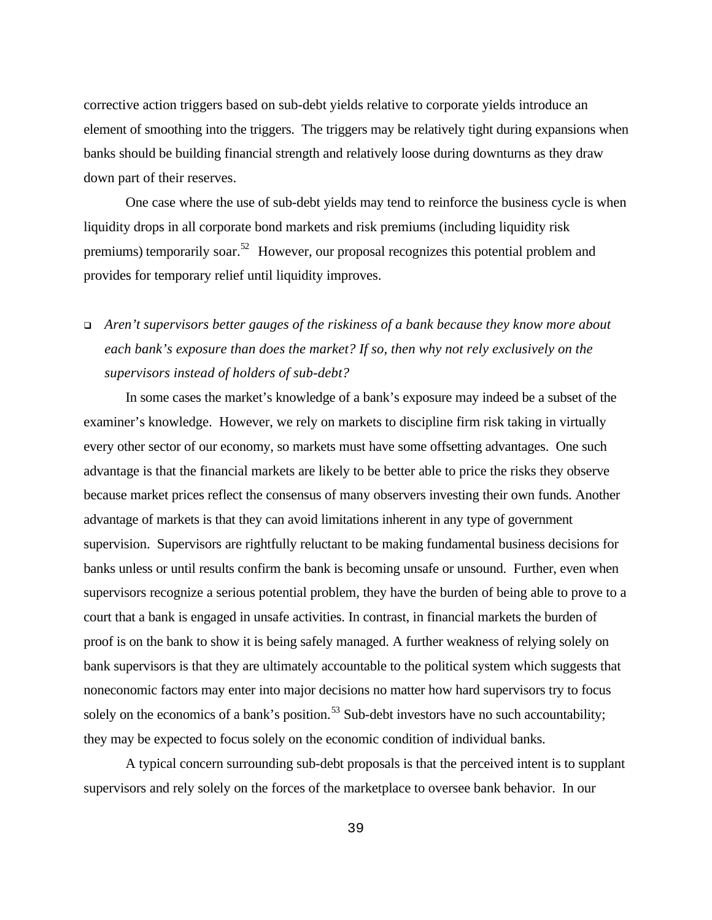corrective action triggers based on sub-debt yields relative to corporate yields introduce an element of smoothing into the triggers. The triggers may be relatively tight during expansions when banks should be building financial strength and relatively loose during downturns as they draw down part of their reserves.

One case where the use of sub-debt yields may tend to reinforce the business cycle is when liquidity drops in all corporate bond markets and risk premiums (including liquidity risk premiums) temporarily soar.[52] However, our proposal recognizes this potential problem and provides for temporary relief until liquidity improves.

- *Aren't supervisors better gauges of the riskiness of a bank because they know more about each bank's exposure than does the market? If so, then why not rely exclusively on the supervisors instead of holders of sub-debt?*

In some cases the market's knowledge of a bank's exposure may indeed be a subset of the examiner's knowledge. However, we rely on markets to discipline firm risk taking in virtually every other sector of our economy, so markets must have some offsetting advantages. One such advantage is that the financial markets are likely to be better able to price the risks they observe because market prices reflect the consensus of many observers investing their own funds. Another advantage of markets is that they can avoid limitations inherent in any type of government supervision. Supervisors are rightfully reluctant to be making fundamental business decisions for banks unless or until results confirm the bank is becoming unsafe or unsound. Further, even when supervisors recognize a serious potential problem, they have the burden of being able to prove to a court that a bank is engaged in unsafe activities. In contrast, in financial markets the burden of proof is on the bank to show it is being safely managed. A further weakness of relying solely on bank supervisors is that they are ultimately accountable to the political system which suggests that noneconomic factors may enter into major decisions no matter how hard supervisors try to focus solely on the economics of a bank's position.[53] Sub-debt investors have no such accountability; they may be expected to focus solely on the economic condition of individual banks.

A typical concern surrounding sub-debt proposals is that the perceived intent is to supplant supervisors and rely solely on the forces of the marketplace to oversee bank behavior. In our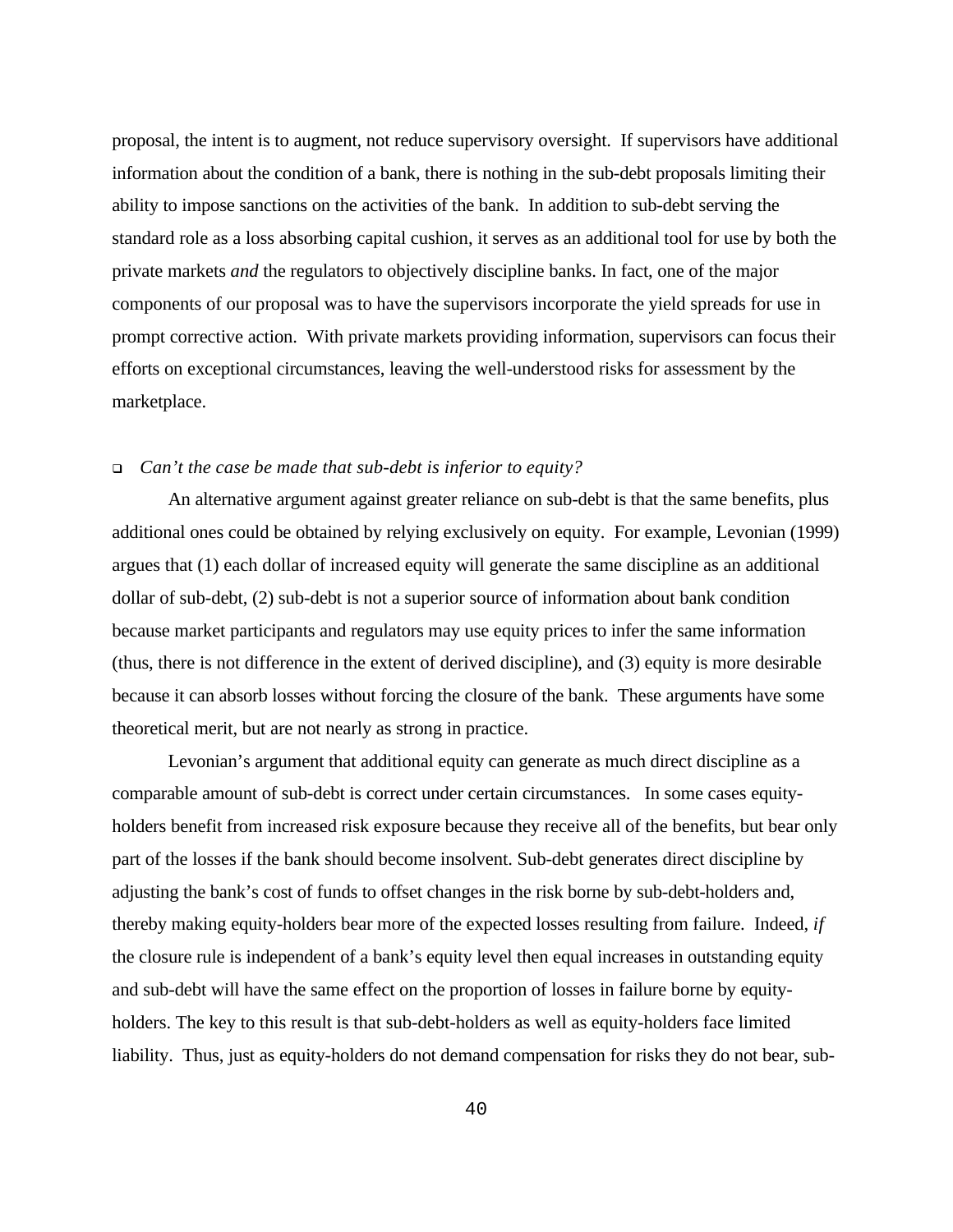proposal, the intent is to augment, not reduce supervisory oversight. If supervisors have additional information about the condition of a bank, there is nothing in the sub-debt proposals limiting their ability to impose sanctions on the activities of the bank. In addition to sub-debt serving the standard role as a loss absorbing capital cushion, it serves as an additional tool for use by both the private markets *and* the regulators to objectively discipline banks. In fact, one of the major components of our proposal was to have the supervisors incorporate the yield spreads for use in prompt corrective action. With private markets providing information, supervisors can focus their efforts on exceptional circumstances, leaving the well-understood risks for assessment by the marketplace.

- *Can't the case be made that sub-debt is inferior to equity?*

An alternative argument against greater reliance on sub-debt is that the same benefits, plus additional ones could be obtained by relying exclusively on equity. For example, Levonian (1999) argues that (1) each dollar of increased equity will generate the same discipline as an additional dollar of sub-debt, (2) sub-debt is not a superior source of information about bank condition because market participants and regulators may use equity prices to infer the same information (thus, there is not difference in the extent of derived discipline), and (3) equity is more desirable because it can absorb losses without forcing the closure of the bank. These arguments have some theoretical merit, but are not nearly as strong in practice.

Levonian's argument that additional equity can generate as much direct discipline as a comparable amount of sub-debt is correct under certain circumstances. In some cases equity-holders benefit from increased risk exposure because they receive all of the benefits, but bear only part of the losses if the bank should become insolvent. Sub-debt generates direct discipline by adjusting the bank's cost of funds to offset changes in the risk borne by sub-debt-holders and, thereby making equity-holders bear more of the expected losses resulting from failure. Indeed, *if* the closure rule is independent of a bank's equity level then equal increases in outstanding equity and sub-debt will have the same effect on the proportion of losses in failure borne by equity-holders. The key to this result is that sub-debt-holders as well as equity-holders face limited liability. Thus, just as equity-holders do not demand compensation for risks they do not bear, sub-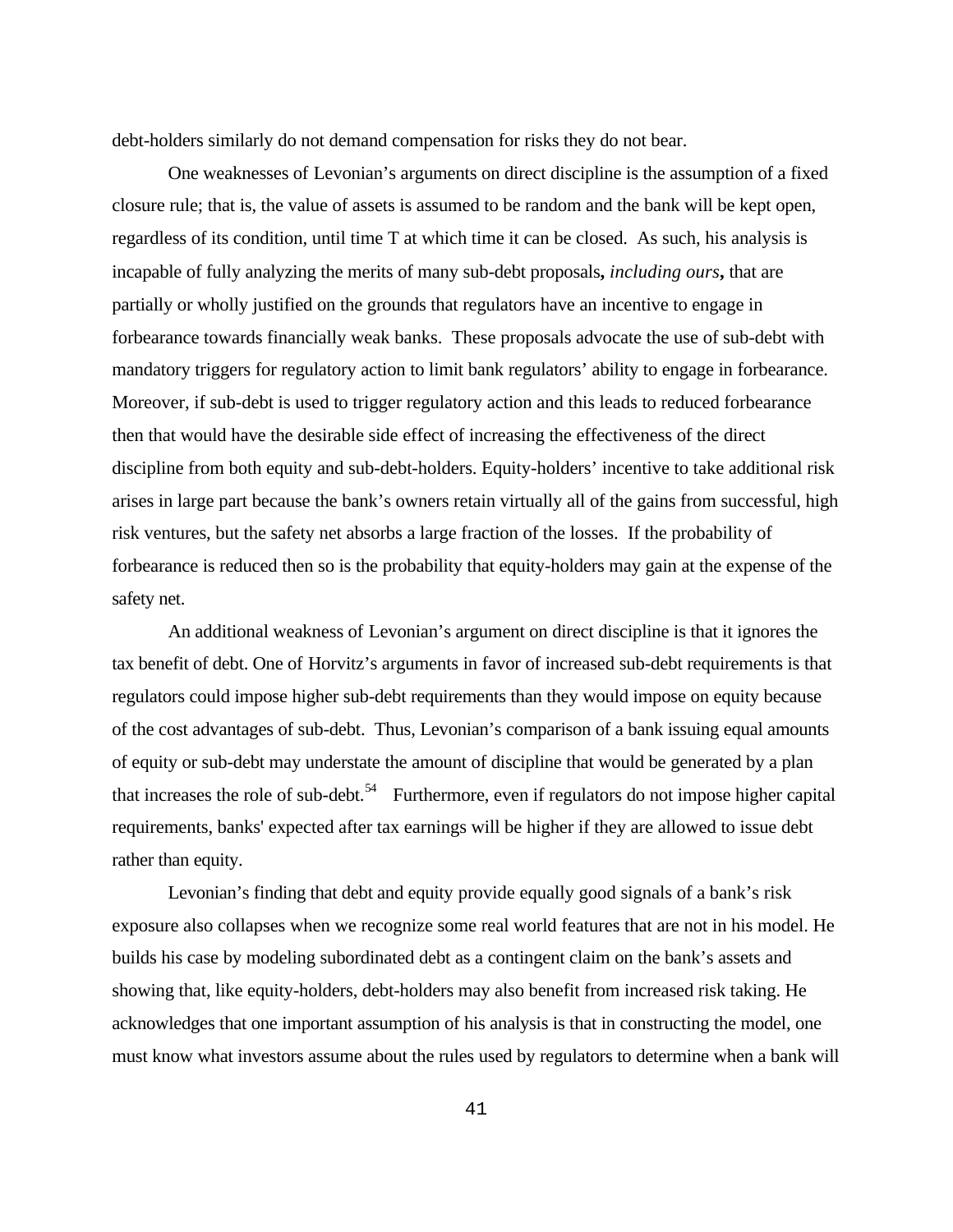debt-holders similarly do not demand compensation for risks they do not bear.

One weaknesses of Levonian's arguments on direct discipline is the assumption of a fixed closure rule; that is, the value of assets is assumed to be random and the bank will be kept open, regardless of its condition, until time T at which time it can be closed. As such, his analysis is incapable of fully analyzing the merits of many sub-debt proposals**,** *including ours***,** that are partially or wholly justified on the grounds that regulators have an incentive to engage in forbearance towards financially weak banks. These proposals advocate the use of sub-debt with mandatory triggers for regulatory action to limit bank regulators' ability to engage in forbearance. Moreover, if sub-debt is used to trigger regulatory action and this leads to reduced forbearance then that would have the desirable side effect of increasing the effectiveness of the direct discipline from both equity and sub-debt-holders. Equity-holders' incentive to take additional risk arises in large part because the bank's owners retain virtually all of the gains from successful, high risk ventures, but the safety net absorbs a large fraction of the losses. If the probability of forbearance is reduced then so is the probability that equity-holders may gain at the expense of the safety net.

An additional weakness of Levonian's argument on direct discipline is that it ignores the tax benefit of debt. One of Horvitz's arguments in favor of increased sub-debt requirements is that regulators could impose higher sub-debt requirements than they would impose on equity because of the cost advantages of sub-debt. Thus, Levonian's comparison of a bank issuing equal amounts of equity or sub-debt may understate the amount of discipline that would be generated by a plan that increases the role of sub-debt.[54] Furthermore, even if regulators do not impose higher capital requirements, banks' expected after tax earnings will be higher if they are allowed to issue debt rather than equity.

Levonian's finding that debt and equity provide equally good signals of a bank's risk exposure also collapses when we recognize some real world features that are not in his model. He builds his case by modeling subordinated debt as a contingent claim on the bank's assets and showing that, like equity-holders, debt-holders may also benefit from increased risk taking. He acknowledges that one important assumption of his analysis is that in constructing the model, one must know what investors assume about the rules used by regulators to determine when a bank will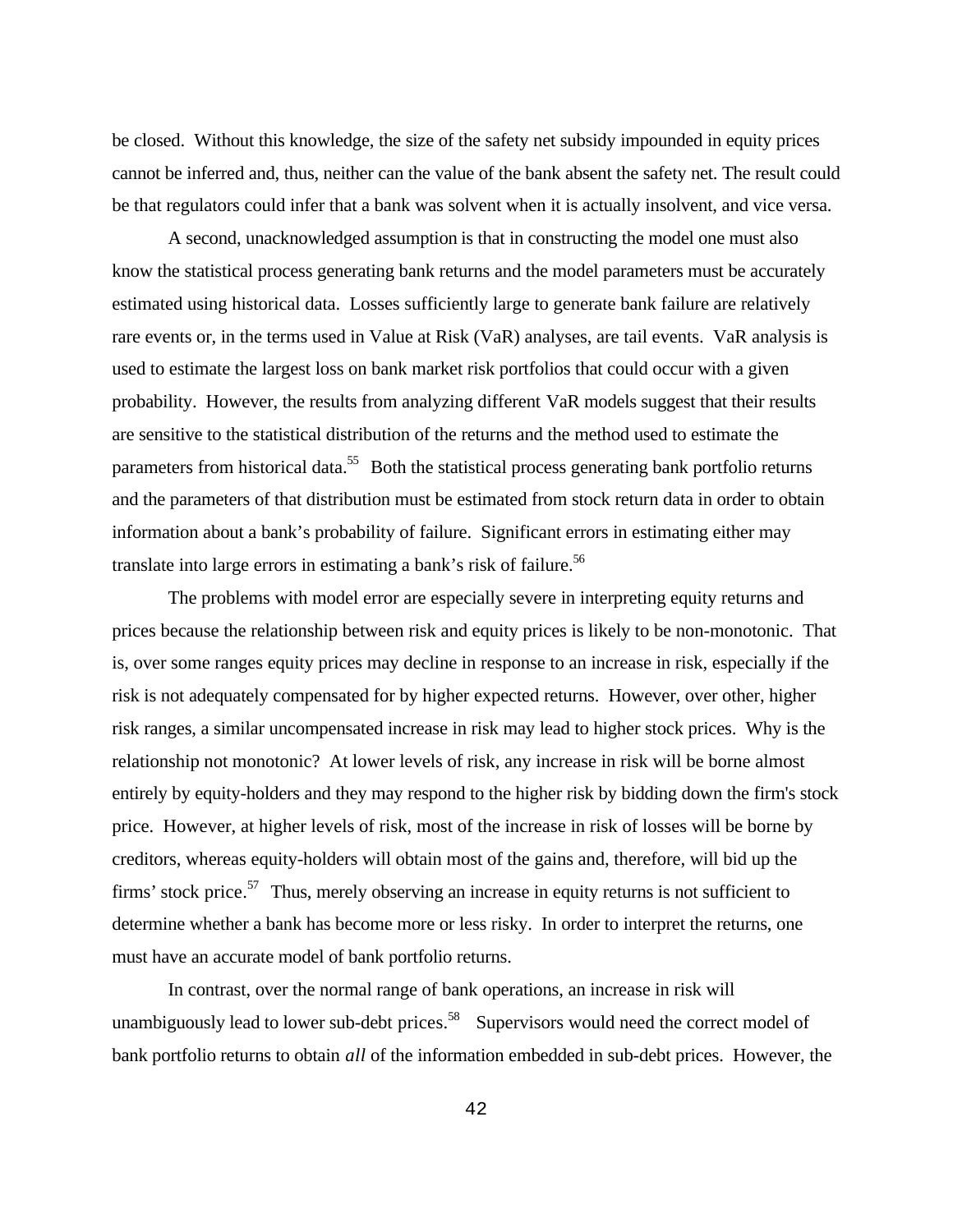be closed. Without this knowledge, the size of the safety net subsidy impounded in equity prices cannot be inferred and, thus, neither can the value of the bank absent the safety net. The result could be that regulators could infer that a bank was solvent when it is actually insolvent, and vice versa.

A second, unacknowledged assumption is that in constructing the model one must also know the statistical process generating bank returns and the model parameters must be accurately estimated using historical data. Losses sufficiently large to generate bank failure are relatively rare events or, in the terms used in Value at Risk (VaR) analyses, are tail events. VaR analysis is used to estimate the largest loss on bank market risk portfolios that could occur with a given probability. However, the results from analyzing different VaR models suggest that their results are sensitive to the statistical distribution of the returns and the method used to estimate the parameters from historical data.[55] Both the statistical process generating bank portfolio returns and the parameters of that distribution must be estimated from stock return data in order to obtain information about a bank's probability of failure. Significant errors in estimating either may translate into large errors in estimating a bank's risk of failure.[56]

The problems with model error are especially severe in interpreting equity returns and prices because the relationship between risk and equity prices is likely to be non-monotonic. That is, over some ranges equity prices may decline in response to an increase in risk, especially if the risk is not adequately compensated for by higher expected returns. However, over other, higher risk ranges, a similar uncompensated increase in risk may lead to higher stock prices. Why is the relationship not monotonic? At lower levels of risk, any increase in risk will be borne almost entirely by equity-holders and they may respond to the higher risk by bidding down the firm's stock price. However, at higher levels of risk, most of the increase in risk of losses will be borne by creditors, whereas equity-holders will obtain most of the gains and, therefore, will bid up the firms' stock price.[57] Thus, merely observing an increase in equity returns is not sufficient to determine whether a bank has become more or less risky. In order to interpret the returns, one must have an accurate model of bank portfolio returns.

In contrast, over the normal range of bank operations, an increase in risk will unambiguously lead to lower sub-debt prices.[58] Supervisors would need the correct model of bank portfolio returns to obtain *all* of the information embedded in sub-debt prices. However, the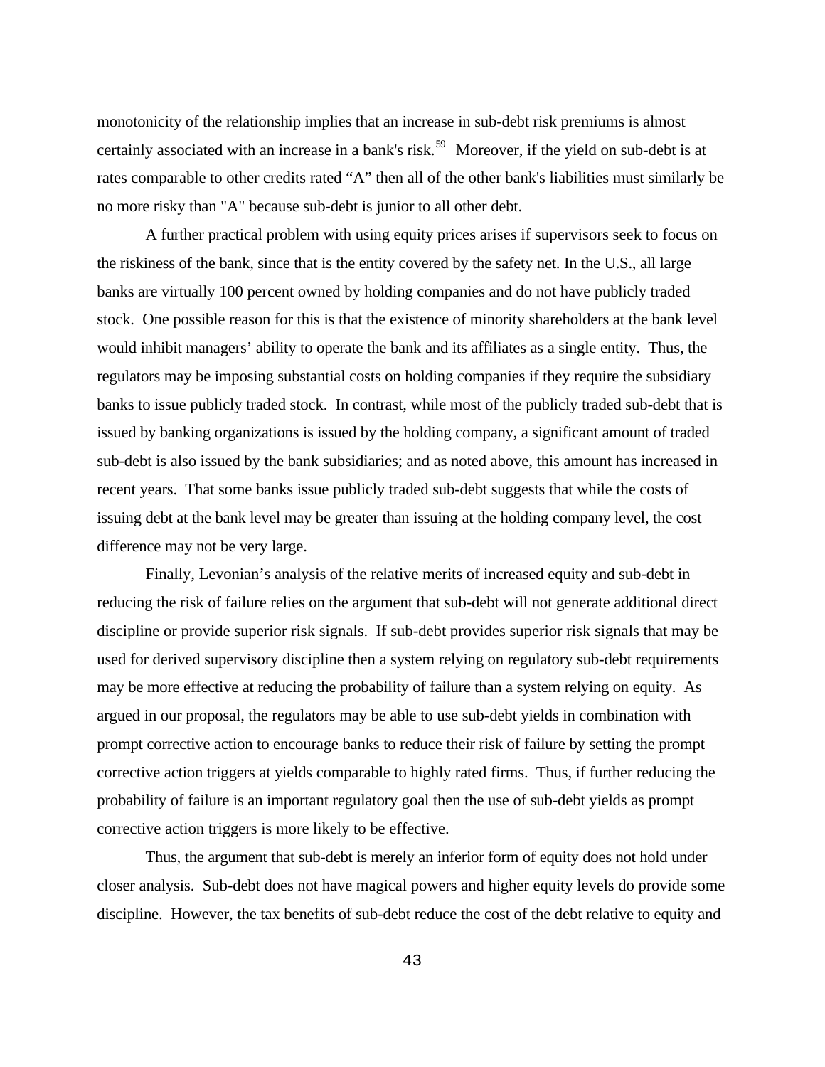monotonicity of the relationship implies that an increase in sub-debt risk premiums is almost certainly associated with an increase in a bank's risk.[59] Moreover, if the yield on sub-debt is at rates comparable to other credits rated “A” then all of the other bank's liabilities must similarly be no more risky than "A" because sub-debt is junior to all other debt.

A further practical problem with using equity prices arises if supervisors seek to focus on the riskiness of the bank, since that is the entity covered by the safety net. In the U.S., all large banks are virtually 100 percent owned by holding companies and do not have publicly traded stock. One possible reason for this is that the existence of minority shareholders at the bank level would inhibit managers’ ability to operate the bank and its affiliates as a single entity. Thus, the regulators may be imposing substantial costs on holding companies if they require the subsidiary banks to issue publicly traded stock. In contrast, while most of the publicly traded sub-debt that is issued by banking organizations is issued by the holding company, a significant amount of traded sub-debt is also issued by the bank subsidiaries; and as noted above, this amount has increased in recent years. That some banks issue publicly traded sub-debt suggests that while the costs of issuing debt at the bank level may be greater than issuing at the holding company level, the cost difference may not be very large.

Finally, Levonian’s analysis of the relative merits of increased equity and sub-debt in reducing the risk of failure relies on the argument that sub-debt will not generate additional direct discipline or provide superior risk signals. If sub-debt provides superior risk signals that may be used for derived supervisory discipline then a system relying on regulatory sub-debt requirements may be more effective at reducing the probability of failure than a system relying on equity. As argued in our proposal, the regulators may be able to use sub-debt yields in combination with prompt corrective action to encourage banks to reduce their risk of failure by setting the prompt corrective action triggers at yields comparable to highly rated firms. Thus, if further reducing the probability of failure is an important regulatory goal then the use of sub-debt yields as prompt corrective action triggers is more likely to be effective.

Thus, the argument that sub-debt is merely an inferior form of equity does not hold under closer analysis. Sub-debt does not have magical powers and higher equity levels do provide some discipline. However, the tax benefits of sub-debt reduce the cost of the debt relative to equity and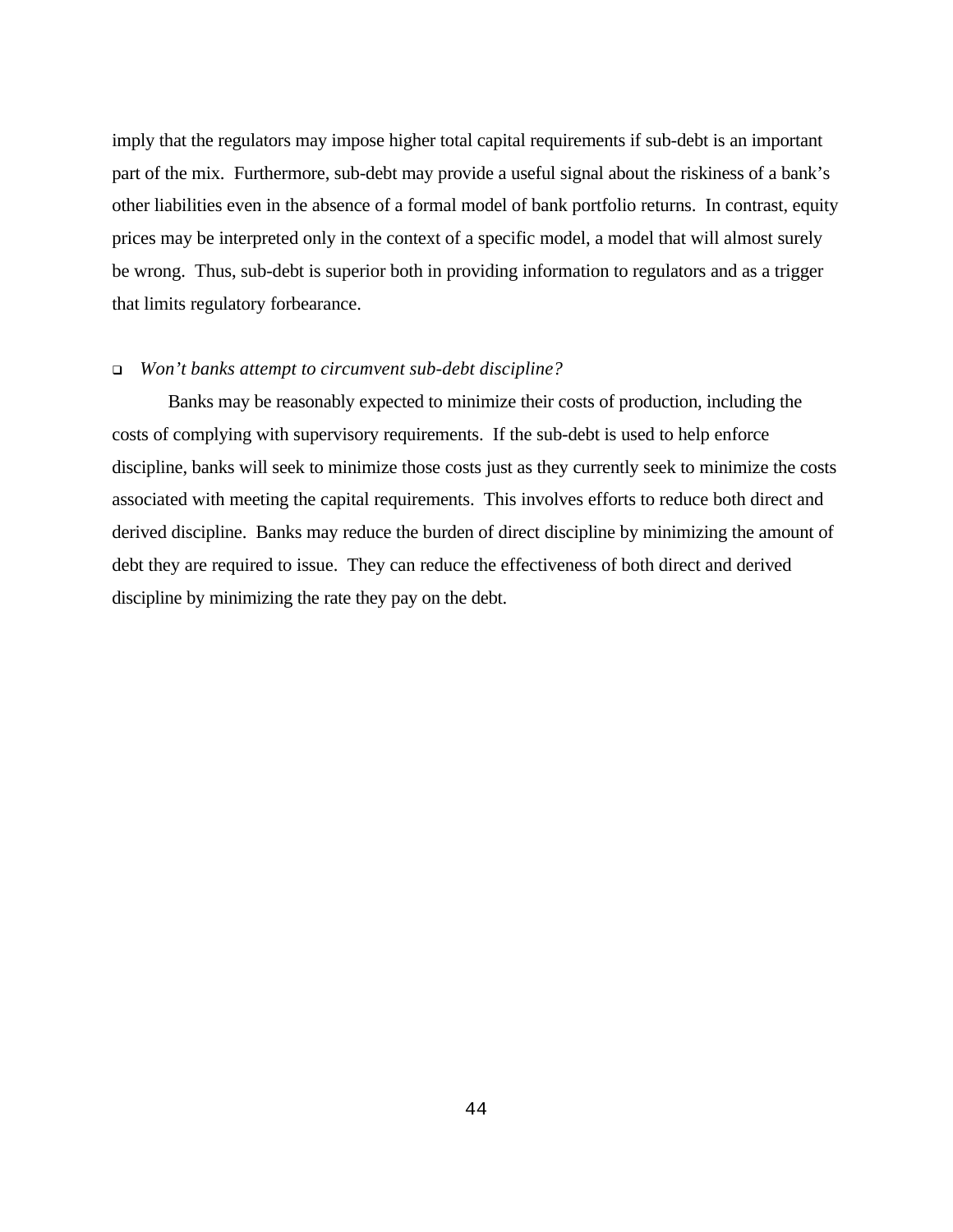imply that the regulators may impose higher total capital requirements if sub-debt is an important part of the mix. Furthermore, sub-debt may provide a useful signal about the riskiness of a bank's other liabilities even in the absence of a formal model of bank portfolio returns. In contrast, equity prices may be interpreted only in the context of a specific model, a model that will almost surely be wrong. Thus, sub-debt is superior both in providing information to regulators and as a trigger that limits regulatory forbearance.

- *Won't banks attempt to circumvent sub-debt discipline?*

Banks may be reasonably expected to minimize their costs of production, including the costs of complying with supervisory requirements. If the sub-debt is used to help enforce discipline, banks will seek to minimize those costs just as they currently seek to minimize the costs associated with meeting the capital requirements. This involves efforts to reduce both direct and derived discipline. Banks may reduce the burden of direct discipline by minimizing the amount of debt they are required to issue. They can reduce the effectiveness of both direct and derived discipline by minimizing the rate they pay on the debt.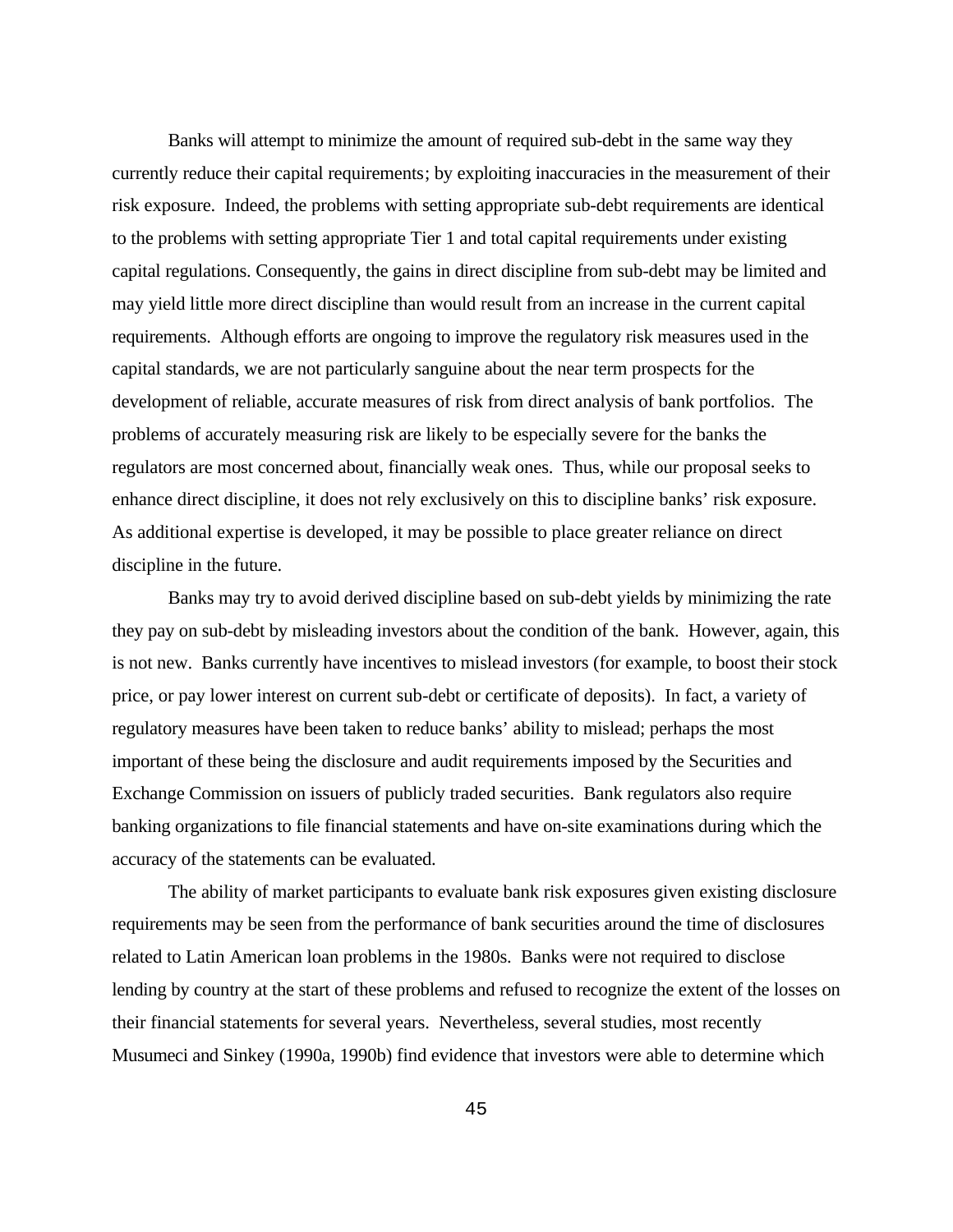Banks will attempt to minimize the amount of required sub-debt in the same way they currently reduce their capital requirements; by exploiting inaccuracies in the measurement of their risk exposure. Indeed, the problems with setting appropriate sub-debt requirements are identical to the problems with setting appropriate Tier 1 and total capital requirements under existing capital regulations. Consequently, the gains in direct discipline from sub-debt may be limited and may yield little more direct discipline than would result from an increase in the current capital requirements. Although efforts are ongoing to improve the regulatory risk measures used in the capital standards, we are not particularly sanguine about the near term prospects for the development of reliable, accurate measures of risk from direct analysis of bank portfolios. The problems of accurately measuring risk are likely to be especially severe for the banks the regulators are most concerned about, financially weak ones. Thus, while our proposal seeks to enhance direct discipline, it does not rely exclusively on this to discipline banks' risk exposure. As additional expertise is developed, it may be possible to place greater reliance on direct discipline in the future.

Banks may try to avoid derived discipline based on sub-debt yields by minimizing the rate they pay on sub-debt by misleading investors about the condition of the bank. However, again, this is not new. Banks currently have incentives to mislead investors (for example, to boost their stock price, or pay lower interest on current sub-debt or certificate of deposits). In fact, a variety of regulatory measures have been taken to reduce banks' ability to mislead; perhaps the most important of these being the disclosure and audit requirements imposed by the Securities and Exchange Commission on issuers of publicly traded securities. Bank regulators also require banking organizations to file financial statements and have on-site examinations during which the accuracy of the statements can be evaluated.

The ability of market participants to evaluate bank risk exposures given existing disclosure requirements may be seen from the performance of bank securities around the time of disclosures related to Latin American loan problems in the 1980s. Banks were not required to disclose lending by country at the start of these problems and refused to recognize the extent of the losses on their financial statements for several years. Nevertheless, several studies, most recently Musumeci and Sinkey (1990a, 1990b) find evidence that investors were able to determine which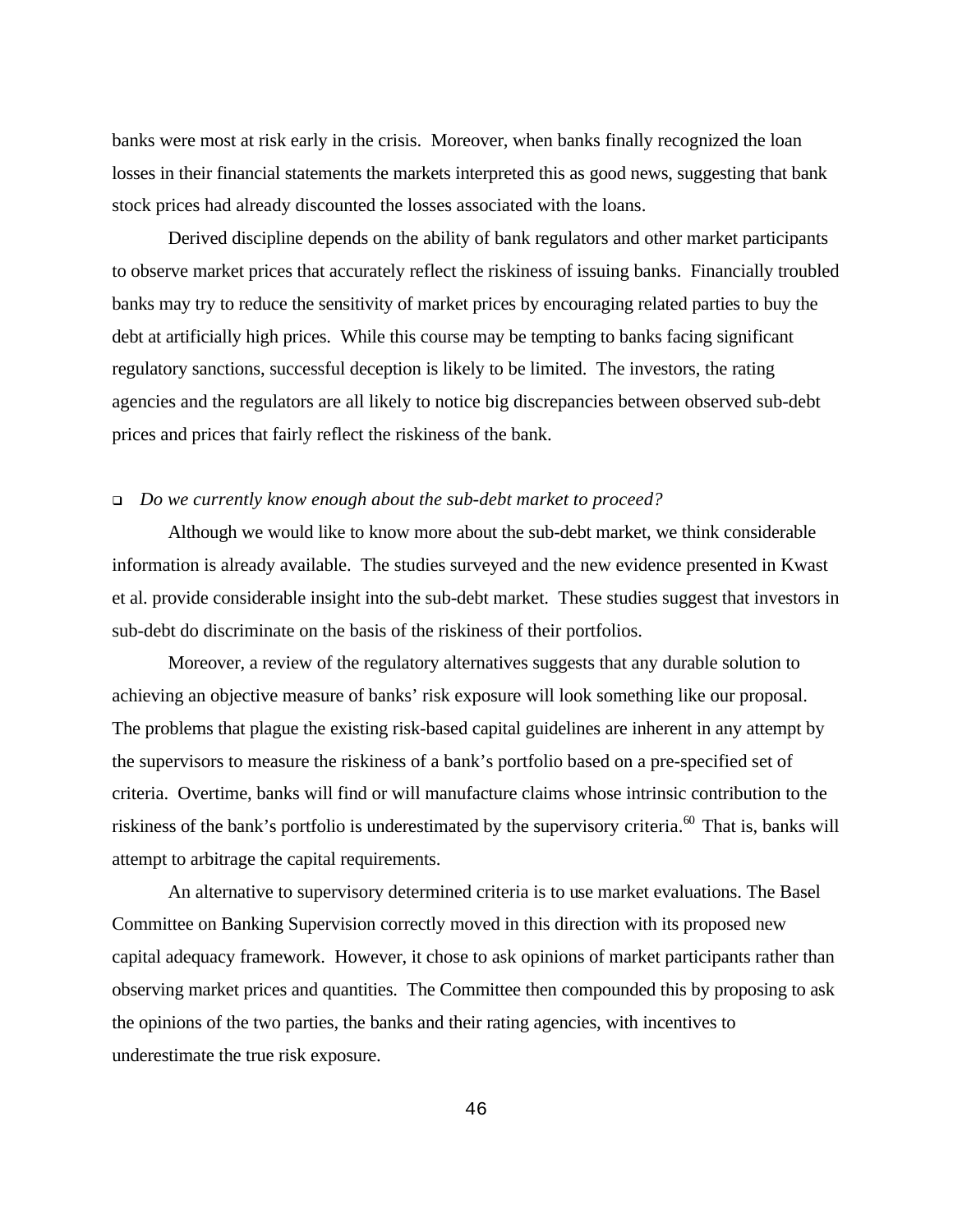banks were most at risk early in the crisis. Moreover, when banks finally recognized the loan losses in their financial statements the markets interpreted this as good news, suggesting that bank stock prices had already discounted the losses associated with the loans.

Derived discipline depends on the ability of bank regulators and other market participants to observe market prices that accurately reflect the riskiness of issuing banks. Financially troubled banks may try to reduce the sensitivity of market prices by encouraging related parties to buy the debt at artificially high prices. While this course may be tempting to banks facing significant regulatory sanctions, successful deception is likely to be limited. The investors, the rating agencies and the regulators are all likely to notice big discrepancies between observed sub-debt prices and prices that fairly reflect the riskiness of the bank.

- *Do we currently know enough about the sub-debt market to proceed?*

Although we would like to know more about the sub-debt market, we think considerable information is already available. The studies surveyed and the new evidence presented in Kwast et al. provide considerable insight into the sub-debt market. These studies suggest that investors in sub-debt do discriminate on the basis of the riskiness of their portfolios.

Moreover, a review of the regulatory alternatives suggests that any durable solution to achieving an objective measure of banks' risk exposure will look something like our proposal. The problems that plague the existing risk-based capital guidelines are inherent in any attempt by the supervisors to measure the riskiness of a bank's portfolio based on a pre-specified set of criteria. Overtime, banks will find or will manufacture claims whose intrinsic contribution to the riskiness of the bank's portfolio is underestimated by the supervisory criteria.[60] That is, banks will attempt to arbitrage the capital requirements.

An alternative to supervisory determined criteria is to use market evaluations. The Basel Committee on Banking Supervision correctly moved in this direction with its proposed new capital adequacy framework. However, it chose to ask opinions of market participants rather than observing market prices and quantities. The Committee then compounded this by proposing to ask the opinions of the two parties, the banks and their rating agencies, with incentives to underestimate the true risk exposure.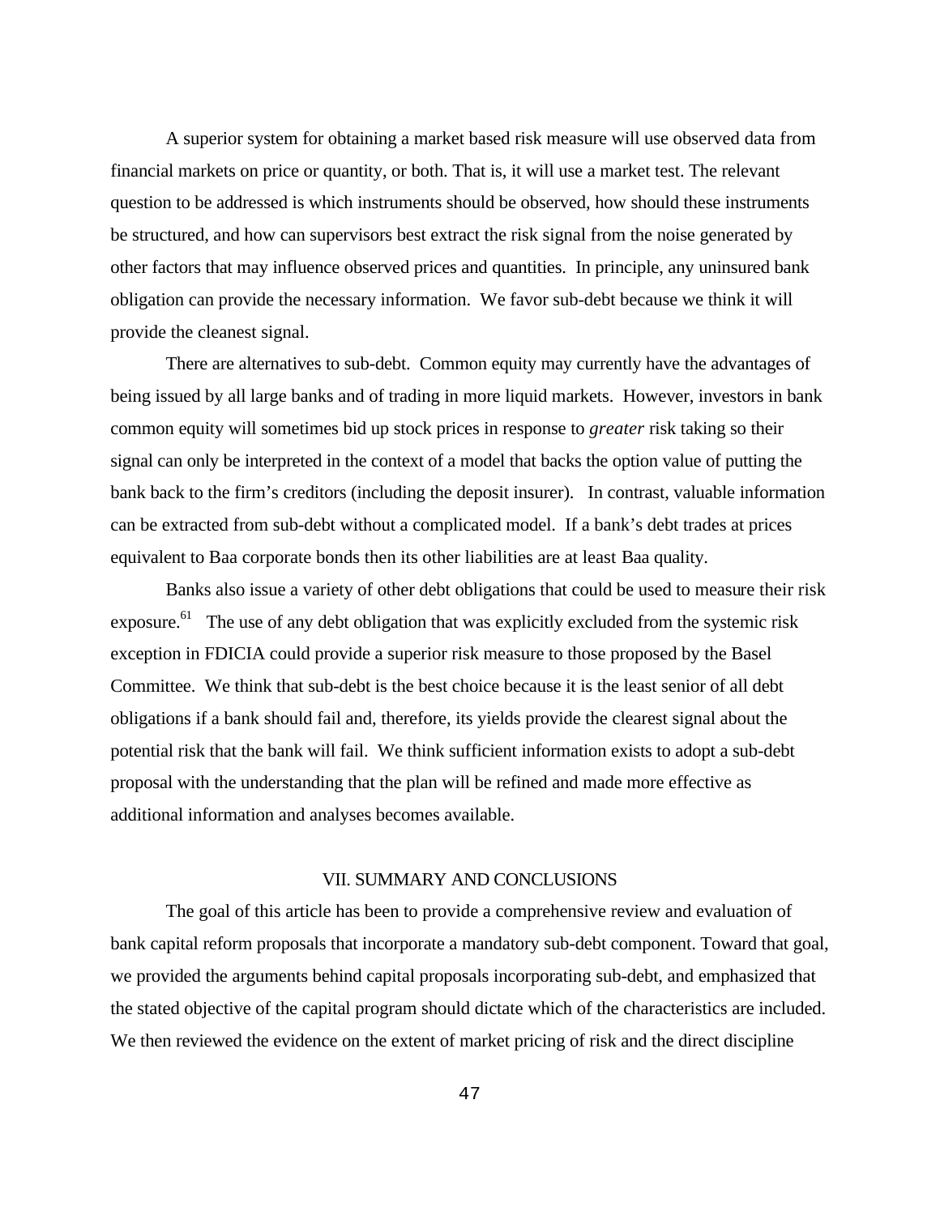A superior system for obtaining a market based risk measure will use observed data from financial markets on price or quantity, or both. That is, it will use a market test. The relevant question to be addressed is which instruments should be observed, how should these instruments be structured, and how can supervisors best extract the risk signal from the noise generated by other factors that may influence observed prices and quantities. In principle, any uninsured bank obligation can provide the necessary information. We favor sub-debt because we think it will provide the cleanest signal.

There are alternatives to sub-debt. Common equity may currently have the advantages of being issued by all large banks and of trading in more liquid markets. However, investors in bank common equity will sometimes bid up stock prices in response to *greater* risk taking so their signal can only be interpreted in the context of a model that backs the option value of putting the bank back to the firm's creditors (including the deposit insurer). In contrast, valuable information can be extracted from sub-debt without a complicated model. If a bank's debt trades at prices equivalent to Baa corporate bonds then its other liabilities are at least Baa quality.

Banks also issue a variety of other debt obligations that could be used to measure their risk exposure.[61] The use of any debt obligation that was explicitly excluded from the systemic risk exception in FDICIA could provide a superior risk measure to those proposed by the Basel Committee. We think that sub-debt is the best choice because it is the least senior of all debt obligations if a bank should fail and, therefore, its yields provide the clearest signal about the potential risk that the bank will fail. We think sufficient information exists to adopt a sub-debt proposal with the understanding that the plan will be refined and made more effective as additional information and analyses becomes available.

## VII. SUMMARY AND CONCLUSIONS

The goal of this article has been to provide a comprehensive review and evaluation of bank capital reform proposals that incorporate a mandatory sub-debt component. Toward that goal, we provided the arguments behind capital proposals incorporating sub-debt, and emphasized that the stated objective of the capital program should dictate which of the characteristics are included. We then reviewed the evidence on the extent of market pricing of risk and the direct discipline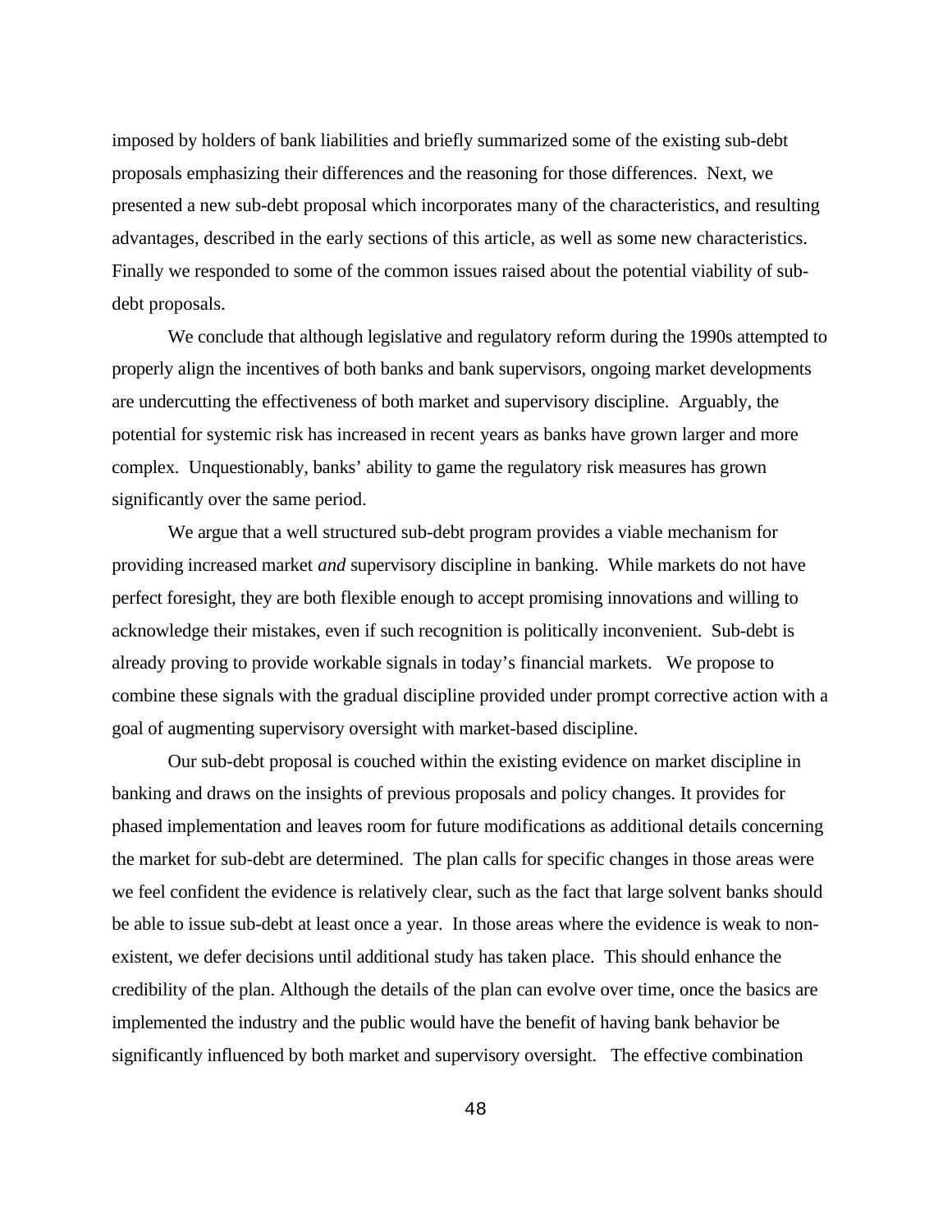imposed by holders of bank liabilities and briefly summarized some of the existing sub-debt proposals emphasizing their differences and the reasoning for those differences. Next, we presented a new sub-debt proposal which incorporates many of the characteristics, and resulting advantages, described in the early sections of this article, as well as some new characteristics. Finally we responded to some of the common issues raised about the potential viability of sub-debt proposals.

We conclude that although legislative and regulatory reform during the 1990s attempted to properly align the incentives of both banks and bank supervisors, ongoing market developments are undercutting the effectiveness of both market and supervisory discipline. Arguably, the potential for systemic risk has increased in recent years as banks have grown larger and more complex. Unquestionably, banks' ability to game the regulatory risk measures has grown significantly over the same period.

We argue that a well structured sub-debt program provides a viable mechanism for providing increased market *and* supervisory discipline in banking. While markets do not have perfect foresight, they are both flexible enough to accept promising innovations and willing to acknowledge their mistakes, even if such recognition is politically inconvenient. Sub-debt is already proving to provide workable signals in today's financial markets. We propose to combine these signals with the gradual discipline provided under prompt corrective action with a goal of augmenting supervisory oversight with market-based discipline.

Our sub-debt proposal is couched within the existing evidence on market discipline in banking and draws on the insights of previous proposals and policy changes. It provides for phased implementation and leaves room for future modifications as additional details concerning the market for sub-debt are determined. The plan calls for specific changes in those areas were we feel confident the evidence is relatively clear, such as the fact that large solvent banks should be able to issue sub-debt at least once a year. In those areas where the evidence is weak to non-existent, we defer decisions until additional study has taken place. This should enhance the credibility of the plan. Although the details of the plan can evolve over time, once the basics are implemented the industry and the public would have the benefit of having bank behavior be significantly influenced by both market and supervisory oversight. The effective combination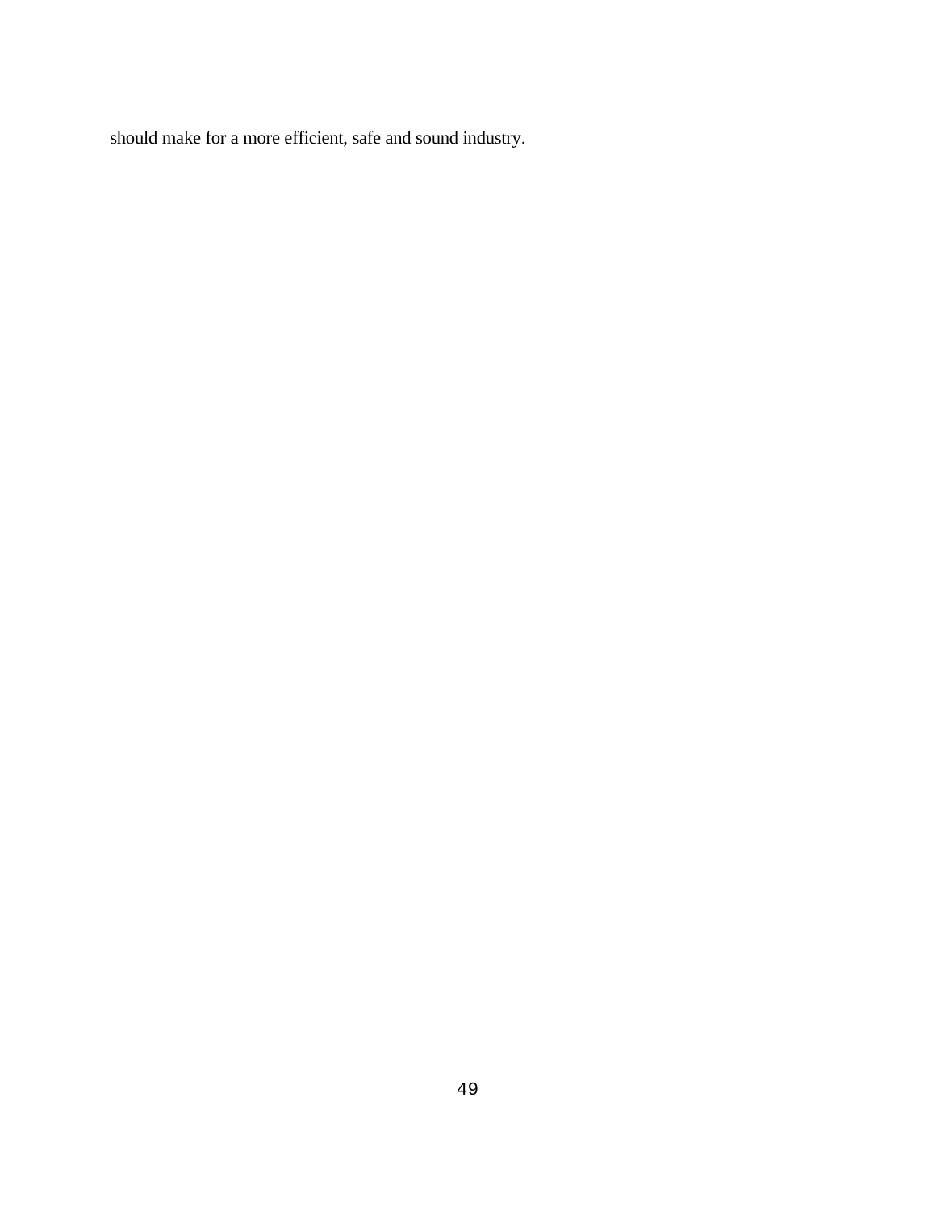should make for a more efficient, safe and sound industry.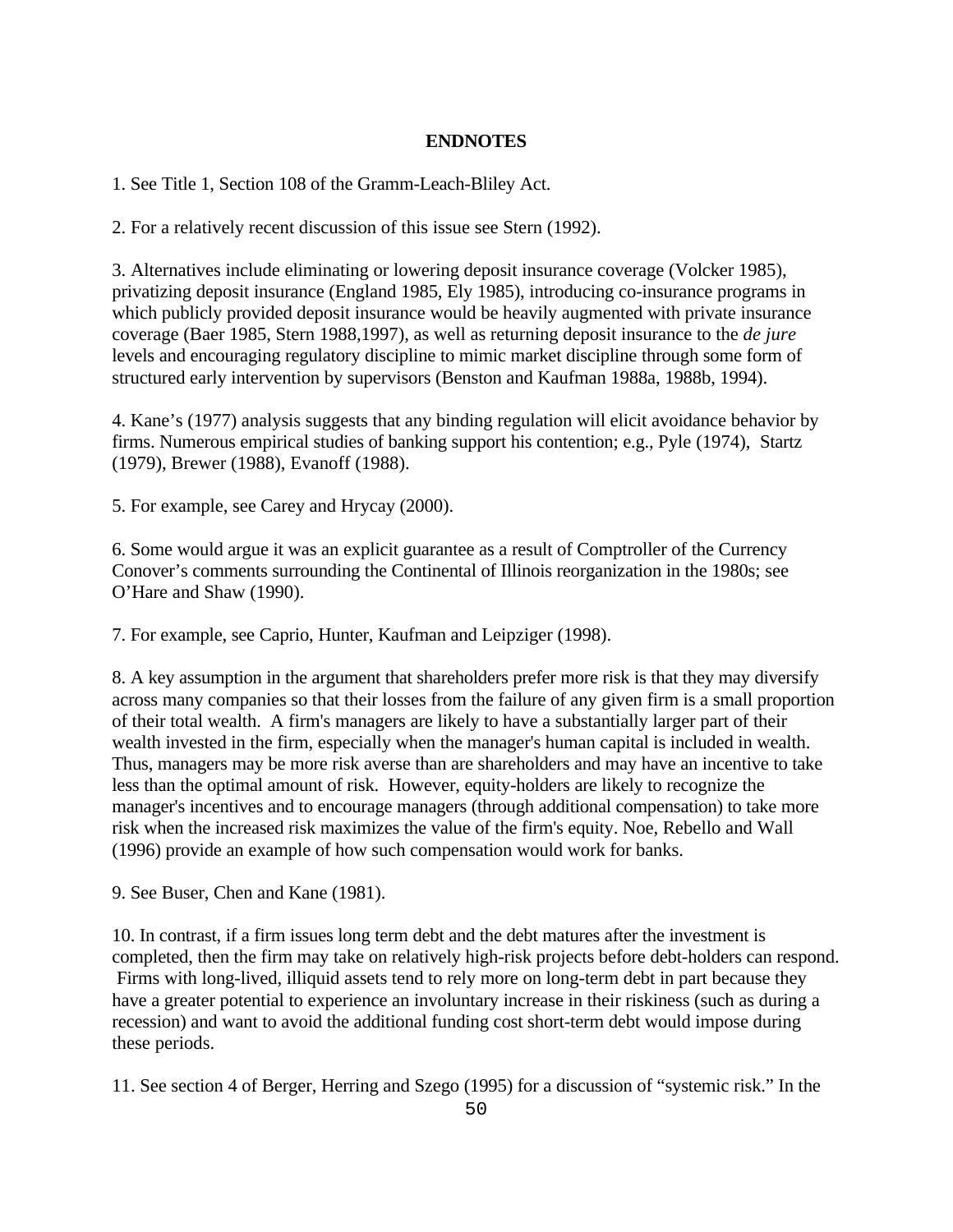**ENDNOTES**

1. See Title 1, Section 108 of the Gramm-Leach-Bliley Act.

2. For a relatively recent discussion of this issue see Stern (1992).

3. Alternatives include eliminating or lowering deposit insurance coverage (Volcker 1985), privatizing deposit insurance (England 1985, Ely 1985), introducing co-insurance programs in which publicly provided deposit insurance would be heavily augmented with private insurance coverage (Baer 1985, Stern 1988,1997), as well as returning deposit insurance to the *de jure* levels and encouraging regulatory discipline to mimic market discipline through some form of structured early intervention by supervisors (Benston and Kaufman 1988a, 1988b, 1994).

4. Kane's (1977) analysis suggests that any binding regulation will elicit avoidance behavior by firms. Numerous empirical studies of banking support his contention; e.g., Pyle (1974), Startz (1979), Brewer (1988), Evanoff (1988).

5. For example, see Carey and Hrycay (2000).

6. Some would argue it was an explicit guarantee as a result of Comptroller of the Currency Conover's comments surrounding the Continental of Illinois reorganization in the 1980s; see O'Hare and Shaw (1990).

7. For example, see Caprio, Hunter, Kaufman and Leipziger (1998).

8. A key assumption in the argument that shareholders prefer more risk is that they may diversify across many companies so that their losses from the failure of any given firm is a small proportion of their total wealth. A firm's managers are likely to have a substantially larger part of their wealth invested in the firm, especially when the manager's human capital is included in wealth. Thus, managers may be more risk averse than are shareholders and may have an incentive to take less than the optimal amount of risk. However, equity-holders are likely to recognize the manager's incentives and to encourage managers (through additional compensation) to take more risk when the increased risk maximizes the value of the firm's equity. Noe, Rebello and Wall (1996) provide an example of how such compensation would work for banks.

9. See Buser, Chen and Kane (1981).

10. In contrast, if a firm issues long term debt and the debt matures after the investment is completed, then the firm may take on relatively high-risk projects before debt-holders can respond. Firms with long-lived, illiquid assets tend to rely more on long-term debt in part because they have a greater potential to experience an involuntary increase in their riskiness (such as during a recession) and want to avoid the additional funding cost short-term debt would impose during these periods.

11. See section 4 of Berger, Herring and Szego (1995) for a discussion of "systemic risk." In the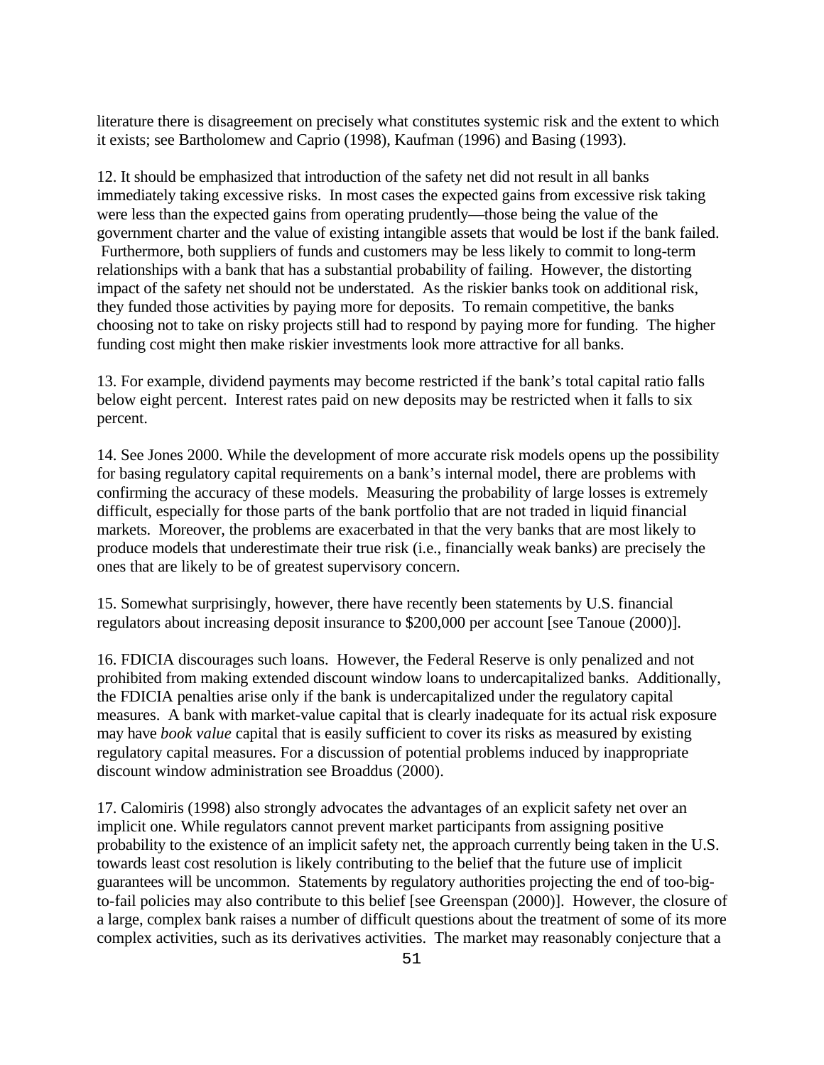literature there is disagreement on precisely what constitutes systemic risk and the extent to which it exists; see Bartholomew and Caprio (1998), Kaufman (1996) and Basing (1993).

12. It should be emphasized that introduction of the safety net did not result in all banks immediately taking excessive risks. In most cases the expected gains from excessive risk taking were less than the expected gains from operating prudently—those being the value of the government charter and the value of existing intangible assets that would be lost if the bank failed. Furthermore, both suppliers of funds and customers may be less likely to commit to long-term relationships with a bank that has a substantial probability of failing. However, the distorting impact of the safety net should not be understated. As the riskier banks took on additional risk, they funded those activities by paying more for deposits. To remain competitive, the banks choosing not to take on risky projects still had to respond by paying more for funding. The higher funding cost might then make riskier investments look more attractive for all banks.

13. For example, dividend payments may become restricted if the bank's total capital ratio falls below eight percent. Interest rates paid on new deposits may be restricted when it falls to six percent.

14. See Jones 2000. While the development of more accurate risk models opens up the possibility for basing regulatory capital requirements on a bank's internal model, there are problems with confirming the accuracy of these models. Measuring the probability of large losses is extremely difficult, especially for those parts of the bank portfolio that are not traded in liquid financial markets. Moreover, the problems are exacerbated in that the very banks that are most likely to produce models that underestimate their true risk (i.e., financially weak banks) are precisely the ones that are likely to be of greatest supervisory concern.

15. Somewhat surprisingly, however, there have recently been statements by U.S. financial regulators about increasing deposit insurance to $200,000 per account [see Tanoue (2000)].

16. FDICIA discourages such loans. However, the Federal Reserve is only penalized and not prohibited from making extended discount window loans to undercapitalized banks. Additionally, the FDICIA penalties arise only if the bank is undercapitalized under the regulatory capital measures. A bank with market-value capital that is clearly inadequate for its actual risk exposure may have *book value* capital that is easily sufficient to cover its risks as measured by existing regulatory capital measures. For a discussion of potential problems induced by inappropriate discount window administration see Broaddus (2000).

17. Calomiris (1998) also strongly advocates the advantages of an explicit safety net over an implicit one. While regulators cannot prevent market participants from assigning positive probability to the existence of an implicit safety net, the approach currently being taken in the U.S. towards least cost resolution is likely contributing to the belief that the future use of implicit guarantees will be uncommon. Statements by regulatory authorities projecting the end of too-big-to-fail policies may also contribute to this belief [see Greenspan (2000)]. However, the closure of a large, complex bank raises a number of difficult questions about the treatment of some of its more complex activities, such as its derivatives activities. The market may reasonably conjecture that a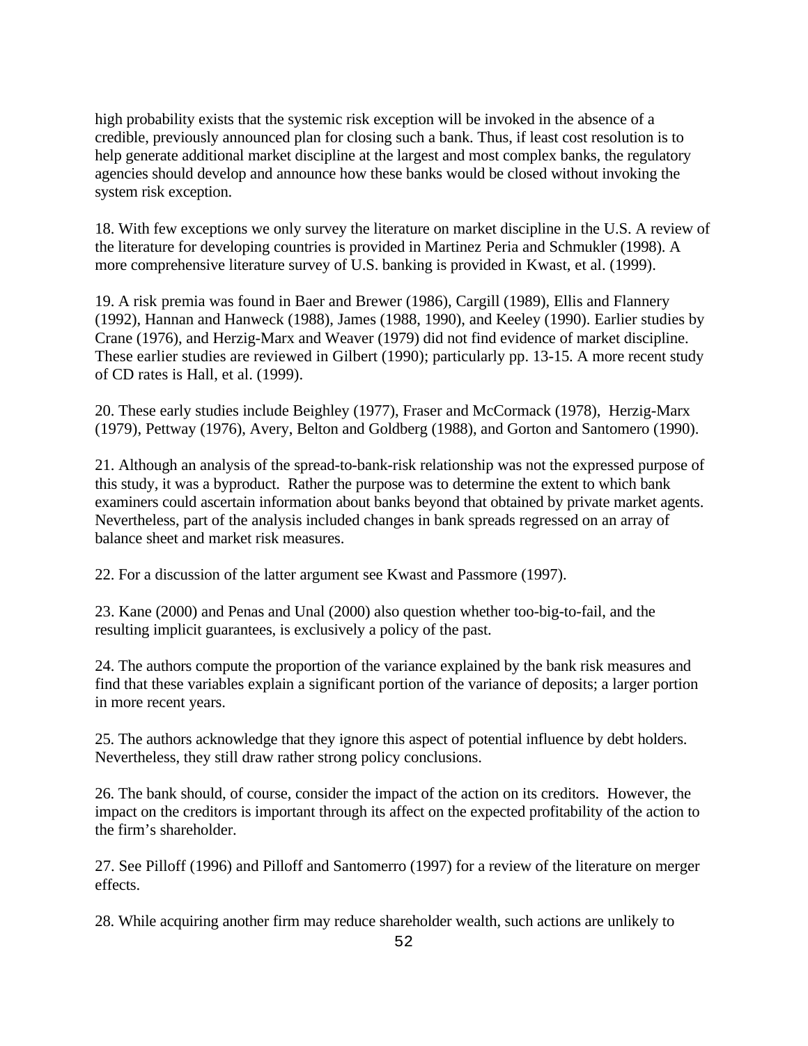high probability exists that the systemic risk exception will be invoked in the absence of a credible, previously announced plan for closing such a bank. Thus, if least cost resolution is to help generate additional market discipline at the largest and most complex banks, the regulatory agencies should develop and announce how these banks would be closed without invoking the system risk exception.

18. With few exceptions we only survey the literature on market discipline in the U.S. A review of the literature for developing countries is provided in Martinez Peria and Schmukler (1998). A more comprehensive literature survey of U.S. banking is provided in Kwast, et al. (1999).

19. A risk premia was found in Baer and Brewer (1986), Cargill (1989), Ellis and Flannery (1992), Hannan and Hanweck (1988), James (1988, 1990), and Keeley (1990). Earlier studies by Crane (1976), and Herzig-Marx and Weaver (1979) did not find evidence of market discipline. These earlier studies are reviewed in Gilbert (1990); particularly pp. 13-15. A more recent study of CD rates is Hall, et al. (1999).

20. These early studies include Beighley (1977), Fraser and McCormack (1978), Herzig-Marx (1979), Pettway (1976), Avery, Belton and Goldberg (1988), and Gorton and Santomero (1990).

21. Although an analysis of the spread-to-bank-risk relationship was not the expressed purpose of this study, it was a byproduct. Rather the purpose was to determine the extent to which bank examiners could ascertain information about banks beyond that obtained by private market agents. Nevertheless, part of the analysis included changes in bank spreads regressed on an array of balance sheet and market risk measures.

22. For a discussion of the latter argument see Kwast and Passmore (1997).

23. Kane (2000) and Penas and Unal (2000) also question whether too-big-to-fail, and the resulting implicit guarantees, is exclusively a policy of the past.

24. The authors compute the proportion of the variance explained by the bank risk measures and find that these variables explain a significant portion of the variance of deposits; a larger portion in more recent years.

25. The authors acknowledge that they ignore this aspect of potential influence by debt holders. Nevertheless, they still draw rather strong policy conclusions.

26. The bank should, of course, consider the impact of the action on its creditors. However, the impact on the creditors is important through its affect on the expected profitability of the action to the firm's shareholder.

27. See Pilloff (1996) and Pilloff and Santomerro (1997) for a review of the literature on merger effects.

28. While acquiring another firm may reduce shareholder wealth, such actions are unlikely to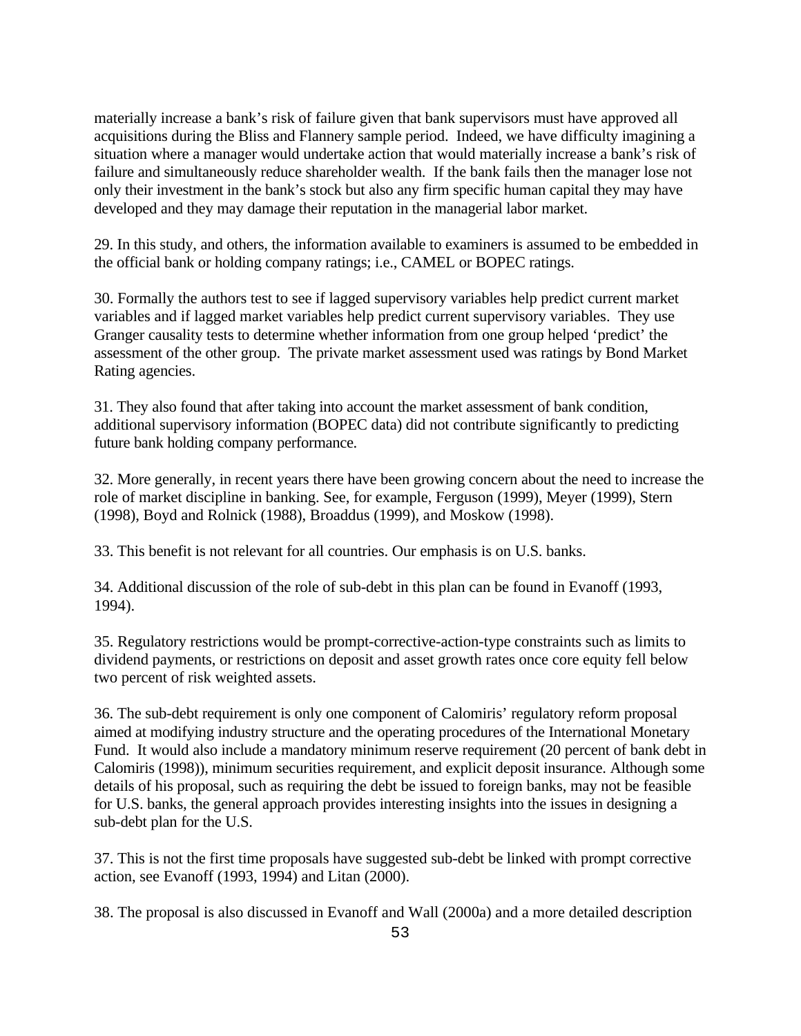materially increase a bank's risk of failure given that bank supervisors must have approved all acquisitions during the Bliss and Flannery sample period. Indeed, we have difficulty imagining a situation where a manager would undertake action that would materially increase a bank's risk of failure and simultaneously reduce shareholder wealth. If the bank fails then the manager lose not only their investment in the bank's stock but also any firm specific human capital they may have developed and they may damage their reputation in the managerial labor market.

29. In this study, and others, the information available to examiners is assumed to be embedded in the official bank or holding company ratings; i.e., CAMEL or BOPEC ratings.

30. Formally the authors test to see if lagged supervisory variables help predict current market variables and if lagged market variables help predict current supervisory variables. They use Granger causality tests to determine whether information from one group helped 'predict' the assessment of the other group. The private market assessment used was ratings by Bond Market Rating agencies.

31. They also found that after taking into account the market assessment of bank condition, additional supervisory information (BOPEC data) did not contribute significantly to predicting future bank holding company performance.

32. More generally, in recent years there have been growing concern about the need to increase the role of market discipline in banking. See, for example, Ferguson (1999), Meyer (1999), Stern (1998), Boyd and Rolnick (1988), Broaddus (1999), and Moskow (1998).

33. This benefit is not relevant for all countries. Our emphasis is on U.S. banks.

34. Additional discussion of the role of sub-debt in this plan can be found in Evanoff (1993, 1994).

35. Regulatory restrictions would be prompt-corrective-action-type constraints such as limits to dividend payments, or restrictions on deposit and asset growth rates once core equity fell below two percent of risk weighted assets.

36. The sub-debt requirement is only one component of Calomiris' regulatory reform proposal aimed at modifying industry structure and the operating procedures of the International Monetary Fund. It would also include a mandatory minimum reserve requirement (20 percent of bank debt in Calomiris (1998)), minimum securities requirement, and explicit deposit insurance. Although some details of his proposal, such as requiring the debt be issued to foreign banks, may not be feasible for U.S. banks, the general approach provides interesting insights into the issues in designing a sub-debt plan for the U.S.

37. This is not the first time proposals have suggested sub-debt be linked with prompt corrective action, see Evanoff (1993, 1994) and Litan (2000).

38. The proposal is also discussed in Evanoff and Wall (2000a) and a more detailed description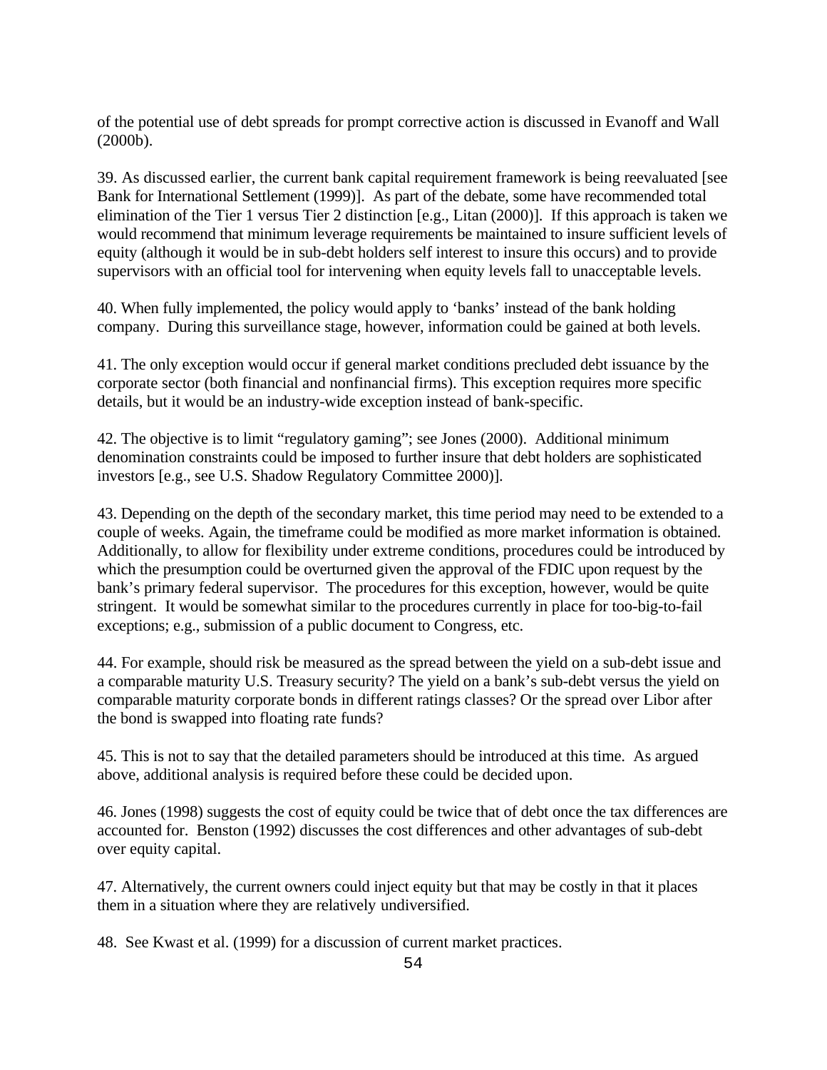of the potential use of debt spreads for prompt corrective action is discussed in Evanoff and Wall (2000b).

39. As discussed earlier, the current bank capital requirement framework is being reevaluated [see Bank for International Settlement (1999)]. As part of the debate, some have recommended total elimination of the Tier 1 versus Tier 2 distinction [e.g., Litan (2000)]. If this approach is taken we would recommend that minimum leverage requirements be maintained to insure sufficient levels of equity (although it would be in sub-debt holders self interest to insure this occurs) and to provide supervisors with an official tool for intervening when equity levels fall to unacceptable levels.

40. When fully implemented, the policy would apply to 'banks' instead of the bank holding company. During this surveillance stage, however, information could be gained at both levels.

41. The only exception would occur if general market conditions precluded debt issuance by the corporate sector (both financial and nonfinancial firms). This exception requires more specific details, but it would be an industry-wide exception instead of bank-specific.

42. The objective is to limit "regulatory gaming"; see Jones (2000). Additional minimum denomination constraints could be imposed to further insure that debt holders are sophisticated investors [e.g., see U.S. Shadow Regulatory Committee 2000)].

43. Depending on the depth of the secondary market, this time period may need to be extended to a couple of weeks. Again, the timeframe could be modified as more market information is obtained. Additionally, to allow for flexibility under extreme conditions, procedures could be introduced by which the presumption could be overturned given the approval of the FDIC upon request by the bank's primary federal supervisor. The procedures for this exception, however, would be quite stringent. It would be somewhat similar to the procedures currently in place for too-big-to-fail exceptions; e.g., submission of a public document to Congress, etc.

44. For example, should risk be measured as the spread between the yield on a sub-debt issue and a comparable maturity U.S. Treasury security? The yield on a bank's sub-debt versus the yield on comparable maturity corporate bonds in different ratings classes? Or the spread over Libor after the bond is swapped into floating rate funds?

45. This is not to say that the detailed parameters should be introduced at this time. As argued above, additional analysis is required before these could be decided upon.

46. Jones (1998) suggests the cost of equity could be twice that of debt once the tax differences are accounted for. Benston (1992) discusses the cost differences and other advantages of sub-debt over equity capital.

47. Alternatively, the current owners could inject equity but that may be costly in that it places them in a situation where they are relatively undiversified.

48. See Kwast et al. (1999) for a discussion of current market practices.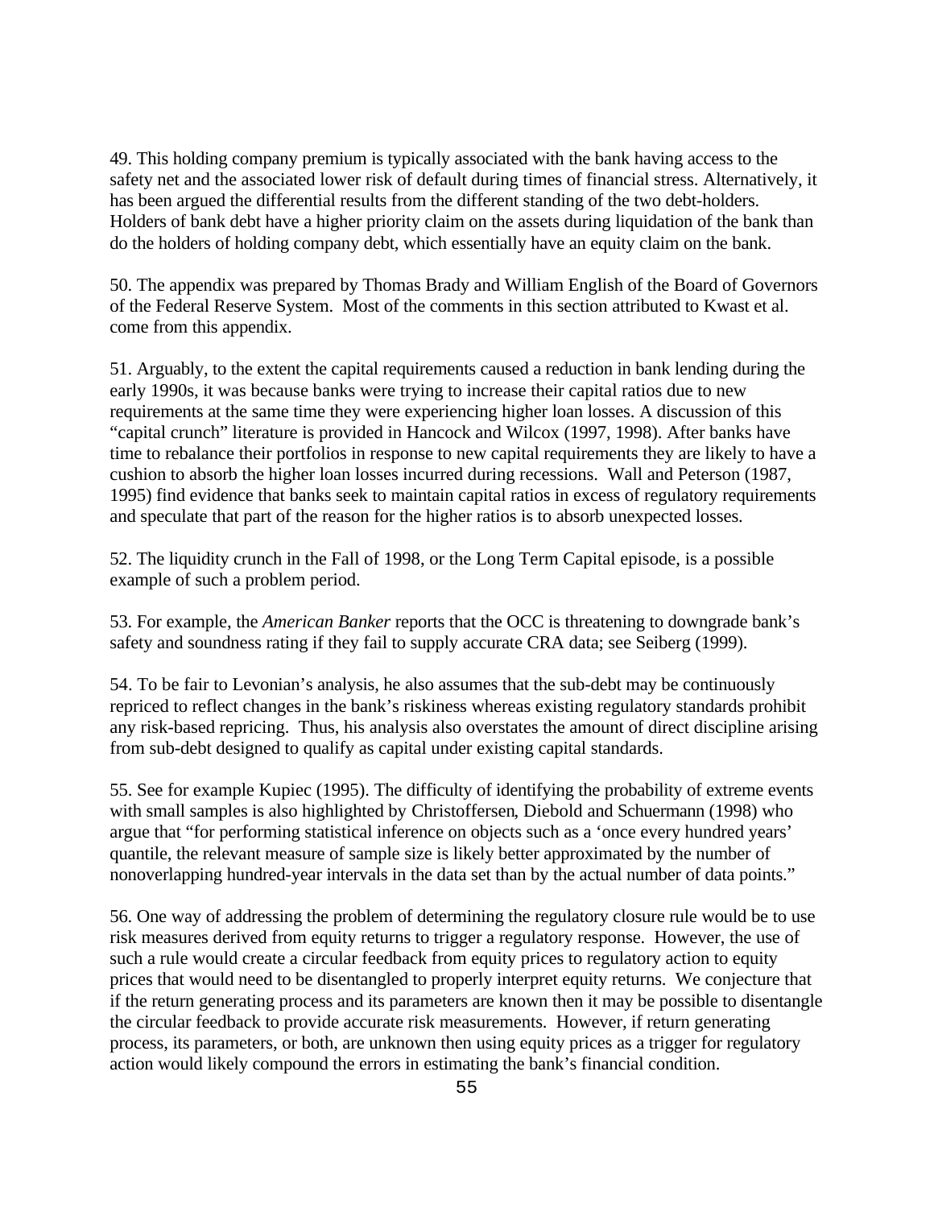49. This holding company premium is typically associated with the bank having access to the safety net and the associated lower risk of default during times of financial stress. Alternatively, it has been argued the differential results from the different standing of the two debt-holders. Holders of bank debt have a higher priority claim on the assets during liquidation of the bank than do the holders of holding company debt, which essentially have an equity claim on the bank.

50. The appendix was prepared by Thomas Brady and William English of the Board of Governors of the Federal Reserve System. Most of the comments in this section attributed to Kwast et al. come from this appendix.

51. Arguably, to the extent the capital requirements caused a reduction in bank lending during the early 1990s, it was because banks were trying to increase their capital ratios due to new requirements at the same time they were experiencing higher loan losses. A discussion of this "capital crunch" literature is provided in Hancock and Wilcox (1997, 1998). After banks have time to rebalance their portfolios in response to new capital requirements they are likely to have a cushion to absorb the higher loan losses incurred during recessions. Wall and Peterson (1987, 1995) find evidence that banks seek to maintain capital ratios in excess of regulatory requirements and speculate that part of the reason for the higher ratios is to absorb unexpected losses.

52. The liquidity crunch in the Fall of 1998, or the Long Term Capital episode, is a possible example of such a problem period.

53. For example, the *American Banker* reports that the OCC is threatening to downgrade bank's safety and soundness rating if they fail to supply accurate CRA data; see Seiberg (1999).

54. To be fair to Levonian's analysis, he also assumes that the sub-debt may be continuously repriced to reflect changes in the bank's riskiness whereas existing regulatory standards prohibit any risk-based repricing. Thus, his analysis also overstates the amount of direct discipline arising from sub-debt designed to qualify as capital under existing capital standards.

55. See for example Kupiec (1995). The difficulty of identifying the probability of extreme events with small samples is also highlighted by Christoffersen, Diebold and Schuermann (1998) who argue that "for performing statistical inference on objects such as a 'once every hundred years' quantile, the relevant measure of sample size is likely better approximated by the number of nonoverlapping hundred-year intervals in the data set than by the actual number of data points."

56. One way of addressing the problem of determining the regulatory closure rule would be to use risk measures derived from equity returns to trigger a regulatory response. However, the use of such a rule would create a circular feedback from equity prices to regulatory action to equity prices that would need to be disentangled to properly interpret equity returns. We conjecture that if the return generating process and its parameters are known then it may be possible to disentangle the circular feedback to provide accurate risk measurements. However, if return generating process, its parameters, or both, are unknown then using equity prices as a trigger for regulatory action would likely compound the errors in estimating the bank's financial condition.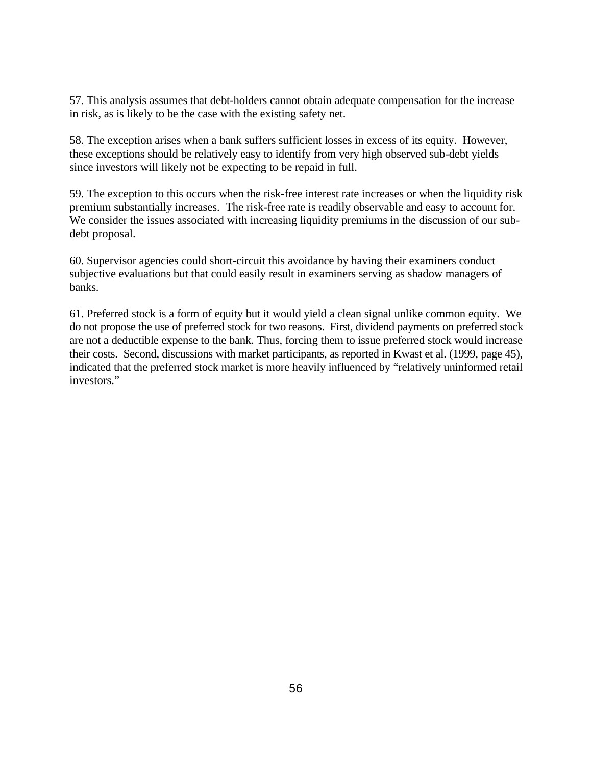57. This analysis assumes that debt-holders cannot obtain adequate compensation for the increase in risk, as is likely to be the case with the existing safety net.

58. The exception arises when a bank suffers sufficient losses in excess of its equity. However, these exceptions should be relatively easy to identify from very high observed sub-debt yields since investors will likely not be expecting to be repaid in full.

59. The exception to this occurs when the risk-free interest rate increases or when the liquidity risk premium substantially increases. The risk-free rate is readily observable and easy to account for. We consider the issues associated with increasing liquidity premiums in the discussion of our sub-debt proposal.

60. Supervisor agencies could short-circuit this avoidance by having their examiners conduct subjective evaluations but that could easily result in examiners serving as shadow managers of banks.

61. Preferred stock is a form of equity but it would yield a clean signal unlike common equity. We do not propose the use of preferred stock for two reasons. First, dividend payments on preferred stock are not a deductible expense to the bank. Thus, forcing them to issue preferred stock would increase their costs. Second, discussions with market participants, as reported in Kwast et al. (1999, page 45), indicated that the preferred stock market is more heavily influenced by "relatively uninformed retail investors."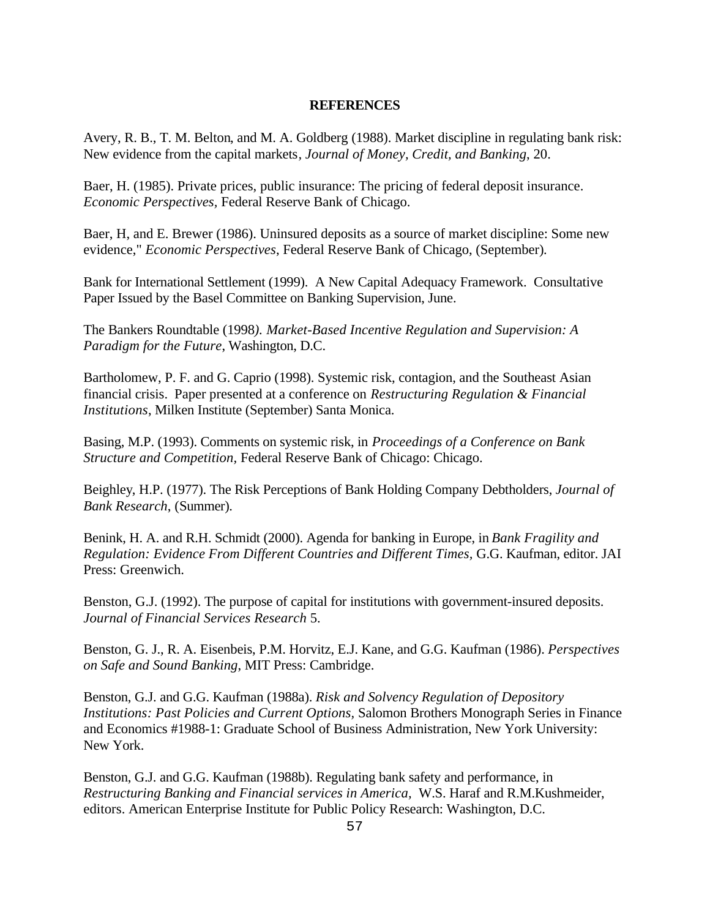**REFERENCES**

Avery, R. B., T. M. Belton, and M. A. Goldberg (1988). Market discipline in regulating bank risk: New evidence from the capital markets, *Journal of Money, Credit, and Banking*, 20.

Baer, H. (1985). Private prices, public insurance: The pricing of federal deposit insurance. *Economic Perspectives,* Federal Reserve Bank of Chicago.

Baer, H, and E. Brewer (1986). Uninsured deposits as a source of market discipline: Some new evidence," *Economic Perspectives*, Federal Reserve Bank of Chicago, (September).

Bank for International Settlement (1999). A New Capital Adequacy Framework. Consultative Paper Issued by the Basel Committee on Banking Supervision, June.

The Bankers Roundtable (1998*). Market-Based Incentive Regulation and Supervision: A Paradigm for the Future*, Washington, D.C.

Bartholomew, P. F. and G. Caprio (1998). Systemic risk, contagion, and the Southeast Asian financial crisis. Paper presented at a conference on *Restructuring Regulation & Financial Institutions*, Milken Institute (September) Santa Monica.

Basing, M.P. (1993). Comments on systemic risk, in *Proceedings of a Conference on Bank Structure and Competition,* Federal Reserve Bank of Chicago: Chicago.

Beighley, H.P. (1977). The Risk Perceptions of Bank Holding Company Debtholders, *Journal of Bank Research*, (Summer).

Benink, H. A. and R.H. Schmidt (2000). Agenda for banking in Europe, in *Bank Fragility and Regulation: Evidence From Different Countries and Different Times,* G.G. Kaufman, editor. JAI Press: Greenwich.

Benston, G.J. (1992). The purpose of capital for institutions with government-insured deposits. *Journal of Financial Services Research* 5.

Benston, G. J., R. A. Eisenbeis, P.M. Horvitz, E.J. Kane, and G.G. Kaufman (1986). *Perspectives on Safe and Sound Banking,* MIT Press: Cambridge.

Benston, G.J. and G.G. Kaufman (1988a). *Risk and Solvency Regulation of Depository Institutions: Past Policies and Current Options,* Salomon Brothers Monograph Series in Finance and Economics #1988-1: Graduate School of Business Administration, New York University: New York.

Benston, G.J. and G.G. Kaufman (1988b). Regulating bank safety and performance, in *Restructuring Banking and Financial services in America,* W.S. Haraf and R.M.Kushmeider, editors. American Enterprise Institute for Public Policy Research: Washington, D.C.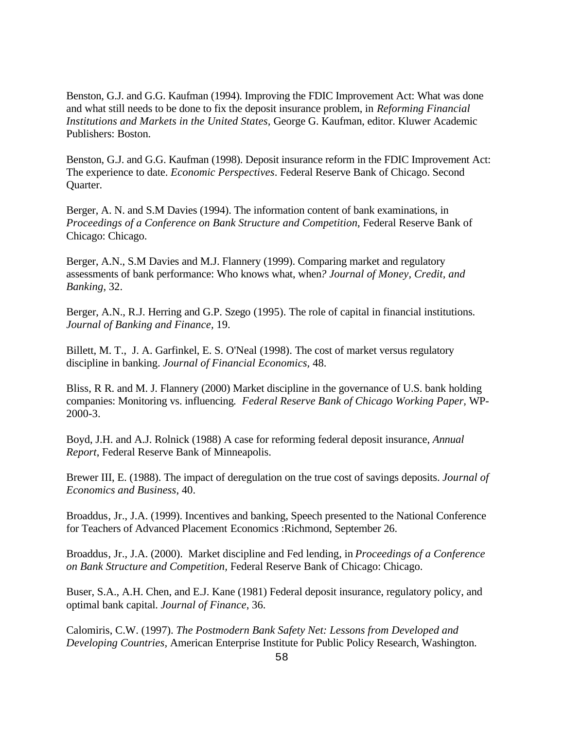Benston, G.J. and G.G. Kaufman (1994). Improving the FDIC Improvement Act: What was done and what still needs to be done to fix the deposit insurance problem, in *Reforming Financial Institutions and Markets in the United States,* George G. Kaufman, editor. Kluwer Academic Publishers: Boston.

Benston, G.J. and G.G. Kaufman (1998). Deposit insurance reform in the FDIC Improvement Act: The experience to date. *Economic Perspectives*. Federal Reserve Bank of Chicago. Second Quarter.

Berger, A. N. and S.M Davies (1994). The information content of bank examinations, in *Proceedings of a Conference on Bank Structure and Competition*, Federal Reserve Bank of Chicago: Chicago.

Berger, A.N., S.M Davies and M.J. Flannery (1999). Comparing market and regulatory assessments of bank performance: Who knows what, when*? Journal of Money, Credit, and Banking*, 32.

Berger, A.N., R.J. Herring and G.P. Szego (1995). The role of capital in financial institutions. *Journal of Banking and Finance*, 19.

Billett, M. T., J. A. Garfinkel, E. S. O'Neal (1998). The cost of market versus regulatory discipline in banking. *Journal of Financial Economics*, 48.

Bliss, R R. and M. J. Flannery (2000) Market discipline in the governance of U.S. bank holding companies: Monitoring vs. influencing*. Federal Reserve Bank of Chicago Working Paper,* WP-2000-3.

Boyd, J.H. and A.J. Rolnick (1988) A case for reforming federal deposit insurance, *Annual Report*, Federal Reserve Bank of Minneapolis.

Brewer III, E. (1988). The impact of deregulation on the true cost of savings deposits. *Journal of Economics and Business*, 40.

Broaddus, Jr., J.A. (1999). Incentives and banking, Speech presented to the National Conference for Teachers of Advanced Placement Economics :Richmond, September 26.

Broaddus, Jr., J.A. (2000). Market discipline and Fed lending, in *Proceedings of a Conference on Bank Structure and Competition,* Federal Reserve Bank of Chicago: Chicago.

Buser, S.A., A.H. Chen, and E.J. Kane (1981) Federal deposit insurance, regulatory policy, and optimal bank capital. *Journal of Finance*, 36.

Calomiris, C.W. (1997). *The Postmodern Bank Safety Net: Lessons from Developed and Developing Countries,* American Enterprise Institute for Public Policy Research, Washington.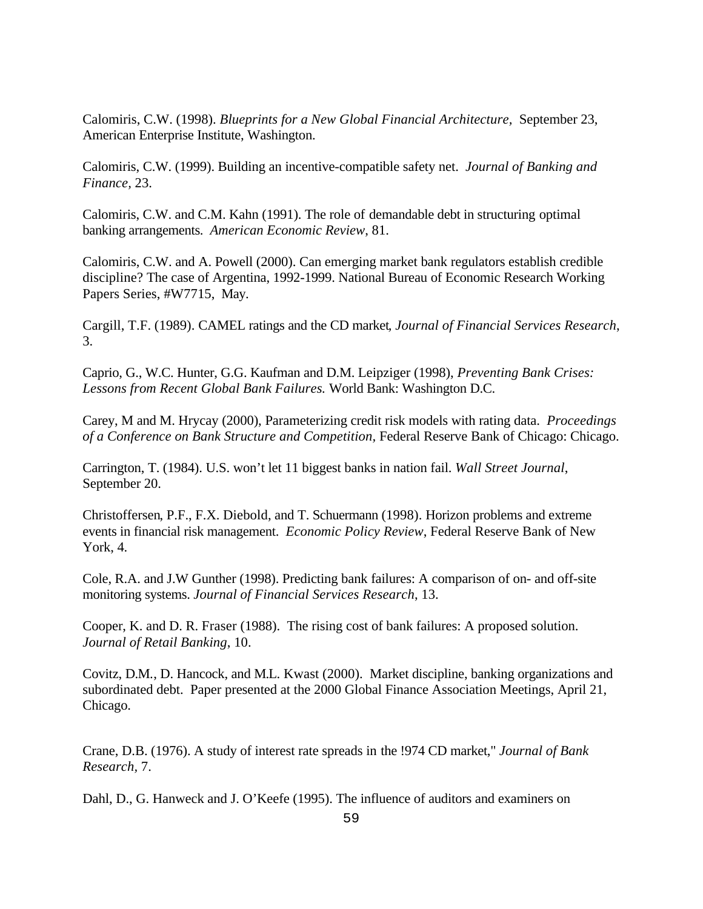Calomiris, C.W. (1998). *Blueprints for a New Global Financial Architecture,* September 23, American Enterprise Institute, Washington.

Calomiris, C.W. (1999). Building an incentive-compatible safety net. *Journal of Banking and Finance,* 23.

Calomiris, C.W. and C.M. Kahn (1991). The role of demandable debt in structuring optimal banking arrangements. *American Economic Review*, 81.

Calomiris, C.W. and A. Powell (2000). Can emerging market bank regulators establish credible discipline? The case of Argentina, 1992-1999. National Bureau of Economic Research Working Papers Series, #W7715, May.

Cargill, T.F. (1989). CAMEL ratings and the CD market, *Journal of Financial Services Research*, 3.

Caprio, G., W.C. Hunter, G.G. Kaufman and D.M. Leipziger (1998), *Preventing Bank Crises: Lessons from Recent Global Bank Failures.* World Bank: Washington D.C.

Carey, M and M. Hrycay (2000), Parameterizing credit risk models with rating data. *Proceedings of a Conference on Bank Structure and Competition,* Federal Reserve Bank of Chicago: Chicago.

Carrington, T. (1984). U.S. won't let 11 biggest banks in nation fail. *Wall Street Journal*, September 20.

Christoffersen, P.F., F.X. Diebold, and T. Schuermann (1998). Horizon problems and extreme events in financial risk management. *Economic Policy Review*, Federal Reserve Bank of New York, 4.

Cole, R.A. and J.W Gunther (1998). Predicting bank failures: A comparison of on- and off-site monitoring systems. *Journal of Financial Services Research*, 13.

Cooper, K. and D. R. Fraser (1988). The rising cost of bank failures: A proposed solution. *Journal of Retail Banking*, 10.

Covitz, D.M., D. Hancock, and M.L. Kwast (2000). Market discipline, banking organizations and subordinated debt. Paper presented at the 2000 Global Finance Association Meetings, April 21, Chicago.

Crane, D.B. (1976). A study of interest rate spreads in the !974 CD market," *Journal of Bank Research*, 7.

Dahl, D., G. Hanweck and J. O'Keefe (1995). The influence of auditors and examiners on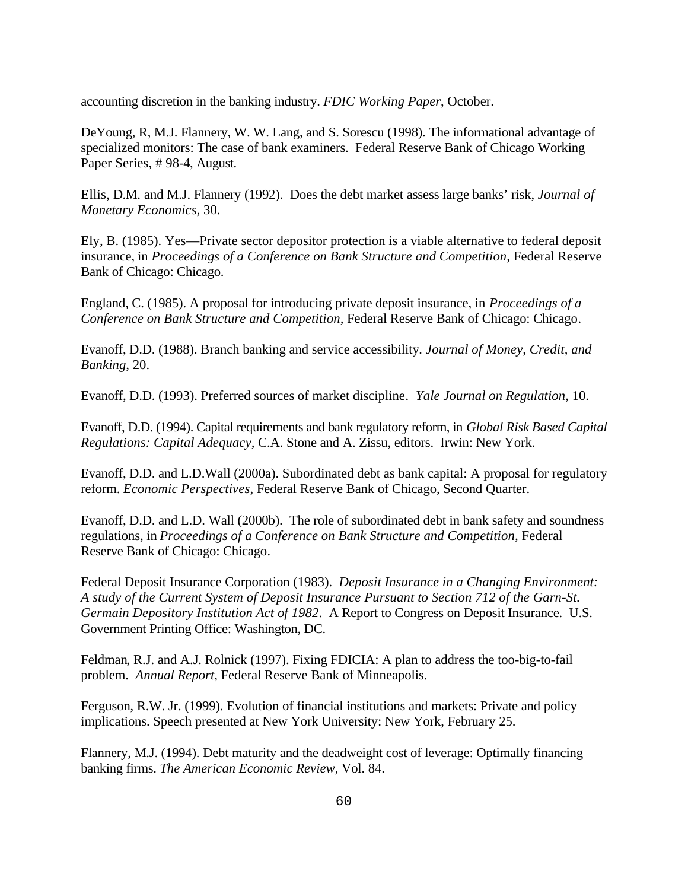accounting discretion in the banking industry. *FDIC Working Paper*, October.

DeYoung, R, M.J. Flannery, W. W. Lang, and S. Sorescu (1998). The informational advantage of specialized monitors: The case of bank examiners. Federal Reserve Bank of Chicago Working Paper Series, # 98-4, August.

Ellis, D.M. and M.J. Flannery (1992). Does the debt market assess large banks' risk, *Journal of Monetary Economics*, 30.

Ely, B. (1985). Yes—Private sector depositor protection is a viable alternative to federal deposit insurance, in *Proceedings of a Conference on Bank Structure and Competition*, Federal Reserve Bank of Chicago: Chicago.

England, C. (1985). A proposal for introducing private deposit insurance, in *Proceedings of a Conference on Bank Structure and Competition*, Federal Reserve Bank of Chicago: Chicago.

Evanoff, D.D. (1988). Branch banking and service accessibility. *Journal of Money, Credit, and Banking*, 20.

Evanoff, D.D. (1993). Preferred sources of market discipline. *Yale Journal on Regulation*, 10.

Evanoff, D.D. (1994). Capital requirements and bank regulatory reform, in *Global Risk Based Capital Regulations: Capital Adequacy*, C.A. Stone and A. Zissu, editors. Irwin: New York.

Evanoff, D.D. and L.D.Wall (2000a). Subordinated debt as bank capital: A proposal for regulatory reform. *Economic Perspectives*, Federal Reserve Bank of Chicago, Second Quarter.

Evanoff, D.D. and L.D. Wall (2000b). The role of subordinated debt in bank safety and soundness regulations, in *Proceedings of a Conference on Bank Structure and Competition*, Federal Reserve Bank of Chicago: Chicago.

Federal Deposit Insurance Corporation (1983). *Deposit Insurance in a Changing Environment: A study of the Current System of Deposit Insurance Pursuant to Section 712 of the Garn-St. Germain Depository Institution Act of 1982*. A Report to Congress on Deposit Insurance. U.S. Government Printing Office: Washington, DC.

Feldman, R.J. and A.J. Rolnick (1997). Fixing FDICIA: A plan to address the too-big-to-fail problem. *Annual Report*, Federal Reserve Bank of Minneapolis.

Ferguson, R.W. Jr. (1999). Evolution of financial institutions and markets: Private and policy implications. Speech presented at New York University: New York, February 25.

Flannery, M.J. (1994). Debt maturity and the deadweight cost of leverage: Optimally financing banking firms. *The American Economic Review*, Vol. 84.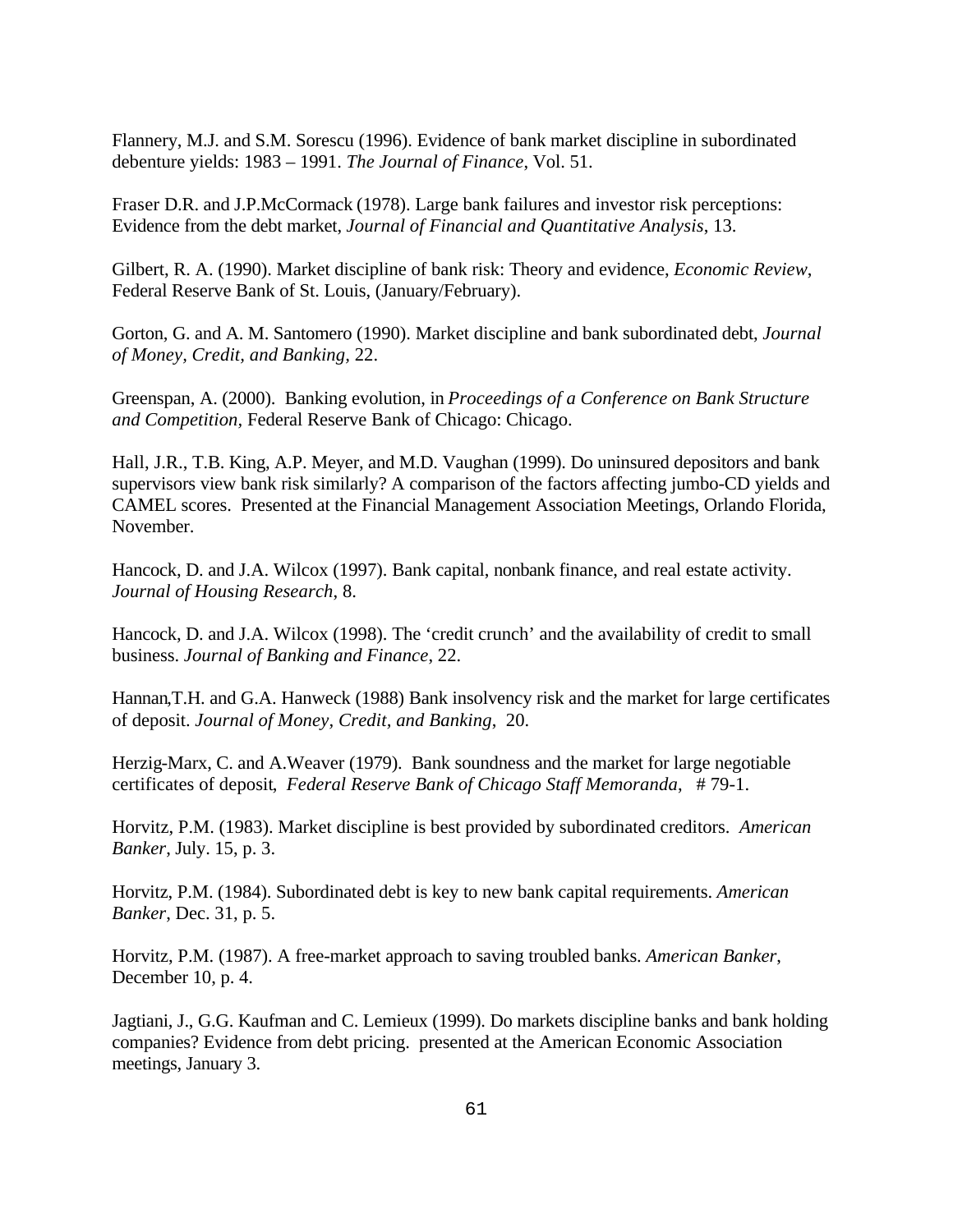Flannery, M.J. and S.M. Sorescu (1996). Evidence of bank market discipline in subordinated debenture yields: 1983 – 1991. *The Journal of Finance*, Vol. 51.

Fraser D.R. and J.P.McCormack (1978). Large bank failures and investor risk perceptions: Evidence from the debt market, *Journal of Financial and Quantitative Analysis*, 13.

Gilbert, R. A. (1990). Market discipline of bank risk: Theory and evidence, *Economic Review*, Federal Reserve Bank of St. Louis, (January/February).

Gorton, G. and A. M. Santomero (1990). Market discipline and bank subordinated debt, *Journal of Money, Credit, and Banking,* 22.

Greenspan, A. (2000). Banking evolution, in *Proceedings of a Conference on Bank Structure and Competition,* Federal Reserve Bank of Chicago: Chicago.

Hall, J.R., T.B. King, A.P. Meyer, and M.D. Vaughan (1999). Do uninsured depositors and bank supervisors view bank risk similarly? A comparison of the factors affecting jumbo-CD yields and CAMEL scores. Presented at the Financial Management Association Meetings, Orlando Florida, November.

Hancock, D. and J.A. Wilcox (1997). Bank capital, nonbank finance, and real estate activity. *Journal of Housing Research*, 8.

Hancock, D. and J.A. Wilcox (1998). The 'credit crunch' and the availability of credit to small business. *Journal of Banking and Finance*, 22.

Hannan,T.H. and G.A. Hanweck (1988) Bank insolvency risk and the market for large certificates of deposit. *Journal of Money, Credit, and Banking*, 20.

Herzig-Marx, C. and A.Weaver (1979). Bank soundness and the market for large negotiable certificates of deposit, *Federal Reserve Bank of Chicago Staff Memoranda*, # 79-1.

Horvitz, P.M. (1983). Market discipline is best provided by subordinated creditors. *American Banker*, July. 15, p. 3.

Horvitz, P.M. (1984). Subordinated debt is key to new bank capital requirements. *American Banker*, Dec. 31, p. 5.

Horvitz, P.M. (1987). A free-market approach to saving troubled banks. *American Banker*, December 10, p. 4.

Jagtiani, J., G.G. Kaufman and C. Lemieux (1999). Do markets discipline banks and bank holding companies? Evidence from debt pricing. presented at the American Economic Association meetings, January 3.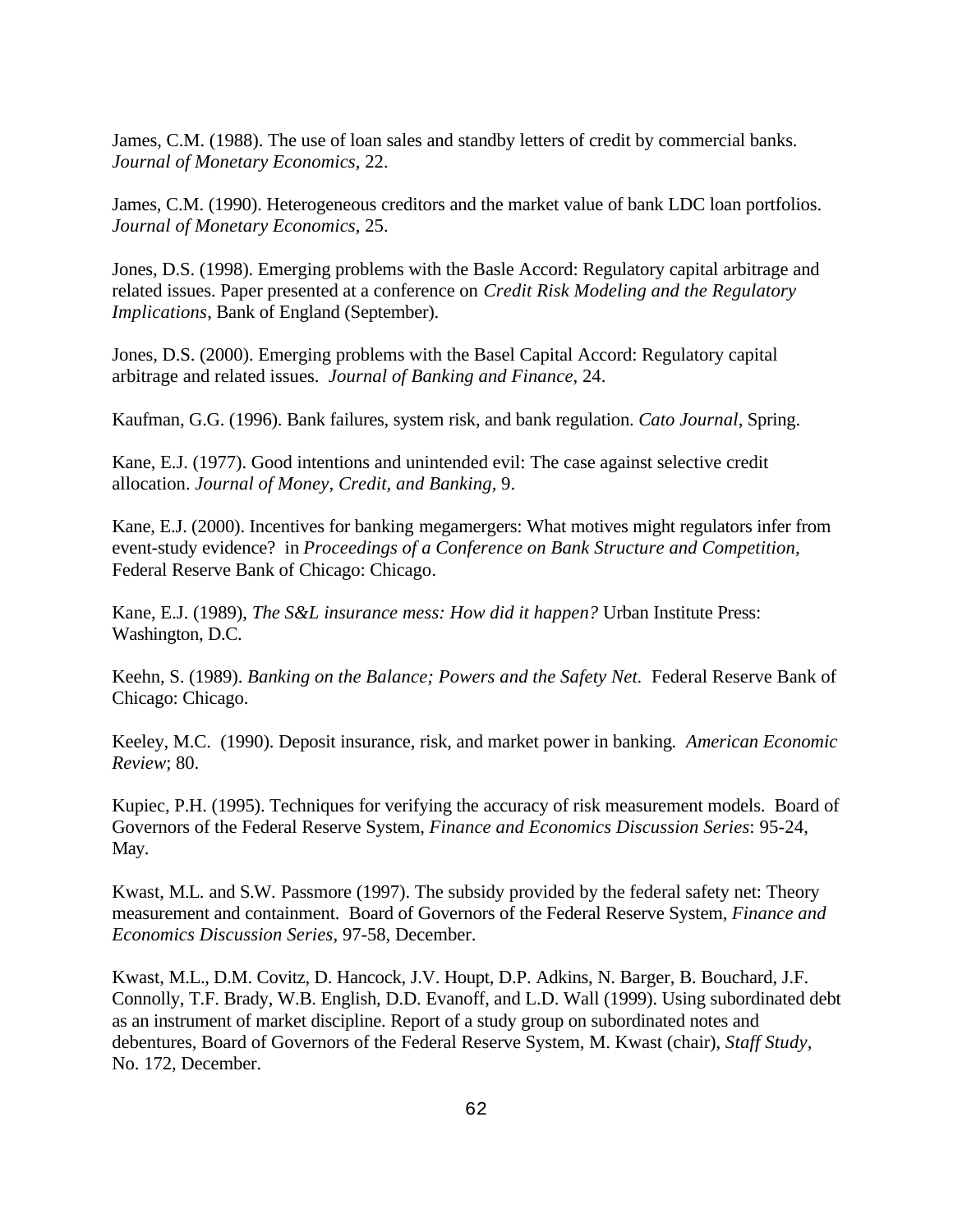James, C.M. (1988). The use of loan sales and standby letters of credit by commercial banks. *Journal of Monetary Economics*, 22.

James, C.M. (1990). Heterogeneous creditors and the market value of bank LDC loan portfolios. *Journal of Monetary Economics*, 25.

Jones, D.S. (1998). Emerging problems with the Basle Accord: Regulatory capital arbitrage and related issues. Paper presented at a conference on *Credit Risk Modeling and the Regulatory Implications*, Bank of England (September).

Jones, D.S. (2000). Emerging problems with the Basel Capital Accord: Regulatory capital arbitrage and related issues. *Journal of Banking and Finance*, 24.

Kaufman, G.G. (1996). Bank failures, system risk, and bank regulation. *Cato Journal*, Spring.

Kane, E.J. (1977). Good intentions and unintended evil: The case against selective credit allocation. *Journal of Money, Credit, and Banking*, 9.

Kane, E.J. (2000). Incentives for banking megamergers: What motives might regulators infer from event-study evidence? in *Proceedings of a Conference on Bank Structure and Competition*, Federal Reserve Bank of Chicago: Chicago.

Kane, E.J. (1989), *The S&L insurance mess: How did it happen?* Urban Institute Press: Washington, D.C.

Keehn, S. (1989). *Banking on the Balance; Powers and the Safety Net.* Federal Reserve Bank of Chicago: Chicago.

Keeley, M.C. (1990). Deposit insurance, risk, and market power in banking. *American Economic Review*; 80.

Kupiec, P.H. (1995). Techniques for verifying the accuracy of risk measurement models. Board of Governors of the Federal Reserve System, *Finance and Economics Discussion Series*: 95-24, May.

Kwast, M.L. and S.W. Passmore (1997). The subsidy provided by the federal safety net: Theory measurement and containment. Board of Governors of the Federal Reserve System, *Finance and Economics Discussion Series*, 97-58, December.

Kwast, M.L., D.M. Covitz, D. Hancock, J.V. Houpt, D.P. Adkins, N. Barger, B. Bouchard, J.F. Connolly, T.F. Brady, W.B. English, D.D. Evanoff, and L.D. Wall (1999). Using subordinated debt as an instrument of market discipline. Report of a study group on subordinated notes and debentures, Board of Governors of the Federal Reserve System, M. Kwast (chair), *Staff Study*, No. 172, December.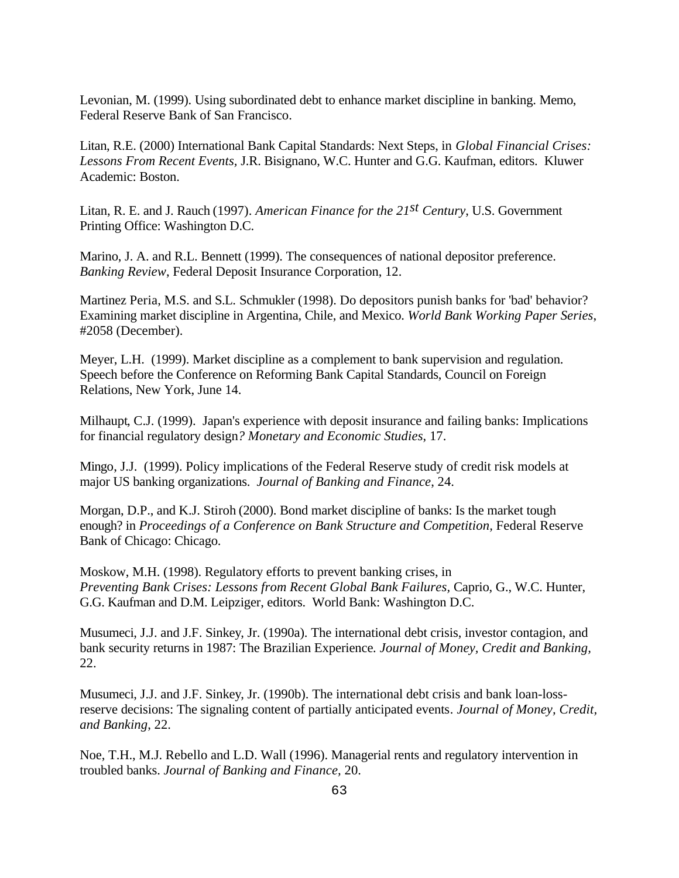Levonian, M. (1999). Using subordinated debt to enhance market discipline in banking. Memo, Federal Reserve Bank of San Francisco.

Litan, R.E. (2000) International Bank Capital Standards: Next Steps, in *Global Financial Crises: Lessons From Recent Events*, J.R. Bisignano, W.C. Hunter and G.G. Kaufman, editors. Kluwer Academic: Boston.

Litan, R. E. and J. Rauch (1997). *American Finance for the 21st Century*, U.S. Government Printing Office: Washington D.C.

Marino, J. A. and R.L. Bennett (1999). The consequences of national depositor preference. *Banking Review*, Federal Deposit Insurance Corporation, 12.

Martinez Peria, M.S. and S.L. Schmukler (1998). Do depositors punish banks for 'bad' behavior? Examining market discipline in Argentina, Chile, and Mexico. *World Bank Working Paper Series*, #2058 (December).

Meyer, L.H. (1999). Market discipline as a complement to bank supervision and regulation. Speech before the Conference on Reforming Bank Capital Standards, Council on Foreign Relations, New York, June 14.

Milhaupt, C.J. (1999). Japan's experience with deposit insurance and failing banks: Implications for financial regulatory design*? Monetary and Economic Studies*, 17.

Mingo, J.J. (1999). Policy implications of the Federal Reserve study of credit risk models at major US banking organizations. *Journal of Banking and Finance*, 24.

Morgan, D.P., and K.J. Stiroh (2000). Bond market discipline of banks: Is the market tough enough? in *Proceedings of a Conference on Bank Structure and Competition,* Federal Reserve Bank of Chicago: Chicago.

Moskow, M.H. (1998). Regulatory efforts to prevent banking crises, in *Preventing Bank Crises: Lessons from Recent Global Bank Failures,* Caprio, G., W.C. Hunter, G.G. Kaufman and D.M. Leipziger, editors. World Bank: Washington D.C.

Musumeci, J.J. and J.F. Sinkey, Jr. (1990a). The international debt crisis, investor contagion, and bank security returns in 1987: The Brazilian Experience. *Journal of Money, Credit and Banking,* 22.

Musumeci, J.J. and J.F. Sinkey, Jr. (1990b). The international debt crisis and bank loan-loss-reserve decisions: The signaling content of partially anticipated events. *Journal of Money, Credit, and Banking,* 22.

Noe, T.H., M.J. Rebello and L.D. Wall (1996). Managerial rents and regulatory intervention in troubled banks. *Journal of Banking and Finance,* 20.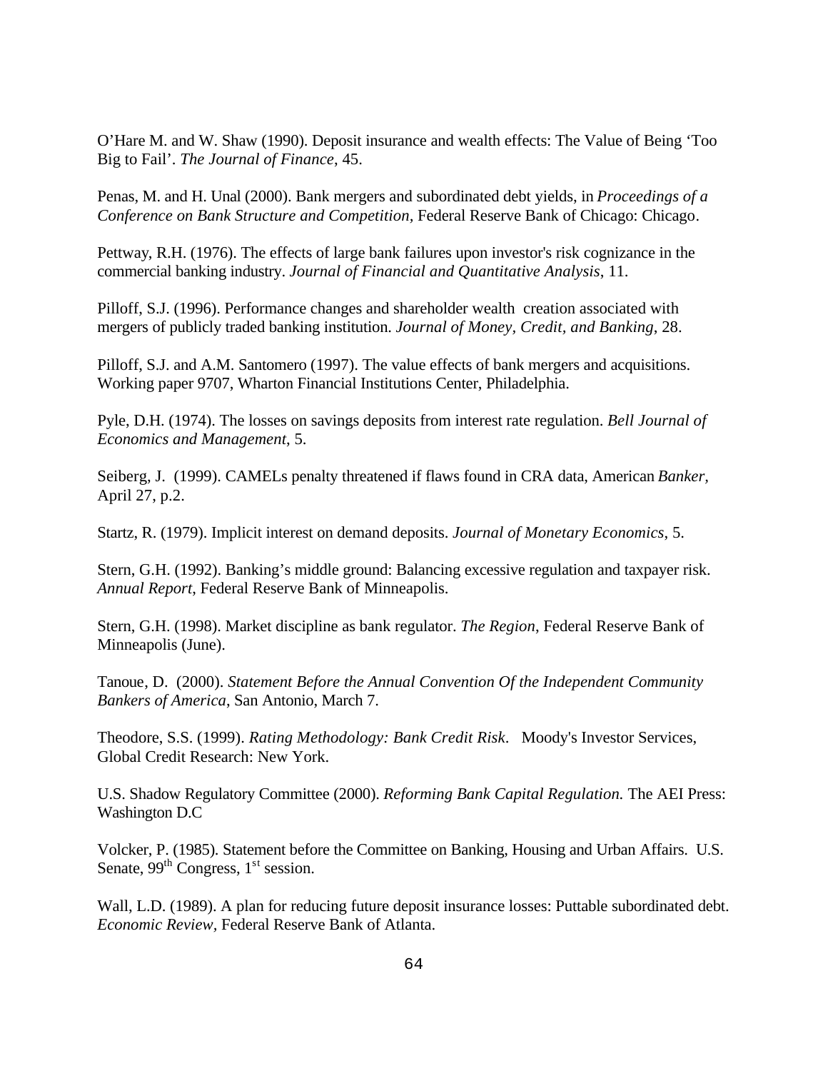O'Hare M. and W. Shaw (1990). Deposit insurance and wealth effects: The Value of Being 'Too Big to Fail'. *The Journal of Finance*, 45.

Penas, M. and H. Unal (2000). Bank mergers and subordinated debt yields, in *Proceedings of a Conference on Bank Structure and Competition,* Federal Reserve Bank of Chicago: Chicago.

Pettway, R.H. (1976). The effects of large bank failures upon investor's risk cognizance in the commercial banking industry. *Journal of Financial and Quantitative Analysis*, 11.

Pilloff, S.J. (1996). Performance changes and shareholder wealth creation associated with mergers of publicly traded banking institution. *Journal of Money, Credit, and Banking*, 28.

Pilloff, S.J. and A.M. Santomero (1997). The value effects of bank mergers and acquisitions. Working paper 9707, Wharton Financial Institutions Center, Philadelphia.

Pyle, D.H. (1974). The losses on savings deposits from interest rate regulation. *Bell Journal of Economics and Management*, 5.

Seiberg, J. (1999). CAMELs penalty threatened if flaws found in CRA data, American *Banker,* April 27, p.2.

Startz, R. (1979). Implicit interest on demand deposits. *Journal of Monetary Economics*, 5.

Stern, G.H. (1992). Banking's middle ground: Balancing excessive regulation and taxpayer risk. *Annual Report*, Federal Reserve Bank of Minneapolis.

Stern, G.H. (1998). Market discipline as bank regulator. *The Region*, Federal Reserve Bank of Minneapolis (June).

Tanoue, D. (2000). *Statement Before the Annual Convention Of the Independent Community Bankers of America*, San Antonio, March 7.

Theodore, S.S. (1999). *Rating Methodology: Bank Credit Risk*. Moody's Investor Services, Global Credit Research: New York.

U.S. Shadow Regulatory Committee (2000). *Reforming Bank Capital Regulation.* The AEI Press: Washington D.C

Volcker, P. (1985). Statement before the Committee on Banking, Housing and Urban Affairs. U.S. Senate, 99th Congress, 1st session.

Wall, L.D. (1989). A plan for reducing future deposit insurance losses: Puttable subordinated debt. *Economic Review,* Federal Reserve Bank of Atlanta.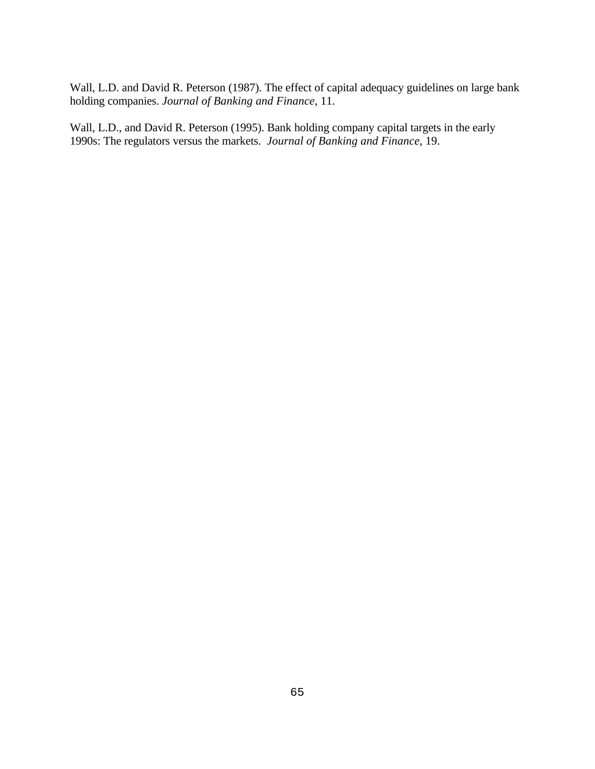Wall, L.D. and David R. Peterson (1987). The effect of capital adequacy guidelines on large bank holding companies. *Journal of Banking and Finance*, 11.

Wall, L.D., and David R. Peterson (1995). Bank holding company capital targets in the early 1990s: The regulators versus the markets. *Journal of Banking and Finance*, 19.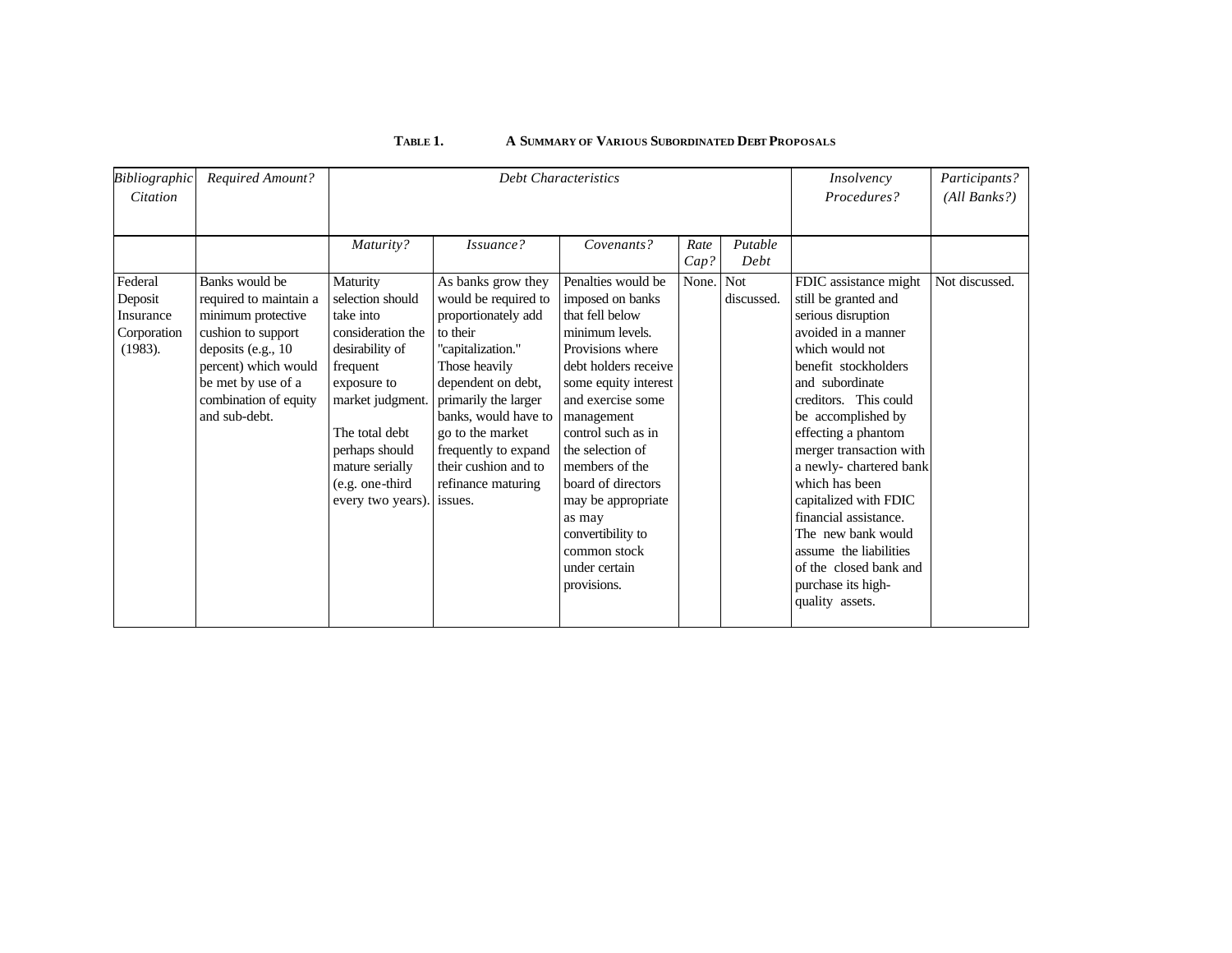**TABLE 1. A SUMMARY OF VARIOUS SUBORDINATED DEBT PROPOSALS**

| *Bibliographic Citation* | *Required Amount?* | *Debt Characteristics* | | | | | *Insolvency Procedures?* | *Participants? (All Banks?)* |
|---|---|---|---|---|---|---|---|---|
| | | *Maturity?* | *Issuance?* | *Covenants?* | *Rate Cap?* | *Putable Debt* | | |
| Federal Deposit Insurance Corporation (1983). | Banks would be required to maintain a minimum protective cushion to support deposits (e.g., 10 percent) which would be met by use of a combination of equity and sub-debt. | Maturity selection should take into consideration the desirability of frequent exposure to market judgment. The total debt perhaps should mature serially (e.g. one-third every two years). | As banks grow they would be required to proportionately add to their "capitalization." Those heavily dependent on debt, primarily the larger banks, would have to go to the market frequently to expand their cushion and to refinance maturing issues. | Penalties would be imposed on banks that fell below minimum levels. Provisions where debt holders receive some equity interest and exercise some management control such as in the selection of members of the board of directors may be appropriate as may convertibility to common stock under certain provisions. | None. | Not discussed. | FDIC assistance might still be granted and serious disruption avoided in a manner which would not benefit stockholders and subordinate creditors. This could be accomplished by effecting a phantom merger transaction with a newly- chartered bank which has been capitalized with FDIC financial assistance. The new bank would assume the liabilities of the closed bank and purchase its high-quality assets. | Not discussed. |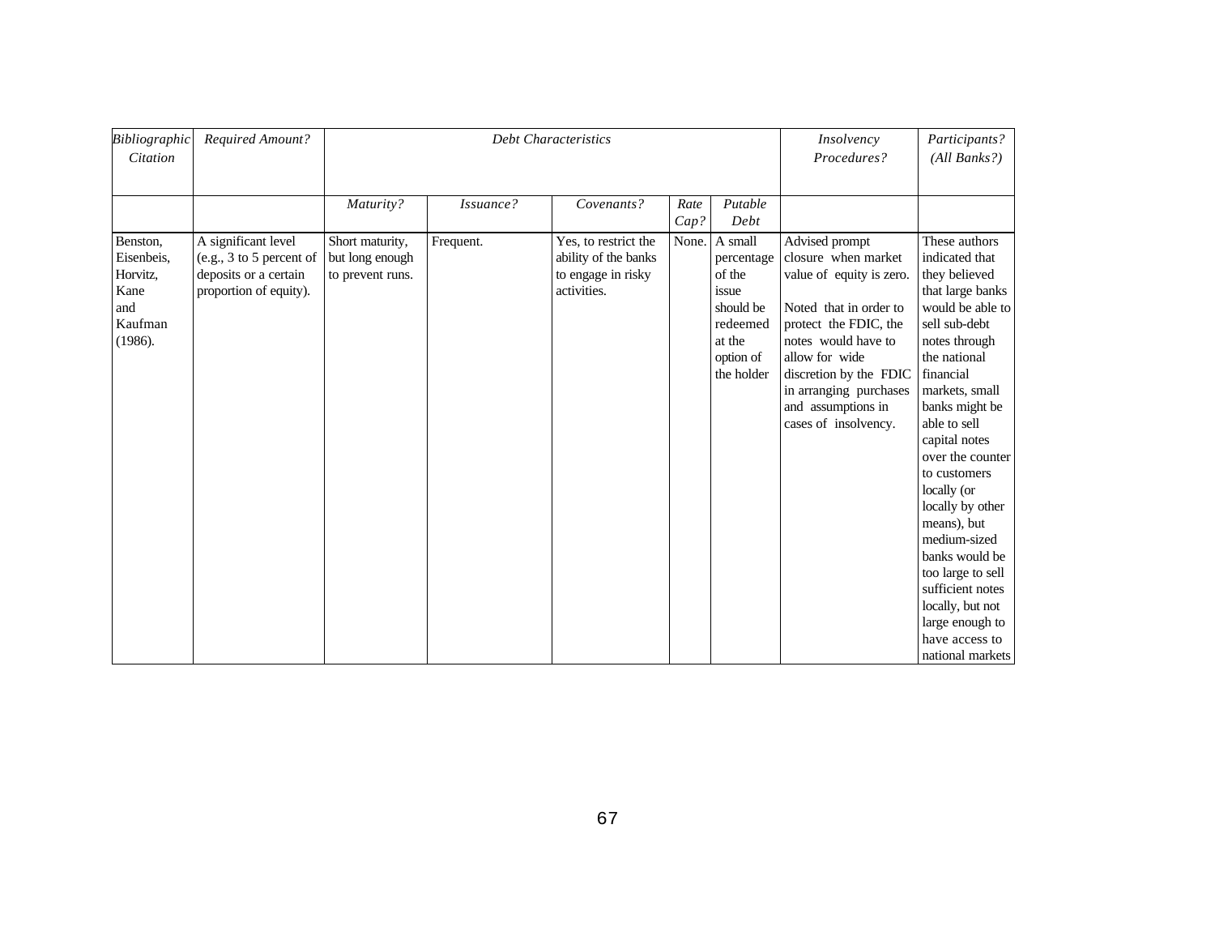| *Bibliographic Citation* | *Required Amount?* | *Debt Characteristics* | | | | | *Insolvency Procedures?* | *Participants? (All Banks?)* |
|---|---|---|---|---|---|---|---|---|
| | | *Maturity?* | *Issuance?* | *Covenants?* | *Rate Cap?* | *Putable Debt* | | |
| Benston, Eisenbeis, Horvitz, Kane and Kaufman (1986). | A significant level (e.g., 3 to 5 percent of deposits or a certain proportion of equity). | Short maturity, but long enough to prevent runs. | Frequent. | Yes, to restrict the ability of the banks to engage in risky activities. | None. | A small percentage of the issue should be redeemed at the option of the holder | Advised prompt closure when market value of equity is zero. Noted that in order to protect the FDIC, the notes would have to allow for wide discretion by the FDIC in arranging purchases and assumptions in cases of insolvency. | These authors indicated that they believed that large banks would be able to sell sub-debt notes through the national financial markets, small banks might be able to sell capital notes over the counter to customers locally (or locally by other means), but medium-sized banks would be too large to sell sufficient notes locally, but not large enough to have access to national markets |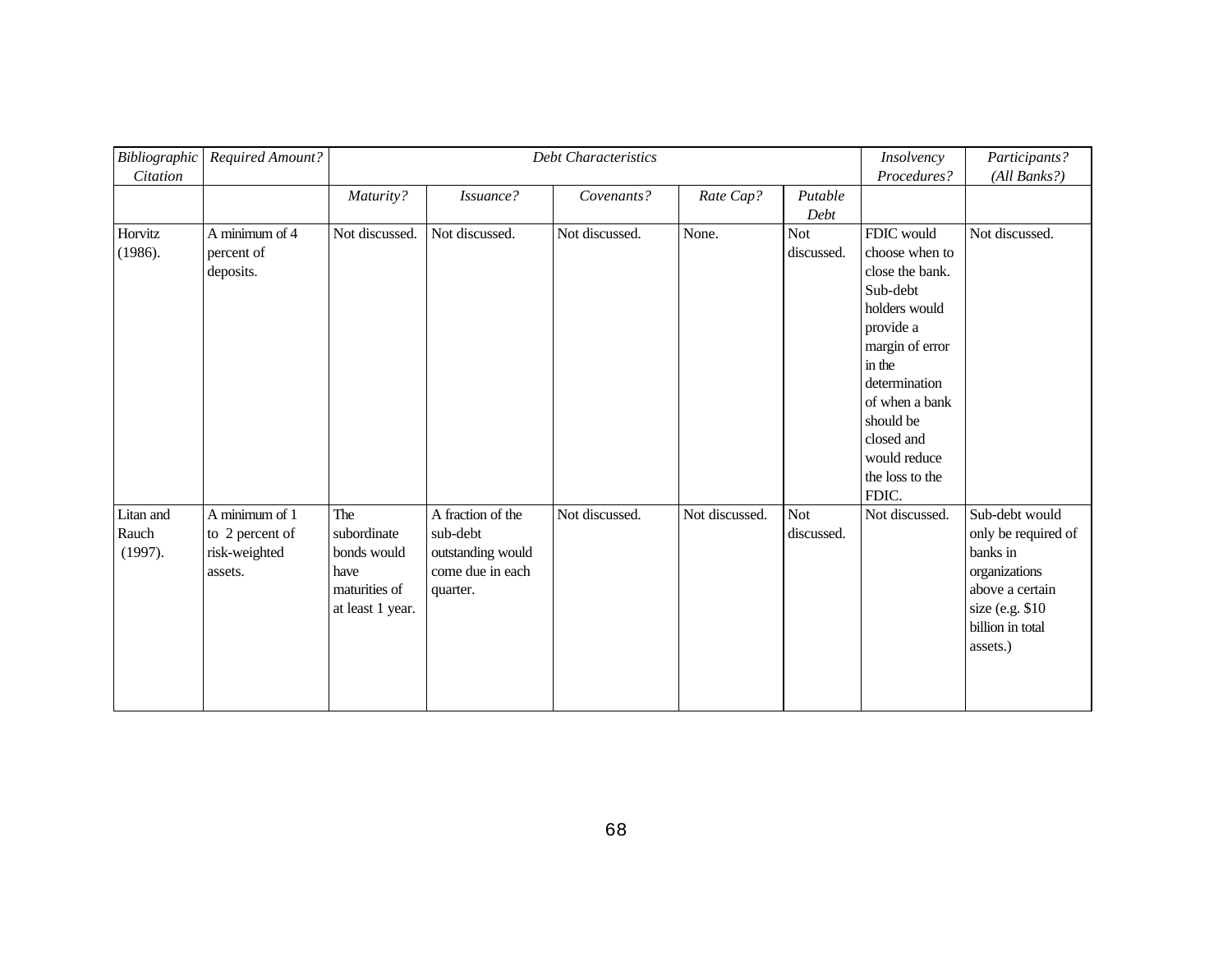| *Bibliographic Citation* | *Required Amount?* | *Debt Characteristics* | | | | | *Insolvency Procedures?* | *Participants? (All Banks?)* |
|---|---|---|---|---|---|---|---|---|
| | | *Maturity?* | *Issuance?* | *Covenants?* | *Rate Cap?* | *Putable Debt* | | |
| Horvitz (1986). | A minimum of 4 percent of deposits. | Not discussed. | Not discussed. | Not discussed. | None. | Not discussed. | FDIC would choose when to close the bank. Sub-debt holders would provide a margin of error in the determination of when a bank should be closed and would reduce the loss to the FDIC. | Not discussed. |
| Litan and Rauch (1997). | A minimum of 1 to 2 percent of risk-weighted assets. | The subordinate bonds would have maturities of at least 1 year. | A fraction of the sub-debt outstanding would come due in each quarter. | Not discussed. | Not discussed. | Not discussed. | Not discussed. | Sub-debt would only be required of banks in organizations above a certain size (e.g. $10 billion in total assets.) |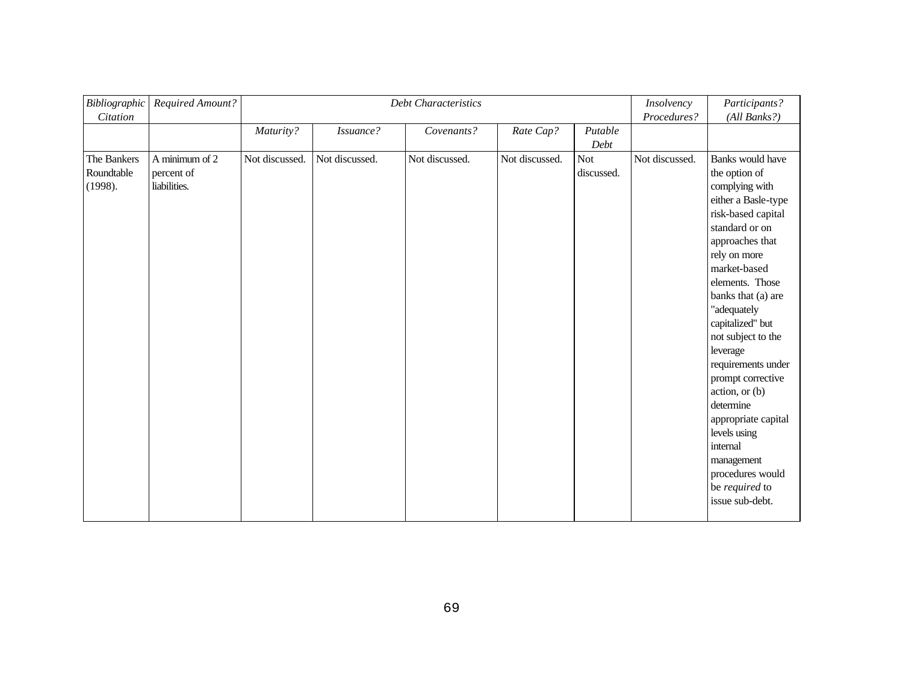| *Bibliographic Citation* | *Required Amount?* | *Debt Characteristics* | | | | | *Insolvency Procedures?* | *Participants? (All Banks?)* |
|---|---|---|---|---|---|---|---|---|
| | | *Maturity?* | *Issuance?* | *Covenants?* | *Rate Cap?* | *Putable Debt* | | |
| The Bankers Roundtable (1998). | A minimum of 2 percent of liabilities. | Not discussed. | Not discussed. | Not discussed. | Not discussed. | Not discussed. | Not discussed. | Banks would have the option of complying with either a Basle-type risk-based capital standard or on approaches that rely on more market-based elements. Those banks that (a) are "adequately capitalized" but not subject to the leverage requirements under prompt corrective action, or (b) determine appropriate capital levels using internal management procedures would be *required* to issue sub-debt. |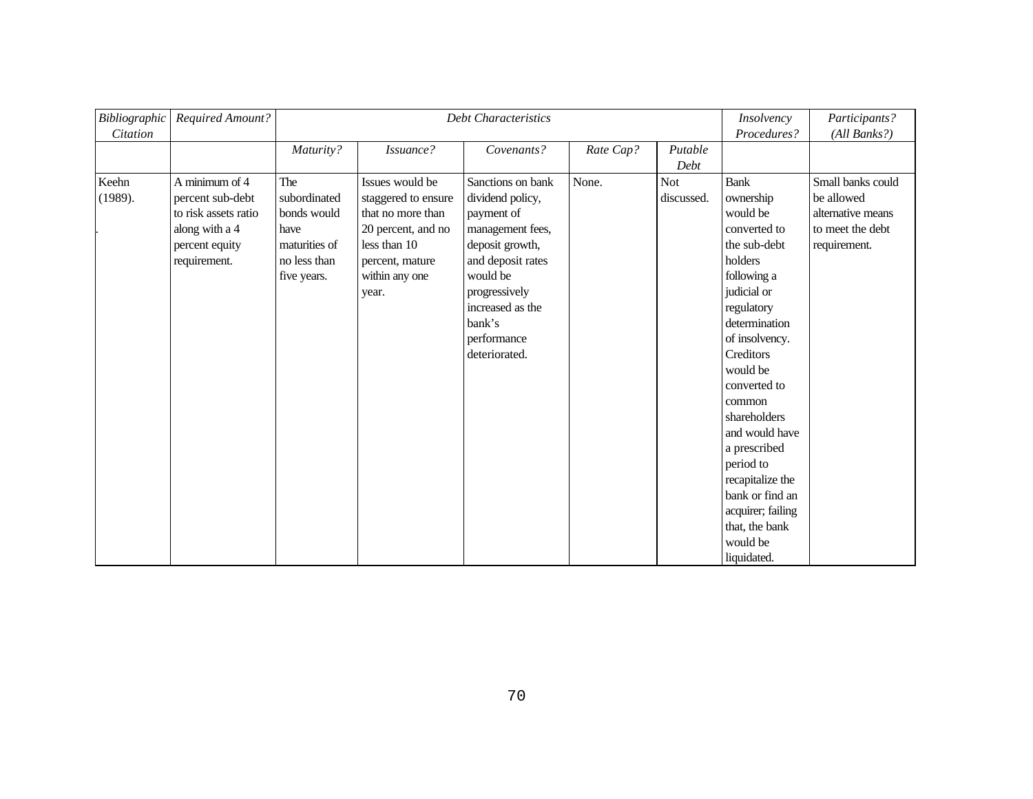| *Bibliographic Citation* | *Required Amount?* | *Debt Characteristics* | | | | | *Insolvency Procedures?* | *Participants? (All Banks?)* |
|---|---|---|---|---|---|---|---|---|
| | | *Maturity?* | *Issuance?* | *Covenants?* | *Rate Cap?* | *Putable Debt* | | |
| Keehn (1989). | A minimum of 4 percent sub-debt to risk assets ratio along with a 4 percent equity requirement. | The subordinated bonds would have maturities of no less than five years. | Issues would be staggered to ensure that no more than 20 percent, and no less than 10 percent, mature within any one year. | Sanctions on bank dividend policy, payment of management fees, deposit growth, and deposit rates would be progressively increased as the bank's performance deteriorated. | None. | Not discussed. | Bank ownership would be converted to the sub-debt holders following a judicial or regulatory determination of insolvency. Creditors would be converted to common shareholders and would have a prescribed period to recapitalize the bank or find an acquirer; failing that, the bank would be liquidated. | Small banks could be allowed alternative means to meet the debt requirement. |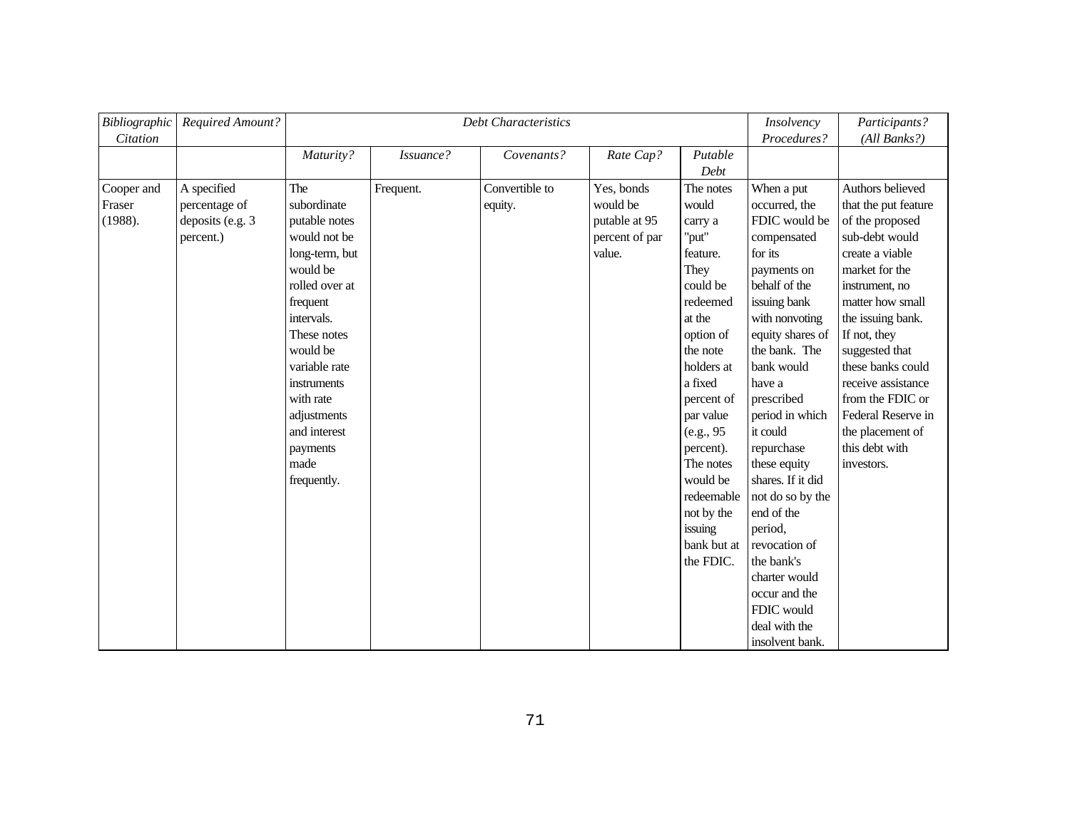| *Bibliographic Citation* | *Required Amount?* | *Debt Characteristics* | | | | | *Insolvency Procedures?* | *Participants? (All Banks?)* |
|---|---|---|---|---|---|---|---|---|
| | | *Maturity?* | *Issuance?* | *Covenants?* | *Rate Cap?* | *Putable Debt* | | |
| Cooper and Fraser (1988). | A specified percentage of deposits (e.g. 3 percent.) | The subordinate putable notes would not be long-term, but would be rolled over at frequent intervals. These notes would be variable rate instruments with rate adjustments and interest payments made frequently. | Frequent. | Convertible to equity. | Yes, bonds would be putable at 95 percent of par value. | The notes would carry a "put" feature. They could be redeemed at the option of the note holders at a fixed percent of par value (e.g., 95 percent). The notes would be redeemable not by the issuing bank but at the FDIC. | When a put occurred, the FDIC would be compensated for its payments on behalf of the issuing bank with nonvoting equity shares of the bank. The bank would have a prescribed period in which it could repurchase these equity shares. If it did not do so by the end of the period, revocation of the bank's charter would occur and the FDIC would deal with the insolvent bank. | Authors believed that the put feature of the proposed sub-debt would create a viable market for the instrument, no matter how small the issuing bank. If not, they suggested that these banks could receive assistance from the FDIC or Federal Reserve in the placement of this debt with investors. |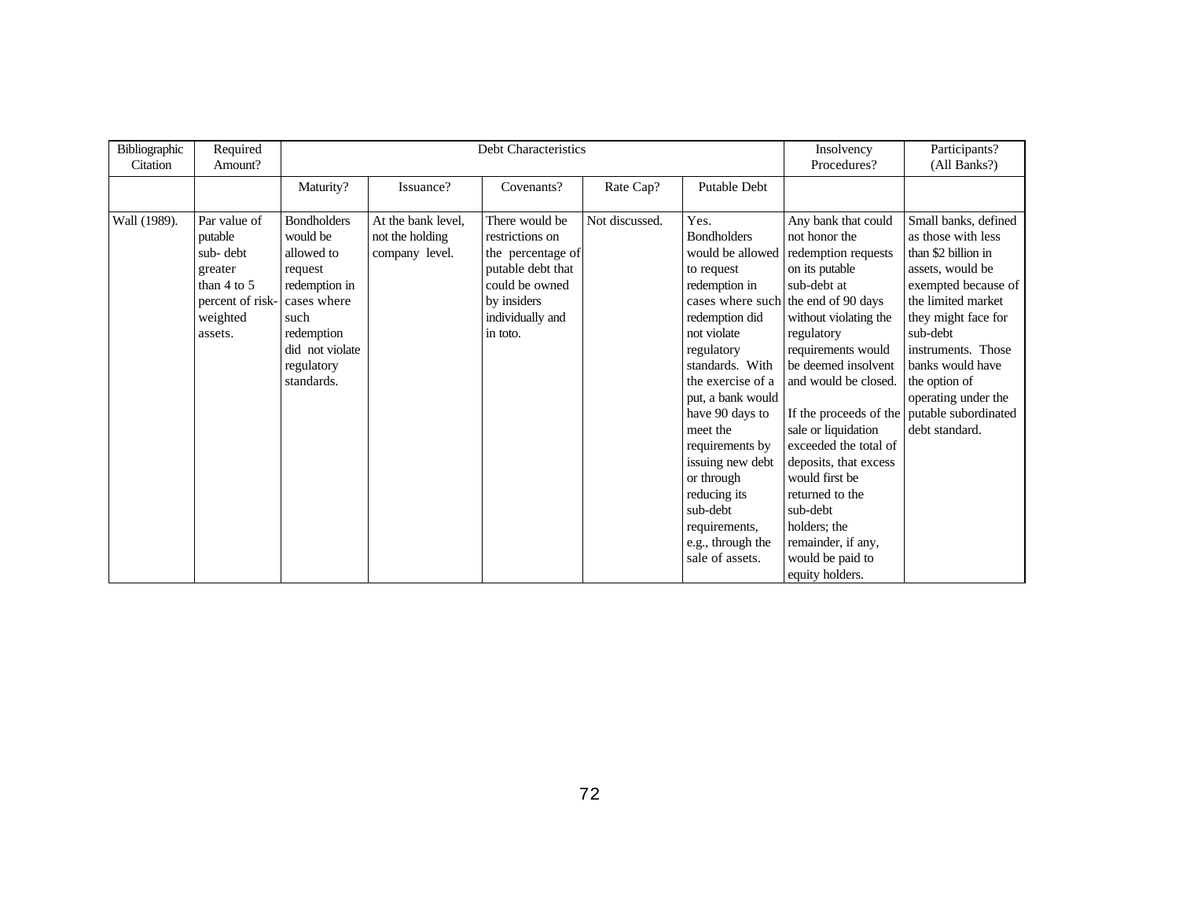| Bibliographic Citation | Required Amount? | Debt Characteristics | | | | | Insolvency Procedures? | Participants? (All Banks?) |
|---|---|---|---|---|---|---|---|---|
| | | Maturity? | Issuance? | Covenants? | Rate Cap? | Putable Debt | | |
| Wall (1989). | Par value of putable sub- debt greater than 4 to 5 percent of risk-weighted assets. | Bondholders would be allowed to request redemption in cases where such redemption did not violate regulatory standards. | At the bank level, not the holding company level. | There would be restrictions on the percentage of putable debt that could be owned by insiders individually and in toto. | Not discussed. | Yes. Bondholders would be allowed to request redemption in cases where such redemption did not violate regulatory standards. With the exercise of a put, a bank would have 90 days to meet the requirements by issuing new debt or through reducing its sub-debt requirements, e.g., through the sale of assets. | Any bank that could not honor the redemption requests on its putable sub-debt at the end of 90 days without violating the regulatory requirements would be deemed insolvent and would be closed.<br><br>If the proceeds of the sale or liquidation exceeded the total of deposits, that excess would first be returned to the sub-debt holders; the remainder, if any, would be paid to equity holders. | Small banks, defined as those with less than $2 billion in assets, would be exempted because of the limited market they might face for sub-debt instruments. Those banks would have the option of operating under the putable subordinated debt standard. |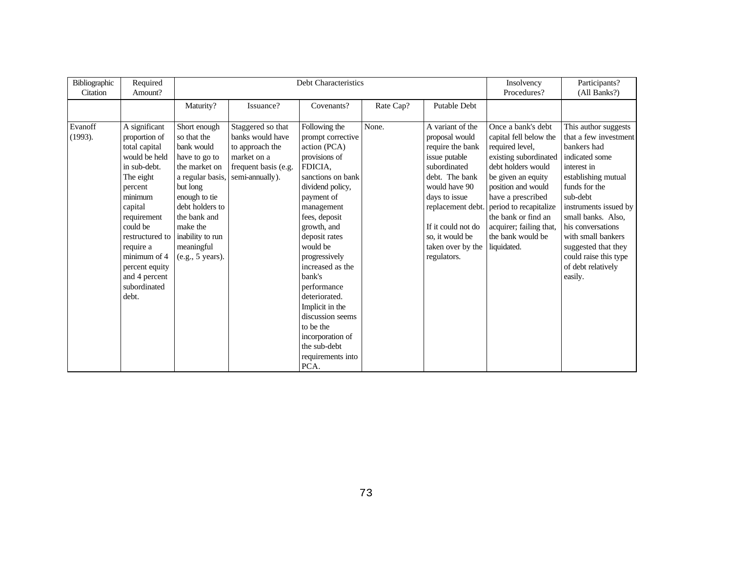| Bibliographic Citation | Required Amount? | Debt Characteristics | | | | | Insolvency Procedures? | Participants? (All Banks?) |
|---|---|---|---|---|---|---|---|---|
| | | Maturity? | Issuance? | Covenants? | Rate Cap? | Putable Debt | | |
| Evanoff (1993). | A significant proportion of total capital would be held in sub-debt. The eight percent minimum capital requirement could be restructured to require a minimum of 4 percent equity and 4 percent subordinated debt. | Short enough so that the bank would have to go to the market on a regular basis, but long enough to tie debt holders to the bank and make the inability to run meaningful (e.g., 5 years). | Staggered so that banks would have to approach the market on a frequent basis (e.g. semi-annually). | Following the prompt corrective action (PCA) provisions of FDICIA, sanctions on bank dividend policy, payment of management fees, deposit growth, and deposit rates would be progressively increased as the bank's performance deteriorated. Implicit in the discussion seems to be the incorporation of the sub-debt requirements into PCA. | None. | A variant of the proposal would require the bank issue putable subordinated debt. The bank would have 90 days to issue replacement debt. If it could not do so, it would be taken over by the regulators. | Once a bank's debt capital fell below the required level, existing subordinated debt holders would be given an equity position and would have a prescribed period to recapitalize the bank or find an acquirer; failing that, the bank would be liquidated. | This author suggests that a few investment bankers had indicated some interest in establishing mutual funds for the sub-debt instruments issued by small banks. Also, his conversations with small bankers suggested that they could raise this type of debt relatively easily. |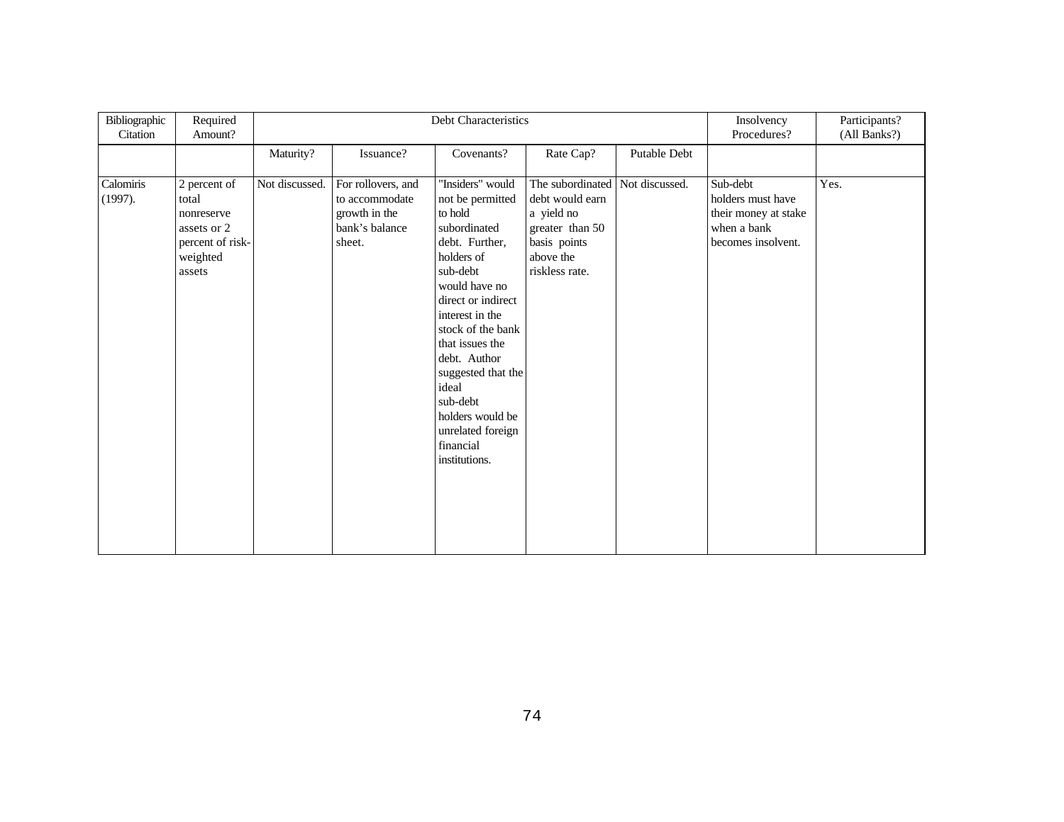| Bibliographic Citation | Required Amount? | Debt Characteristics | | | | | Insolvency Procedures? | Participants? (All Banks?) |
|---|---|---|---|---|---|---|---|---|
| | | Maturity? | Issuance? | Covenants? | Rate Cap? | Putable Debt | | |
| Calomiris (1997). | 2 percent of total nonreserve assets or 2 percent of risk-weighted assets | Not discussed. | For rollovers, and to accommodate growth in the bank's balance sheet. | "Insiders" would not be permitted to hold subordinated debt. Further, holders of sub-debt would have no direct or indirect interest in the stock of the bank that issues the debt. Author suggested that the ideal sub-debt holders would be unrelated foreign financial institutions. | The subordinated debt would earn a yield no greater than 50 basis points above the riskless rate. | Not discussed. | Sub-debt holders must have their money at stake when a bank becomes insolvent. | Yes. |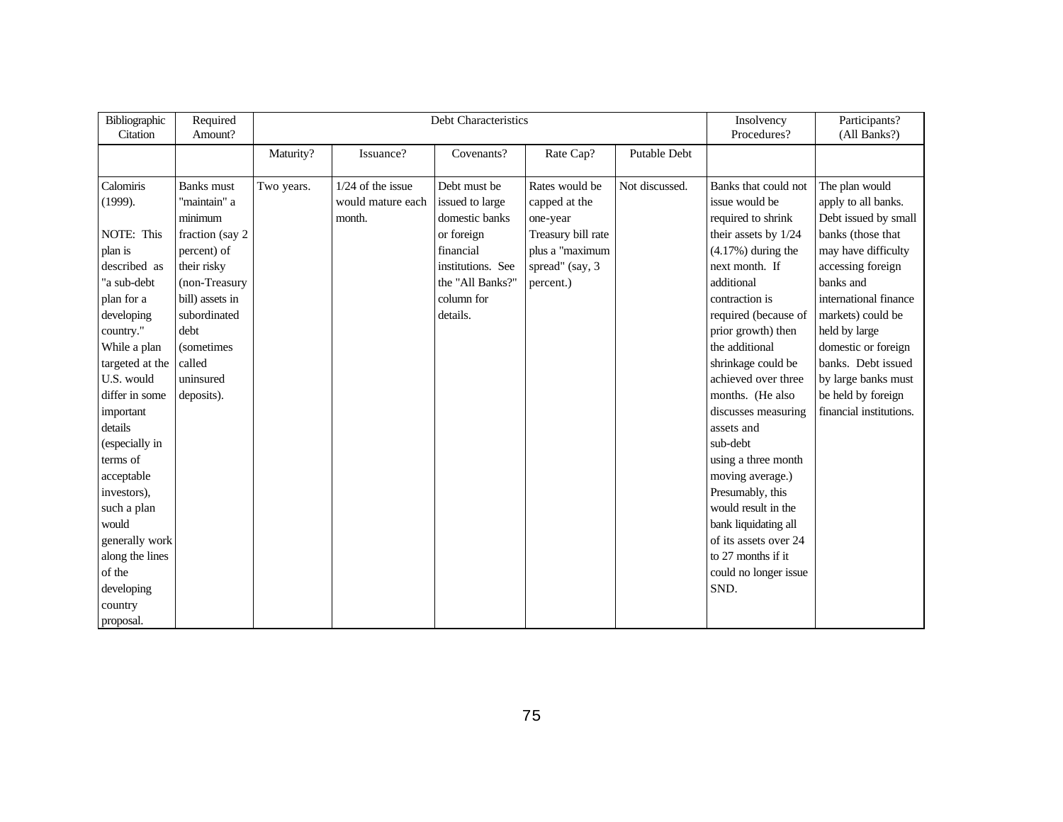| Bibliographic Citation | Required Amount? | Debt Characteristics | | | | | Insolvency Procedures? | Participants? (All Banks?) |
|---|---|---|---|---|---|---|---|---|
| | | Maturity? | Issuance? | Covenants? | Rate Cap? | Putable Debt | | |
| Calomiris (1999). NOTE: This plan is described as "a sub-debt plan for a developing country." While a plan targeted at the U.S. would differ in some important details (especially in terms of acceptable investors), such a plan would generally work along the lines of the developing country proposal. | Banks must "maintain" a minimum fraction (say 2 percent) of their risky (non-Treasury bill) assets in subordinated debt (sometimes called uninsured deposits). | Two years. | 1/24 of the issue would mature each month. | Debt must be issued to large domestic banks or foreign financial institutions. See the "All Banks?" column for details. | Rates would be capped at the one-year Treasury bill rate plus a "maximum spread" (say, 3 percent.) | Not discussed. | Banks that could not issue would be required to shrink their assets by 1/24 (4.17%) during the next month. If additional contraction is required (because of prior growth) then the additional shrinkage could be achieved over three months. (He also discusses measuring assets and sub-debt using a three month moving average.) Presumably, this would result in the bank liquidating all of its assets over 24 to 27 months if it could no longer issue SND. | The plan would apply to all banks. Debt issued by small banks (those that may have difficulty accessing foreign banks and international finance markets) could be held by large domestic or foreign banks. Debt issued by large banks must be held by foreign financial institutions. |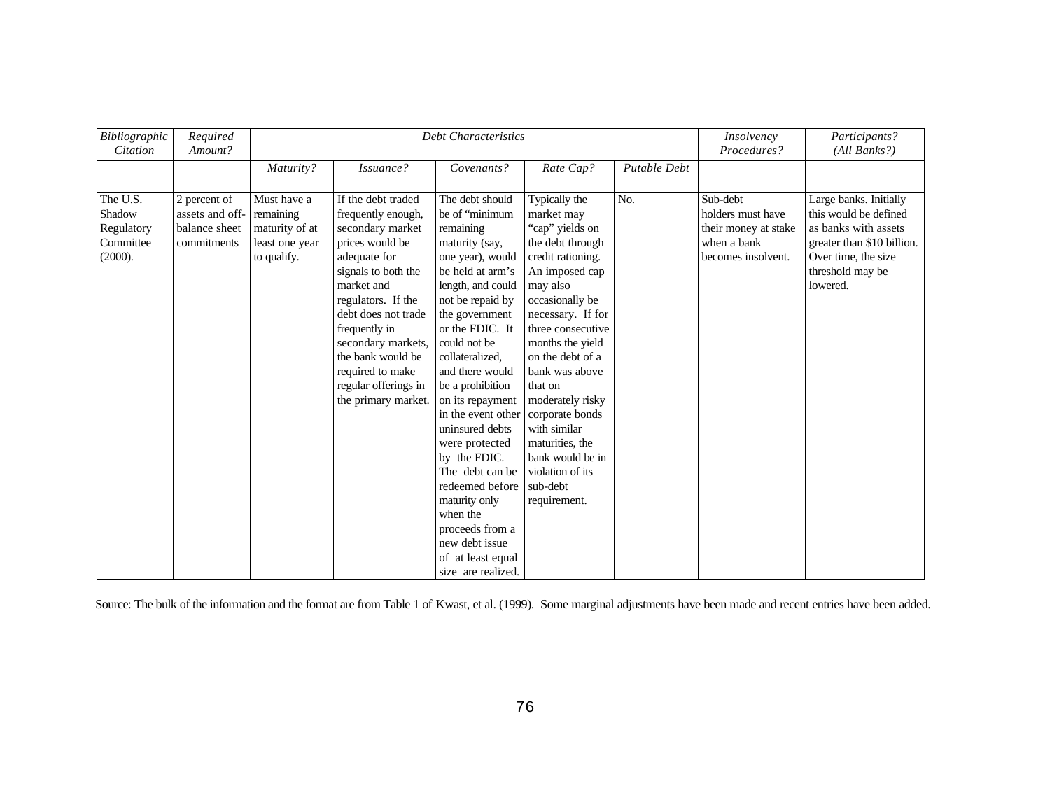| *Bibliographic Citation* | *Required Amount?* | *Debt Characteristics* | | | | | *Insolvency Procedures?* | *Participants? (All Banks?)* |
|---|---|---|---|---|---|---|---|---|
| | | *Maturity?* | *Issuance?* | *Covenants?* | *Rate Cap?* | *Putable Debt* | | |
| The U.S. Shadow Regulatory Committee (2000). | 2 percent of assets and off-balance sheet commitments | Must have a remaining maturity of at least one year to qualify. | If the debt traded frequently enough, secondary market prices would be adequate for signals to both the market and regulators. If the debt does not trade frequently in secondary markets, the bank would be required to make regular offerings in the primary market. | The debt should be of "minimum remaining maturity (say, one year), would be held at arm's length, and could not be repaid by the government or the FDIC. It could not be collateralized, and there would be a prohibition on its repayment in the event other uninsured debts were protected by the FDIC. The debt can be redeemed before maturity only when the proceeds from a new debt issue of at least equal size are realized. | Typically the market may "cap" yields on the debt through credit rationing. An imposed cap may also occasionally be necessary. If for three consecutive months the yield on the debt of a bank was above that on moderately risky corporate bonds with similar maturities, the bank would be in violation of its sub-debt requirement. | No. | Sub-debt holders must have their money at stake when a bank becomes insolvent. | Large banks. Initially this would be defined as banks with assets greater than $10 billion. Over time, the size threshold may be lowered. |

Source: The bulk of the information and the format are from Table 1 of Kwast, et al. (1999). Some marginal adjustments have been made and recent entries have been added.